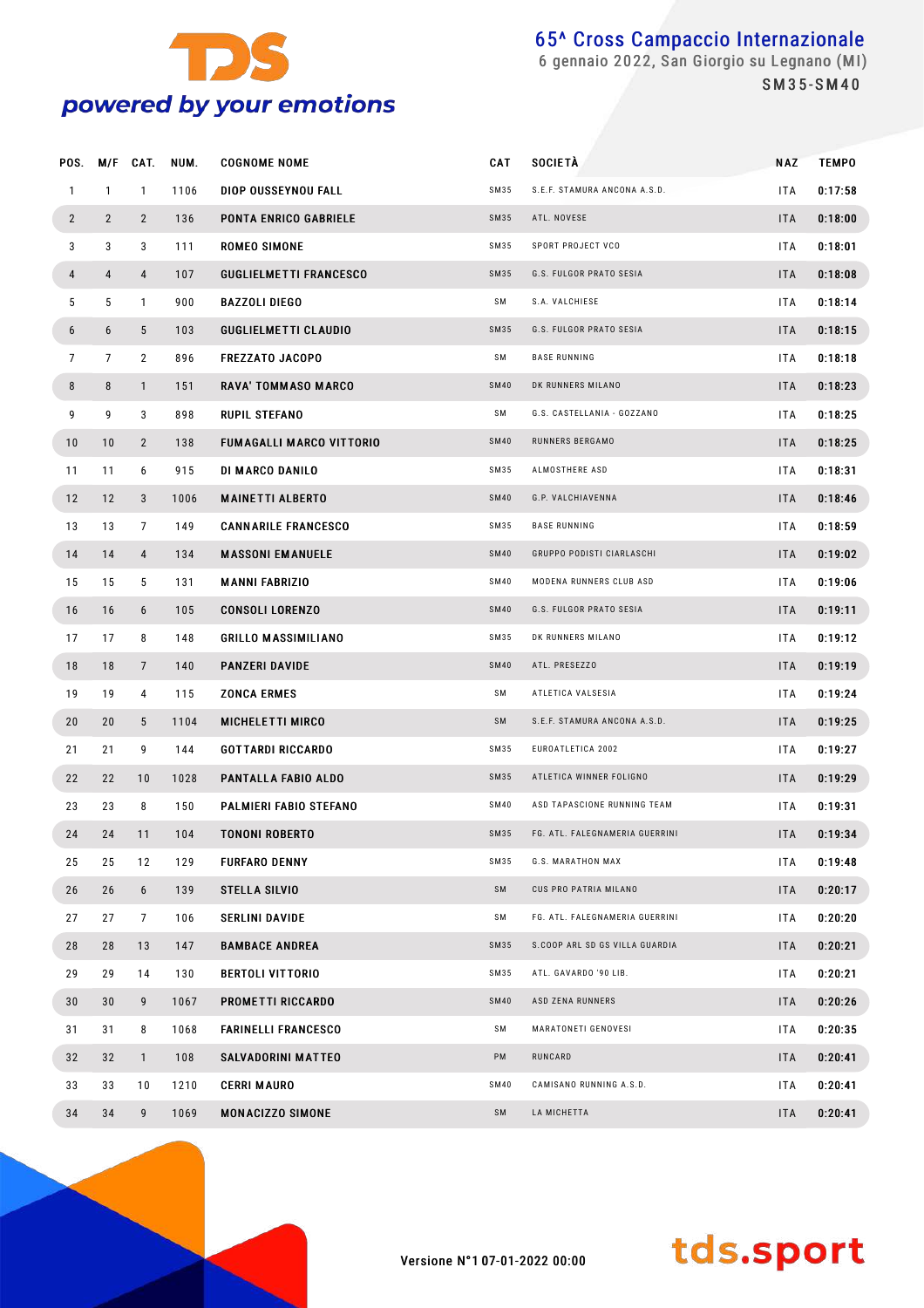**powered by your emotions**

# 65^ Cross Campaccio Internazionale

6 gennaio 2022, San Giorgio su Legnano (MI)

SM35-SM40

| POS. | M/F | CAT. | NUM. | COGNOME NOME | CAT | SOCIETÀ | NAZ | TEMPO |
|---|---|---|---|---|---|---|---|---|
| 1 | 1 | 1 | 1106 | DIOP OUSSEYNOU FALL | SM35 | S.E.F. STAMURA ANCONA A.S.D. | ITA | 0:17:58 |
| 2 | 2 | 2 | 136 | PONTA ENRICO GABRIELE | SM35 | ATL. NOVESE | ITA | 0:18:00 |
| 3 | 3 | 3 | 111 | ROMEO SIMONE | SM35 | SPORT PROJECT VCO | ITA | 0:18:01 |
| 4 | 4 | 4 | 107 | GUGLIELMETTI FRANCESCO | SM35 | G.S. FULGOR PRATO SESIA | ITA | 0:18:08 |
| 5 | 5 | 1 | 900 | BAZZOLI DIEGO | SM | S.A. VALCHIESE | ITA | 0:18:14 |
| 6 | 6 | 5 | 103 | GUGLIELMETTI CLAUDIO | SM35 | G.S. FULGOR PRATO SESIA | ITA | 0:18:15 |
| 7 | 7 | 2 | 896 | FREZZATO JACOPO | SM | BASE RUNNING | ITA | 0:18:18 |
| 8 | 8 | 1 | 151 | RAVA' TOMMASO MARCO | SM40 | DK RUNNERS MILANO | ITA | 0:18:23 |
| 9 | 9 | 3 | 898 | RUPIL STEFANO | SM | G.S. CASTELLANIA - GOZZANO | ITA | 0:18:25 |
| 10 | 10 | 2 | 138 | FUMAGALLI MARCO VITTORIO | SM40 | RUNNERS BERGAMO | ITA | 0:18:25 |
| 11 | 11 | 6 | 915 | DI MARCO DANILO | SM35 | ALMOSTHERE ASD | ITA | 0:18:31 |
| 12 | 12 | 3 | 1006 | MAINETTI ALBERTO | SM40 | G.P. VALCHIAVENNA | ITA | 0:18:46 |
| 13 | 13 | 7 | 149 | CANNARILE FRANCESCO | SM35 | BASE RUNNING | ITA | 0:18:59 |
| 14 | 14 | 4 | 134 | MASSONI EMANUELE | SM40 | GRUPPO PODISTI CIARLASCHI | ITA | 0:19:02 |
| 15 | 15 | 5 | 131 | MANNI FABRIZIO | SM40 | MODENA RUNNERS CLUB ASD | ITA | 0:19:06 |
| 16 | 16 | 6 | 105 | CONSOLI LORENZO | SM40 | G.S. FULGOR PRATO SESIA | ITA | 0:19:11 |
| 17 | 17 | 8 | 148 | GRILLO MASSIMILIANO | SM35 | DK RUNNERS MILANO | ITA | 0:19:12 |
| 18 | 18 | 7 | 140 | PANZERI DAVIDE | SM40 | ATL. PRESEZZO | ITA | 0:19:19 |
| 19 | 19 | 4 | 115 | ZONCA ERMES | SM | ATLETICA VALSESIA | ITA | 0:19:24 |
| 20 | 20 | 5 | 1104 | MICHELETTI MIRCO | SM | S.E.F. STAMURA ANCONA A.S.D. | ITA | 0:19:25 |
| 21 | 21 | 9 | 144 | GOTTARDI RICCARDO | SM35 | EUROATLETICA 2002 | ITA | 0:19:27 |
| 22 | 22 | 10 | 1028 | PANTALLA FABIO ALDO | SM35 | ATLETICA WINNER FOLIGNO | ITA | 0:19:29 |
| 23 | 23 | 8 | 150 | PALMIERI FABIO STEFANO | SM40 | ASD TAPASCIONE RUNNING TEAM | ITA | 0:19:31 |
| 24 | 24 | 11 | 104 | TONONI ROBERTO | SM35 | FG. ATL. FALEGNAMERIA GUERRINI | ITA | 0:19:34 |
| 25 | 25 | 12 | 129 | FURFARO DENNY | SM35 | G.S. MARATHON MAX | ITA | 0:19:48 |
| 26 | 26 | 6 | 139 | STELLA SILVIO | SM | CUS PRO PATRIA MILANO | ITA | 0:20:17 |
| 27 | 27 | 7 | 106 | SERLINI DAVIDE | SM | FG. ATL. FALEGNAMERIA GUERRINI | ITA | 0:20:20 |
| 28 | 28 | 13 | 147 | BAMBACE ANDREA | SM35 | S.COOP ARL SD GS VILLA GUARDIA | ITA | 0:20:21 |
| 29 | 29 | 14 | 130 | BERTOLI VITTORIO | SM35 | ATL. GAVARDO '90 LIB. | ITA | 0:20:21 |
| 30 | 30 | 9 | 1067 | PROMETTI RICCARDO | SM40 | ASD ZENA RUNNERS | ITA | 0:20:26 |
| 31 | 31 | 8 | 1068 | FARINELLI FRANCESCO | SM | MARATONETI GENOVESI | ITA | 0:20:35 |
| 32 | 32 | 1 | 108 | SALVADORINI MATTEO | PM | RUNCARD | ITA | 0:20:41 |
| 33 | 33 | 10 | 1210 | CERRI MAURO | SM40 | CAMISANO RUNNING A.S.D. | ITA | 0:20:41 |
| 34 | 34 | 9 | 1069 | MONACIZZO SIMONE | SM | LA MICHETTA | ITA | 0:20:41 |

Versione N°1 07-01-2022 00:00

tds.sport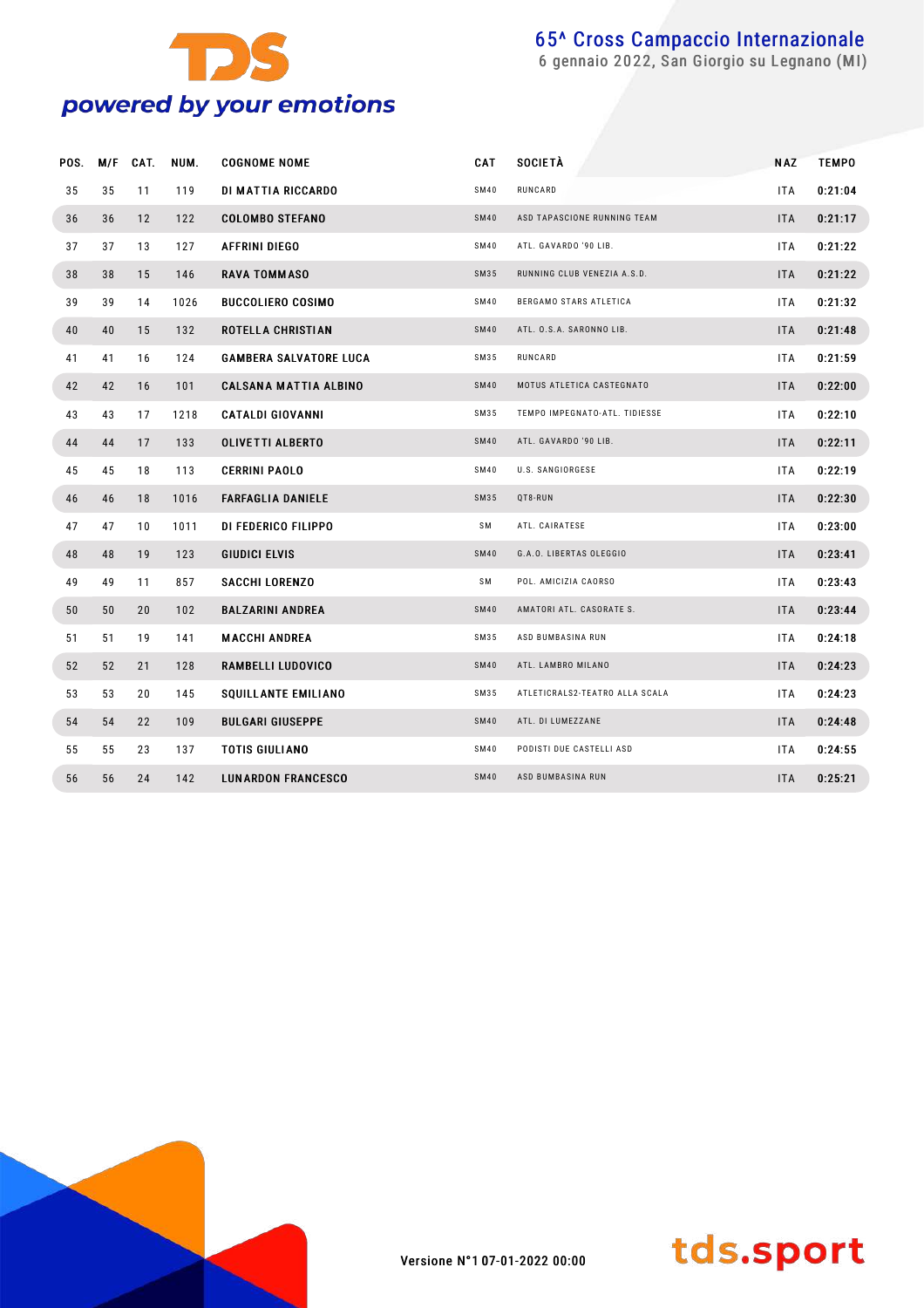# 65^ Cross Campaccio Internazionale

6 gennaio 2022, San Giorgio su Legnano (MI)

| POS. | M/F | CAT. | NUM. | COGNOME NOME | CAT | SOCIETÀ | NAZ | TEMPO |
|---|---|---|---|---|---|---|---|---|
| 35 | 35 | 11 | 119 | DI MATTIA RICCARDO | SM40 | RUNCARD | ITA | 0:21:04 |
| 36 | 36 | 12 | 122 | COLOMBO STEFANO | SM40 | ASD TAPASCIONE RUNNING TEAM | ITA | 0:21:17 |
| 37 | 37 | 13 | 127 | AFFRINI DIEGO | SM40 | ATL. GAVARDO '90 LIB. | ITA | 0:21:22 |
| 38 | 38 | 15 | 146 | RAVA TOMMASO | SM35 | RUNNING CLUB VENEZIA A.S.D. | ITA | 0:21:22 |
| 39 | 39 | 14 | 1026 | BUCCOLIERO COSIMO | SM40 | BERGAMO STARS ATLETICA | ITA | 0:21:32 |
| 40 | 40 | 15 | 132 | ROTELLA CHRISTIAN | SM40 | ATL. O.S.A. SARONNO LIB. | ITA | 0:21:48 |
| 41 | 41 | 16 | 124 | GAMBERA SALVATORE LUCA | SM35 | RUNCARD | ITA | 0:21:59 |
| 42 | 42 | 16 | 101 | CALSANA MATTIA ALBINO | SM40 | MOTUS ATLETICA CASTEGNATO | ITA | 0:22:00 |
| 43 | 43 | 17 | 1218 | CATALDI GIOVANNI | SM35 | TEMPO IMPEGNATO-ATL. TIDIESSE | ITA | 0:22:10 |
| 44 | 44 | 17 | 133 | OLIVETTI ALBERTO | SM40 | ATL. GAVARDO '90 LIB. | ITA | 0:22:11 |
| 45 | 45 | 18 | 113 | CERRINI PAOLO | SM40 | U.S. SANGIORGESE | ITA | 0:22:19 |
| 46 | 46 | 18 | 1016 | FARFAGLIA DANIELE | SM35 | QT8-RUN | ITA | 0:22:30 |
| 47 | 47 | 10 | 1011 | DI FEDERICO FILIPPO | SM | ATL. CAIRATESE | ITA | 0:23:00 |
| 48 | 48 | 19 | 123 | GIUDICI ELVIS | SM40 | G.A.O. LIBERTAS OLEGGIO | ITA | 0:23:41 |
| 49 | 49 | 11 | 857 | SACCHI LORENZO | SM | POL. AMICIZIA CAORSO | ITA | 0:23:43 |
| 50 | 50 | 20 | 102 | BALZARINI ANDREA | SM40 | AMATORI ATL. CASORATE S. | ITA | 0:23:44 |
| 51 | 51 | 19 | 141 | MACCHI ANDREA | SM35 | ASD BUMBASINA RUN | ITA | 0:24:18 |
| 52 | 52 | 21 | 128 | RAMBELLI LUDOVICO | SM40 | ATL. LAMBRO MILANO | ITA | 0:24:23 |
| 53 | 53 | 20 | 145 | SQUILLANTE EMILIANO | SM35 | ATLETICRALS2-TEATRO ALLA SCALA | ITA | 0:24:23 |
| 54 | 54 | 22 | 109 | BULGARI GIUSEPPE | SM40 | ATL. DI LUMEZZANE | ITA | 0:24:48 |
| 55 | 55 | 23 | 137 | TOTIS GIULIANO | SM40 | PODISTI DUE CASTELLI ASD | ITA | 0:24:55 |
| 56 | 56 | 24 | 142 | LUNARDON FRANCESCO | SM40 | ASD BUMBASINA RUN | ITA | 0:25:21 |

Versione N°1 07-01-2022 00:00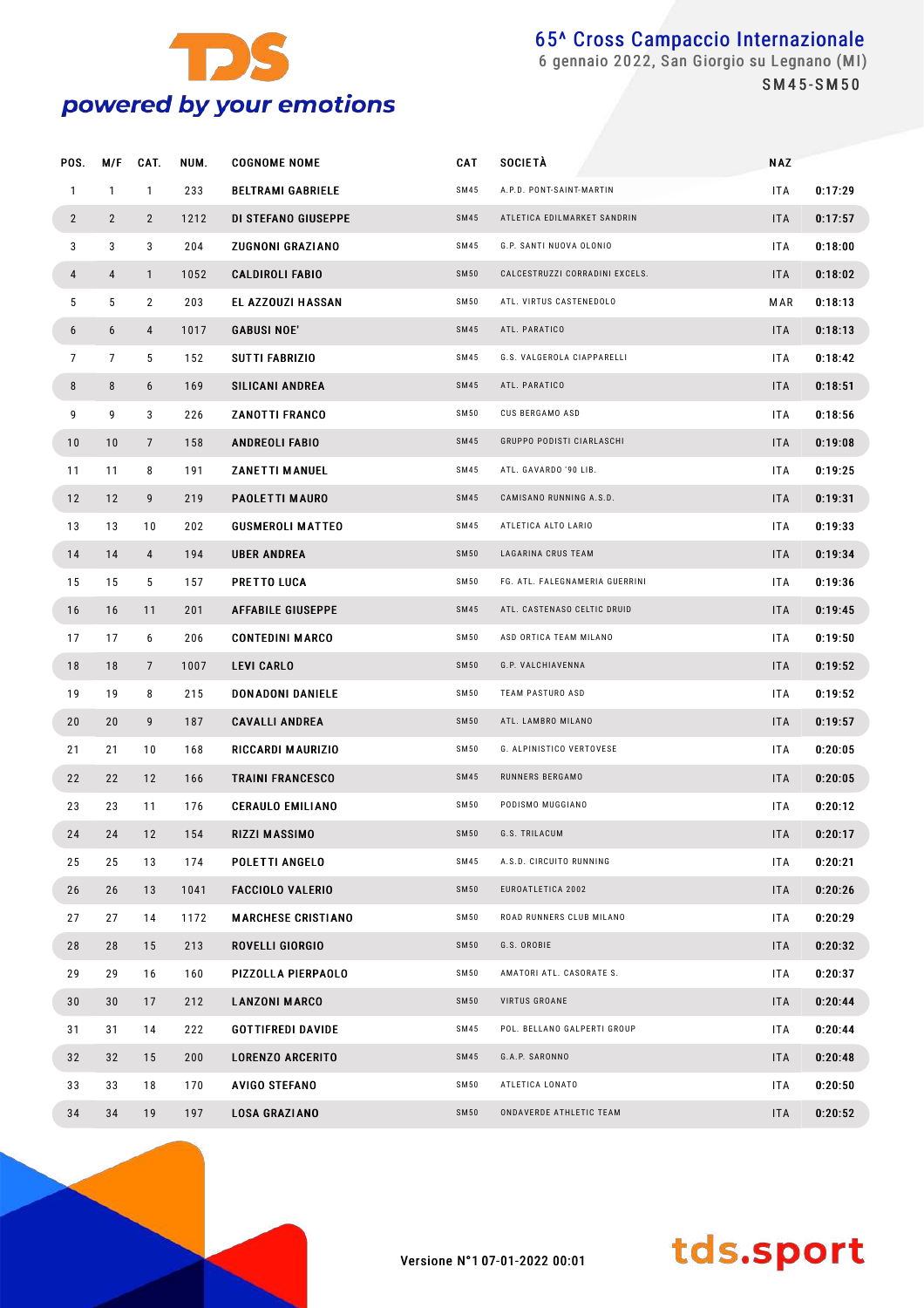# 65^ Cross Campaccio Internazionale

6 gennaio 2022, San Giorgio su Legnano (MI)

SM45-SM50

| POS. | M/F | CAT. | NUM. | COGNOME NOME | CAT | SOCIETÀ | NAZ | |
|---|---|---|---|---|---|---|---|---|
| 1 | 1 | 1 | 233 | BELTRAMI GABRIELE | SM45 | A.P.D. PONT-SAINT-MARTIN | ITA | 0:17:29 |
| 2 | 2 | 2 | 1212 | DI STEFANO GIUSEPPE | SM45 | ATLETICA EDILMARKET SANDRIN | ITA | 0:17:57 |
| 3 | 3 | 3 | 204 | ZUGNONI GRAZIANO | SM45 | G.P. SANTI NUOVA OLONIO | ITA | 0:18:00 |
| 4 | 4 | 1 | 1052 | CALDIROLI FABIO | SM50 | CALCESTRUZZI CORRADINI EXCELS. | ITA | 0:18:02 |
| 5 | 5 | 2 | 203 | EL AZZOUZI HASSAN | SM50 | ATL. VIRTUS CASTENEDOLO | MAR | 0:18:13 |
| 6 | 6 | 4 | 1017 | GABUSI NOE' | SM45 | ATL. PARATICO | ITA | 0:18:13 |
| 7 | 7 | 5 | 152 | SUTTI FABRIZIO | SM45 | G.S. VALGEROLA CIAPPARELLI | ITA | 0:18:42 |
| 8 | 8 | 6 | 169 | SILICANI ANDREA | SM45 | ATL. PARATICO | ITA | 0:18:51 |
| 9 | 9 | 3 | 226 | ZANOTTI FRANCO | SM50 | CUS BERGAMO ASD | ITA | 0:18:56 |
| 10 | 10 | 7 | 158 | ANDREOLI FABIO | SM45 | GRUPPO PODISTI CIARLASCHI | ITA | 0:19:08 |
| 11 | 11 | 8 | 191 | ZANETTI MANUEL | SM45 | ATL. GAVARDO '90 LIB. | ITA | 0:19:25 |
| 12 | 12 | 9 | 219 | PAOLETTI MAURO | SM45 | CAMISANO RUNNING A.S.D. | ITA | 0:19:31 |
| 13 | 13 | 10 | 202 | GUSMEROLI MATTEO | SM45 | ATLETICA ALTO LARIO | ITA | 0:19:33 |
| 14 | 14 | 4 | 194 | UBER ANDREA | SM50 | LAGARINA CRUS TEAM | ITA | 0:19:34 |
| 15 | 15 | 5 | 157 | PRETTO LUCA | SM50 | FG. ATL. FALEGNAMERIA GUERRINI | ITA | 0:19:36 |
| 16 | 16 | 11 | 201 | AFFABILE GIUSEPPE | SM45 | ATL. CASTENASO CELTIC DRUID | ITA | 0:19:45 |
| 17 | 17 | 6 | 206 | CONTEDINI MARCO | SM50 | ASD ORTICA TEAM MILANO | ITA | 0:19:50 |
| 18 | 18 | 7 | 1007 | LEVI CARLO | SM50 | G.P. VALCHIAVENNA | ITA | 0:19:52 |
| 19 | 19 | 8 | 215 | DONADONI DANIELE | SM50 | TEAM PASTURO ASD | ITA | 0:19:52 |
| 20 | 20 | 9 | 187 | CAVALLI ANDREA | SM50 | ATL. LAMBRO MILANO | ITA | 0:19:57 |
| 21 | 21 | 10 | 168 | RICCARDI MAURIZIO | SM50 | G. ALPINISTICO VERTOVESE | ITA | 0:20:05 |
| 22 | 22 | 12 | 166 | TRAINI FRANCESCO | SM45 | RUNNERS BERGAMO | ITA | 0:20:05 |
| 23 | 23 | 11 | 176 | CERAULO EMILIANO | SM50 | PODISMO MUGGIANO | ITA | 0:20:12 |
| 24 | 24 | 12 | 154 | RIZZI MASSIMO | SM50 | G.S. TRILACUM | ITA | 0:20:17 |
| 25 | 25 | 13 | 174 | POLETTI ANGELO | SM45 | A.S.D. CIRCUITO RUNNING | ITA | 0:20:21 |
| 26 | 26 | 13 | 1041 | FACCIOLO VALERIO | SM50 | EUROATLETICA 2002 | ITA | 0:20:26 |
| 27 | 27 | 14 | 1172 | MARCHESE CRISTIANO | SM50 | ROAD RUNNERS CLUB MILANO | ITA | 0:20:29 |
| 28 | 28 | 15 | 213 | ROVELLI GIORGIO | SM50 | G.S. OROBIE | ITA | 0:20:32 |
| 29 | 29 | 16 | 160 | PIZZOLLA PIERPAOLO | SM50 | AMATORI ATL. CASORATE S. | ITA | 0:20:37 |
| 30 | 30 | 17 | 212 | LANZONI MARCO | SM50 | VIRTUS GROANE | ITA | 0:20:44 |
| 31 | 31 | 14 | 222 | GOTTIFREDI DAVIDE | SM45 | POL. BELLANO GALPERTI GROUP | ITA | 0:20:44 |
| 32 | 32 | 15 | 200 | LORENZO ARCERITO | SM45 | G.A.P. SARONNO | ITA | 0:20:48 |
| 33 | 33 | 18 | 170 | AVIGO STEFANO | SM50 | ATLETICA LONATO | ITA | 0:20:50 |
| 34 | 34 | 19 | 197 | LOSA GRAZIANO | SM50 | ONDAVERDE ATHLETIC TEAM | ITA | 0:20:52 |

Versione N°1 07-01-2022 00:01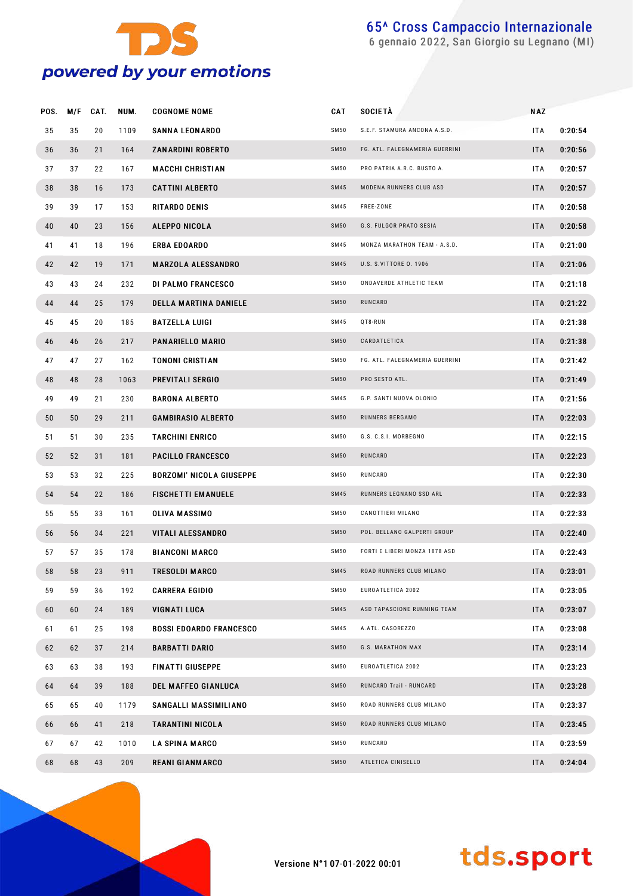## 65^ Cross Campaccio Internazionale

6 gennaio 2022, San Giorgio su Legnano (MI)

| POS. | M/F | CAT. | NUM. | COGNOME NOME | CAT | SOCIETÀ | NAZ | |
|---|---|---|---|---|---|---|---|---|
| 35 | 35 | 20 | 1109 | SANNA LEONARDO | SM50 | S.E.F. STAMURA ANCONA A.S.D. | ITA | 0:20:54 |
| 36 | 36 | 21 | 164 | ZANARDINI ROBERTO | SM50 | FG. ATL. FALEGNAMERIA GUERRINI | ITA | 0:20:56 |
| 37 | 37 | 22 | 167 | MACCHI CHRISTIAN | SM50 | PRO PATRIA A.R.C. BUSTO A. | ITA | 0:20:57 |
| 38 | 38 | 16 | 173 | CATTINI ALBERTO | SM45 | MODENA RUNNERS CLUB ASD | ITA | 0:20:57 |
| 39 | 39 | 17 | 153 | RITARDO DENIS | SM45 | FREE-ZONE | ITA | 0:20:58 |
| 40 | 40 | 23 | 156 | ALEPPO NICOLA | SM50 | G.S. FULGOR PRATO SESIA | ITA | 0:20:58 |
| 41 | 41 | 18 | 196 | ERBA EDOARDO | SM45 | MONZA MARATHON TEAM - A.S.D. | ITA | 0:21:00 |
| 42 | 42 | 19 | 171 | MARZOLA ALESSANDRO | SM45 | U.S. S.VITTORE O. 1906 | ITA | 0:21:06 |
| 43 | 43 | 24 | 232 | DI PALMO FRANCESCO | SM50 | ONDAVERDE ATHLETIC TEAM | ITA | 0:21:18 |
| 44 | 44 | 25 | 179 | DELLA MARTINA DANIELE | SM50 | RUNCARD | ITA | 0:21:22 |
| 45 | 45 | 20 | 185 | BATZELLA LUIGI | SM45 | QT8-RUN | ITA | 0:21:38 |
| 46 | 46 | 26 | 217 | PANARIELLO MARIO | SM50 | CARDATLETICA | ITA | 0:21:38 |
| 47 | 47 | 27 | 162 | TONONI CRISTIAN | SM50 | FG. ATL. FALEGNAMERIA GUERRINI | ITA | 0:21:42 |
| 48 | 48 | 28 | 1063 | PREVITALI SERGIO | SM50 | PRO SESTO ATL. | ITA | 0:21:49 |
| 49 | 49 | 21 | 230 | BARONA ALBERTO | SM45 | G.P. SANTI NUOVA OLONIO | ITA | 0:21:56 |
| 50 | 50 | 29 | 211 | GAMBIRASIO ALBERTO | SM50 | RUNNERS BERGAMO | ITA | 0:22:03 |
| 51 | 51 | 30 | 235 | TARCHINI ENRICO | SM50 | G.S. C.S.I. MORBEGNO | ITA | 0:22:15 |
| 52 | 52 | 31 | 181 | PACILLO FRANCESCO | SM50 | RUNCARD | ITA | 0:22:23 |
| 53 | 53 | 32 | 225 | BORZOMI' NICOLA GIUSEPPE | SM50 | RUNCARD | ITA | 0:22:30 |
| 54 | 54 | 22 | 186 | FISCHETTI EMANUELE | SM45 | RUNNERS LEGNANO SSD ARL | ITA | 0:22:33 |
| 55 | 55 | 33 | 161 | OLIVA MASSIMO | SM50 | CANOTTIERI MILANO | ITA | 0:22:33 |
| 56 | 56 | 34 | 221 | VITALI ALESSANDRO | SM50 | POL. BELLANO GALPERTI GROUP | ITA | 0:22:40 |
| 57 | 57 | 35 | 178 | BIANCONI MARCO | SM50 | FORTI E LIBERI MONZA 1878 ASD | ITA | 0:22:43 |
| 58 | 58 | 23 | 911 | TRESOLDI MARCO | SM45 | ROAD RUNNERS CLUB MILANO | ITA | 0:23:01 |
| 59 | 59 | 36 | 192 | CARRERA EGIDIO | SM50 | EUROATLETICA 2002 | ITA | 0:23:05 |
| 60 | 60 | 24 | 189 | VIGNATI LUCA | SM45 | ASD TAPASCIONE RUNNING TEAM | ITA | 0:23:07 |
| 61 | 61 | 25 | 198 | BOSSI EDOARDO FRANCESCO | SM45 | A.ATL. CASOREZZO | ITA | 0:23:08 |
| 62 | 62 | 37 | 214 | BARBATTI DARIO | SM50 | G.S. MARATHON MAX | ITA | 0:23:14 |
| 63 | 63 | 38 | 193 | FINATTI GIUSEPPE | SM50 | EUROATLETICA 2002 | ITA | 0:23:23 |
| 64 | 64 | 39 | 188 | DEL MAFFEO GIANLUCA | SM50 | RUNCARD Trail - RUNCARD | ITA | 0:23:28 |
| 65 | 65 | 40 | 1179 | SANGALLI MASSIMILIANO | SM50 | ROAD RUNNERS CLUB MILANO | ITA | 0:23:37 |
| 66 | 66 | 41 | 218 | TARANTINI NICOLA | SM50 | ROAD RUNNERS CLUB MILANO | ITA | 0:23:45 |
| 67 | 67 | 42 | 1010 | LA SPINA MARCO | SM50 | RUNCARD | ITA | 0:23:59 |
| 68 | 68 | 43 | 209 | REANI GIANMARCO | SM50 | ATLETICA CINISELLO | ITA | 0:24:04 |

Versione N°1 07-01-2022 00:01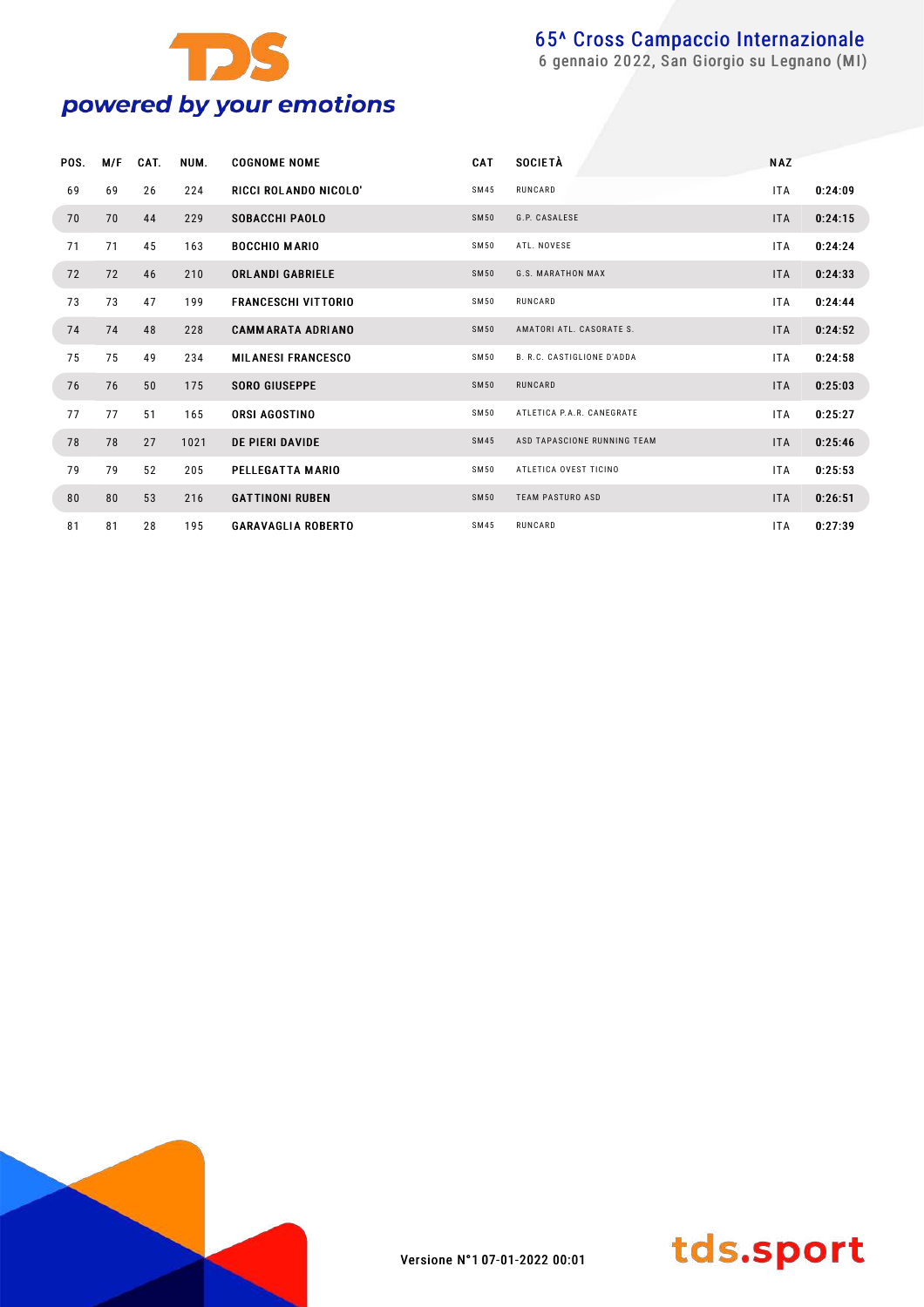| POS. | M/F | CAT. | NUM. | COGNOME NOME | CAT | SOCIETÀ | NAZ | |
|---|---|---|---|---|---|---|---|---|
| 69 | 69 | 26 | 224 | RICCI ROLANDO NICOLO' | SM45 | RUNCARD | ITA | 0:24:09 |
| 70 | 70 | 44 | 229 | SOBACCHI PAOLO | SM50 | G.P. CASALESE | ITA | 0:24:15 |
| 71 | 71 | 45 | 163 | BOCCHIO MARIO | SM50 | ATL. NOVESE | ITA | 0:24:24 |
| 72 | 72 | 46 | 210 | ORLANDI GABRIELE | SM50 | G.S. MARATHON MAX | ITA | 0:24:33 |
| 73 | 73 | 47 | 199 | FRANCESCHI VITTORIO | SM50 | RUNCARD | ITA | 0:24:44 |
| 74 | 74 | 48 | 228 | CAMMARATA ADRIANO | SM50 | AMATORI ATL. CASORATE S. | ITA | 0:24:52 |
| 75 | 75 | 49 | 234 | MILANESI FRANCESCO | SM50 | B. R.C. CASTIGLIONE D'ADDA | ITA | 0:24:58 |
| 76 | 76 | 50 | 175 | SORO GIUSEPPE | SM50 | RUNCARD | ITA | 0:25:03 |
| 77 | 77 | 51 | 165 | ORSI AGOSTINO | SM50 | ATLETICA P.A.R. CANEGRATE | ITA | 0:25:27 |
| 78 | 78 | 27 | 1021 | DE PIERI DAVIDE | SM45 | ASD TAPASCIONE RUNNING TEAM | ITA | 0:25:46 |
| 79 | 79 | 52 | 205 | PELLEGATTA MARIO | SM50 | ATLETICA OVEST TICINO | ITA | 0:25:53 |
| 80 | 80 | 53 | 216 | GATTINONI RUBEN | SM50 | TEAM PASTURO ASD | ITA | 0:26:51 |
| 81 | 81 | 28 | 195 | GARAVAGLIA ROBERTO | SM45 | RUNCARD | ITA | 0:27:39 |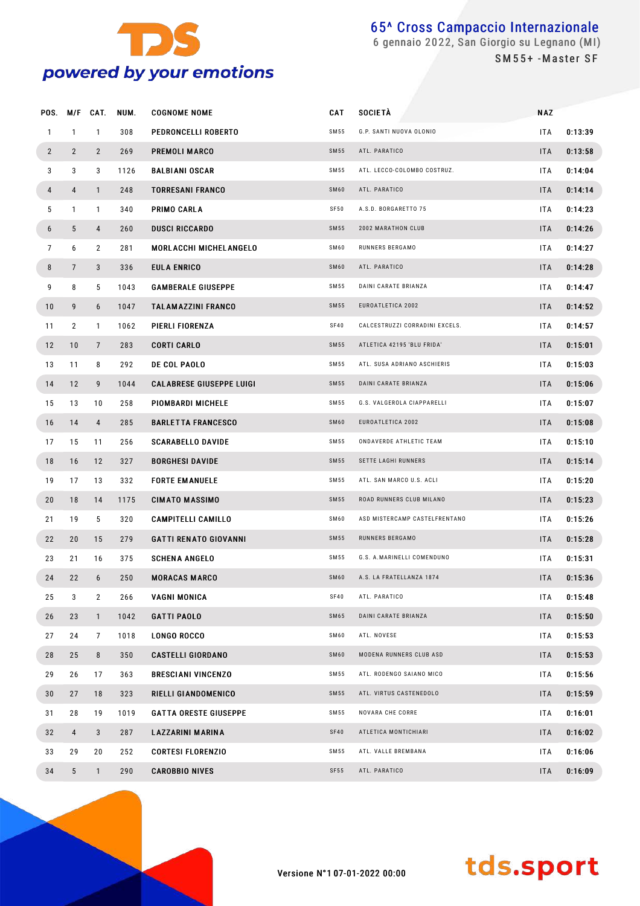# 65^ Cross Campaccio Internazionale

6 gennaio 2022, San Giorgio su Legnano (MI)

SM55+ -Master SF

| POS. | M/F | CAT. | NUM. | COGNOME NOME | CAT | SOCIETÀ | NAZ | |
|---|---|---|---|---|---|---|---|---|
| 1 | 1 | 1 | 308 | PEDRONCELLI ROBERTO | SM55 | G.P. SANTI NUOVA OLONIO | ITA | 0:13:39 |
| 2 | 2 | 2 | 269 | PREMOLI MARCO | SM55 | ATL. PARATICO | ITA | 0:13:58 |
| 3 | 3 | 3 | 1126 | BALBIANI OSCAR | SM55 | ATL. LECCO-COLOMBO COSTRUZ. | ITA | 0:14:04 |
| 4 | 4 | 1 | 248 | TORRESANI FRANCO | SM60 | ATL. PARATICO | ITA | 0:14:14 |
| 5 | 1 | 1 | 340 | PRIMO CARLA | SF50 | A.S.D. BORGARETTO 75 | ITA | 0:14:23 |
| 6 | 5 | 4 | 260 | DUSCI RICCARDO | SM55 | 2002 MARATHON CLUB | ITA | 0:14:26 |
| 7 | 6 | 2 | 281 | MORLACCHI MICHELANGELO | SM60 | RUNNERS BERGAMO | ITA | 0:14:27 |
| 8 | 7 | 3 | 336 | EULA ENRICO | SM60 | ATL. PARATICO | ITA | 0:14:28 |
| 9 | 8 | 5 | 1043 | GAMBERALE GIUSEPPE | SM55 | DAINI CARATE BRIANZA | ITA | 0:14:47 |
| 10 | 9 | 6 | 1047 | TALAMAZZINI FRANCO | SM55 | EUROATLETICA 2002 | ITA | 0:14:52 |
| 11 | 2 | 1 | 1062 | PIERLI FIORENZA | SF40 | CALCESTRUZZI CORRADINI EXCELS. | ITA | 0:14:57 |
| 12 | 10 | 7 | 283 | CORTI CARLO | SM55 | ATLETICA 42195 'BLU FRIDA' | ITA | 0:15:01 |
| 13 | 11 | 8 | 292 | DE COL PAOLO | SM55 | ATL. SUSA ADRIANO ASCHIERIS | ITA | 0:15:03 |
| 14 | 12 | 9 | 1044 | CALABRESE GIUSEPPE LUIGI | SM55 | DAINI CARATE BRIANZA | ITA | 0:15:06 |
| 15 | 13 | 10 | 258 | PIOMBARDI MICHELE | SM55 | G.S. VALGEROLA CIAPPARELLI | ITA | 0:15:07 |
| 16 | 14 | 4 | 285 | BARLETTA FRANCESCO | SM60 | EUROATLETICA 2002 | ITA | 0:15:08 |
| 17 | 15 | 11 | 256 | SCARABELLO DAVIDE | SM55 | ONDAVERDE ATHLETIC TEAM | ITA | 0:15:10 |
| 18 | 16 | 12 | 327 | BORGHESI DAVIDE | SM55 | SETTE LAGHI RUNNERS | ITA | 0:15:14 |
| 19 | 17 | 13 | 332 | FORTE EMANUELE | SM55 | ATL. SAN MARCO U.S. ACLI | ITA | 0:15:20 |
| 20 | 18 | 14 | 1175 | CIMATO MASSIMO | SM55 | ROAD RUNNERS CLUB MILANO | ITA | 0:15:23 |
| 21 | 19 | 5 | 320 | CAMPITELLI CAMILLO | SM60 | ASD MISTERCAMP CASTELFRENTANO | ITA | 0:15:26 |
| 22 | 20 | 15 | 279 | GATTI RENATO GIOVANNI | SM55 | RUNNERS BERGAMO | ITA | 0:15:28 |
| 23 | 21 | 16 | 375 | SCHENA ANGELO | SM55 | G.S. A.MARINELLI COMENDUNO | ITA | 0:15:31 |
| 24 | 22 | 6 | 250 | MORACAS MARCO | SM60 | A.S. LA FRATELLANZA 1874 | ITA | 0:15:36 |
| 25 | 3 | 2 | 266 | VAGNI MONICA | SF40 | ATL. PARATICO | ITA | 0:15:48 |
| 26 | 23 | 1 | 1042 | GATTI PAOLO | SM65 | DAINI CARATE BRIANZA | ITA | 0:15:50 |
| 27 | 24 | 7 | 1018 | LONGO ROCCO | SM60 | ATL. NOVESE | ITA | 0:15:53 |
| 28 | 25 | 8 | 350 | CASTELLI GIORDANO | SM60 | MODENA RUNNERS CLUB ASD | ITA | 0:15:53 |
| 29 | 26 | 17 | 363 | BRESCIANI VINCENZO | SM55 | ATL. RODENGO SAIANO MICO | ITA | 0:15:56 |
| 30 | 27 | 18 | 323 | RIELLI GIANDOMENICO | SM55 | ATL. VIRTUS CASTENEDOLO | ITA | 0:15:59 |
| 31 | 28 | 19 | 1019 | GATTA ORESTE GIUSEPPE | SM55 | NOVARA CHE CORRE | ITA | 0:16:01 |
| 32 | 4 | 3 | 287 | LAZZARINI MARINA | SF40 | ATLETICA MONTICHIARI | ITA | 0:16:02 |
| 33 | 29 | 20 | 252 | CORTESI FLORENZIO | SM55 | ATL. VALLE BREMBANA | ITA | 0:16:06 |
| 34 | 5 | 1 | 290 | CAROBBIO NIVES | SF55 | ATL. PARATICO | ITA | 0:16:09 |

Versione N°1 07-01-2022 00:00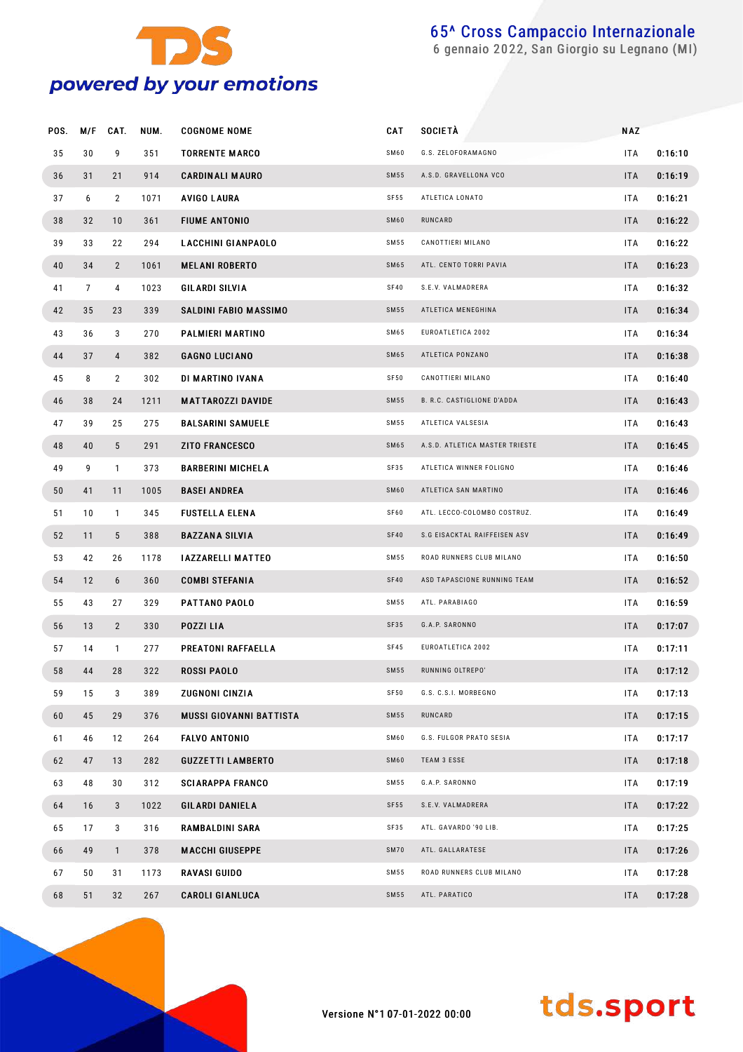# 65^ Cross Campaccio Internazionale

6 gennaio 2022, San Giorgio su Legnano (MI)

| POS. | M/F | CAT. | NUM. | COGNOME NOME | CAT | SOCIETÀ | NAZ | |
|---|---|---|---|---|---|---|---|---|
| 35 | 30 | 9 | 351 | TORRENTE MARCO | SM60 | G.S. ZELOFORAMAGNO | ITA | 0:16:10 |
| 36 | 31 | 21 | 914 | CARDINALI MAURO | SM55 | A.S.D. GRAVELLONA VCO | ITA | 0:16:19 |
| 37 | 6 | 2 | 1071 | AVIGO LAURA | SF55 | ATLETICA LONATO | ITA | 0:16:21 |
| 38 | 32 | 10 | 361 | FIUME ANTONIO | SM60 | RUNCARD | ITA | 0:16:22 |
| 39 | 33 | 22 | 294 | LACCHINI GIANPAOLO | SM55 | CANOTTIERI MILANO | ITA | 0:16:22 |
| 40 | 34 | 2 | 1061 | MELANI ROBERTO | SM65 | ATL. CENTO TORRI PAVIA | ITA | 0:16:23 |
| 41 | 7 | 4 | 1023 | GILARDI SILVIA | SF40 | S.E.V. VALMADRERA | ITA | 0:16:32 |
| 42 | 35 | 23 | 339 | SALDINI FABIO MASSIMO | SM55 | ATLETICA MENEGHINA | ITA | 0:16:34 |
| 43 | 36 | 3 | 270 | PALMIERI MARTINO | SM65 | EUROATLETICA 2002 | ITA | 0:16:34 |
| 44 | 37 | 4 | 382 | GAGNO LUCIANO | SM65 | ATLETICA PONZANO | ITA | 0:16:38 |
| 45 | 8 | 2 | 302 | DI MARTINO IVANA | SF50 | CANOTTIERI MILANO | ITA | 0:16:40 |
| 46 | 38 | 24 | 1211 | MATTAROZZI DAVIDE | SM55 | B. R.C. CASTIGLIONE D'ADDA | ITA | 0:16:43 |
| 47 | 39 | 25 | 275 | BALSARINI SAMUELE | SM55 | ATLETICA VALSESIA | ITA | 0:16:43 |
| 48 | 40 | 5 | 291 | ZITO FRANCESCO | SM65 | A.S.D. ATLETICA MASTER TRIESTE | ITA | 0:16:45 |
| 49 | 9 | 1 | 373 | BARBERINI MICHELA | SF35 | ATLETICA WINNER FOLIGNO | ITA | 0:16:46 |
| 50 | 41 | 11 | 1005 | BASEI ANDREA | SM60 | ATLETICA SAN MARTINO | ITA | 0:16:46 |
| 51 | 10 | 1 | 345 | FUSTELLA ELENA | SF60 | ATL. LECCO-COLOMBO COSTRUZ. | ITA | 0:16:49 |
| 52 | 11 | 5 | 388 | BAZZANA SILVIA | SF40 | S.G EISACKTAL RAIFFEISEN ASV | ITA | 0:16:49 |
| 53 | 42 | 26 | 1178 | IAZZARELLI MATTEO | SM55 | ROAD RUNNERS CLUB MILANO | ITA | 0:16:50 |
| 54 | 12 | 6 | 360 | COMBI STEFANIA | SF40 | ASD TAPASCIONE RUNNING TEAM | ITA | 0:16:52 |
| 55 | 43 | 27 | 329 | PATTANO PAOLO | SM55 | ATL. PARABIAGO | ITA | 0:16:59 |
| 56 | 13 | 2 | 330 | POZZI LIA | SF35 | G.A.P. SARONNO | ITA | 0:17:07 |
| 57 | 14 | 1 | 277 | PREATONI RAFFAELLA | SF45 | EUROATLETICA 2002 | ITA | 0:17:11 |
| 58 | 44 | 28 | 322 | ROSSI PAOLO | SM55 | RUNNING OLTREPO' | ITA | 0:17:12 |
| 59 | 15 | 3 | 389 | ZUGNONI CINZIA | SF50 | G.S. C.S.I. MORBEGNO | ITA | 0:17:13 |
| 60 | 45 | 29 | 376 | MUSSI GIOVANNI BATTISTA | SM55 | RUNCARD | ITA | 0:17:15 |
| 61 | 46 | 12 | 264 | FALVO ANTONIO | SM60 | G.S. FULGOR PRATO SESIA | ITA | 0:17:17 |
| 62 | 47 | 13 | 282 | GUZZETTI LAMBERTO | SM60 | TEAM 3 ESSE | ITA | 0:17:18 |
| 63 | 48 | 30 | 312 | SCIARAPPA FRANCO | SM55 | G.A.P. SARONNO | ITA | 0:17:19 |
| 64 | 16 | 3 | 1022 | GILARDI DANIELA | SF55 | S.E.V. VALMADRERA | ITA | 0:17:22 |
| 65 | 17 | 3 | 316 | RAMBALDINI SARA | SF35 | ATL. GAVARDO '90 LIB. | ITA | 0:17:25 |
| 66 | 49 | 1 | 378 | MACCHI GIUSEPPE | SM70 | ATL. GALLARATESE | ITA | 0:17:26 |
| 67 | 50 | 31 | 1173 | RAVASI GUIDO | SM55 | ROAD RUNNERS CLUB MILANO | ITA | 0:17:28 |
| 68 | 51 | 32 | 267 | CAROLI GIANLUCA | SM55 | ATL. PARATICO | ITA | 0:17:28 |

Versione N°1 07-01-2022 00:00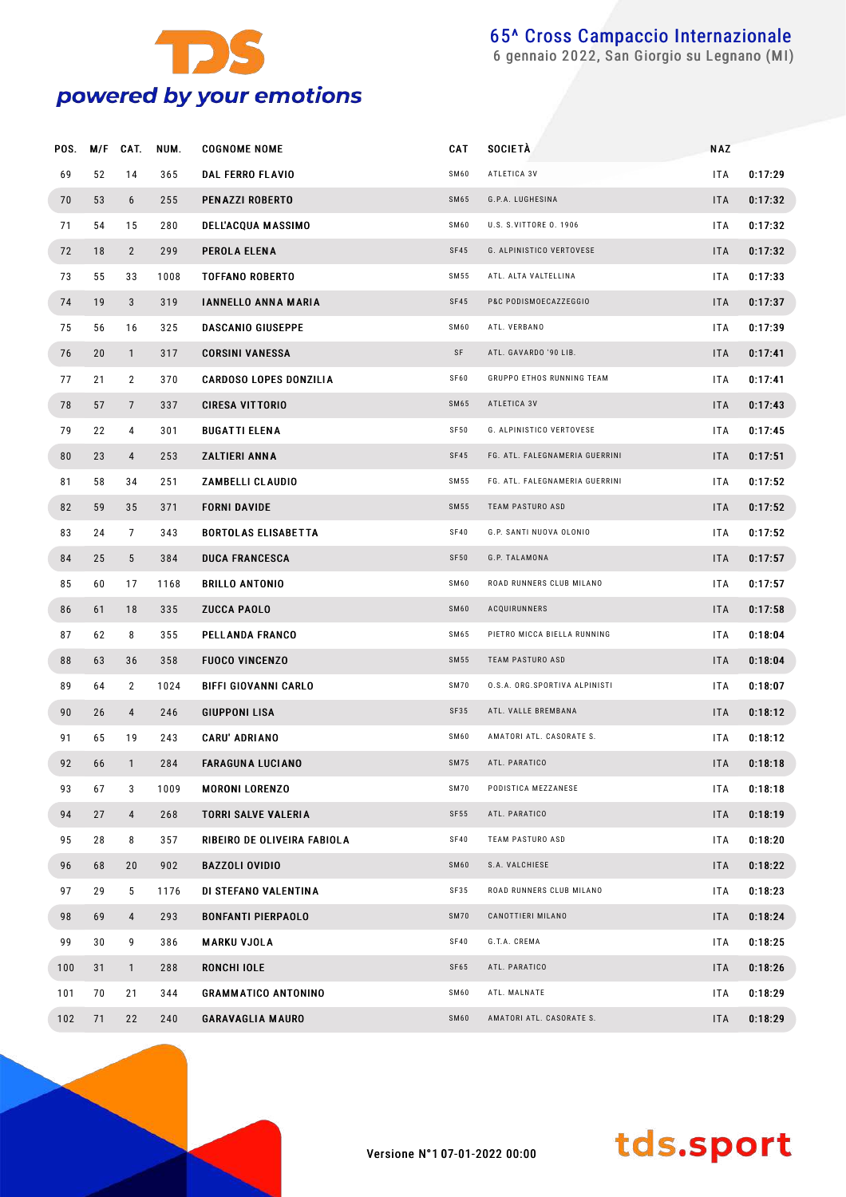# 65^ Cross Campaccio Internazionale

6 gennaio 2022, San Giorgio su Legnano (MI)

| POS. | M/F | CAT. | NUM. | COGNOME NOME | CAT | SOCIETÀ | NAZ | |
|---|---|---|---|---|---|---|---|---|
| 69 | 52 | 14 | 365 | DAL FERRO FLAVIO | SM60 | ATLETICA 3V | ITA | 0:17:29 |
| 70 | 53 | 6 | 255 | PENAZZI ROBERTO | SM65 | G.P.A. LUGHESINA | ITA | 0:17:32 |
| 71 | 54 | 15 | 280 | DELL'ACQUA MASSIMO | SM60 | U.S. S.VITTORE O. 1906 | ITA | 0:17:32 |
| 72 | 18 | 2 | 299 | PEROLA ELENA | SF45 | G. ALPINISTICO VERTOVESE | ITA | 0:17:32 |
| 73 | 55 | 33 | 1008 | TOFFANO ROBERTO | SM55 | ATL. ALTA VALTELLINA | ITA | 0:17:33 |
| 74 | 19 | 3 | 319 | IANNELLO ANNA MARIA | SF45 | P&C PODISMOECAZZEGGIO | ITA | 0:17:37 |
| 75 | 56 | 16 | 325 | DASCANIO GIUSEPPE | SM60 | ATL. VERBANO | ITA | 0:17:39 |
| 76 | 20 | 1 | 317 | CORSINI VANESSA | SF | ATL. GAVARDO '90 LIB. | ITA | 0:17:41 |
| 77 | 21 | 2 | 370 | CARDOSO LOPES DONZILIA | SF60 | GRUPPO ETHOS RUNNING TEAM | ITA | 0:17:41 |
| 78 | 57 | 7 | 337 | CIRESA VITTORIO | SM65 | ATLETICA 3V | ITA | 0:17:43 |
| 79 | 22 | 4 | 301 | BUGATTI ELENA | SF50 | G. ALPINISTICO VERTOVESE | ITA | 0:17:45 |
| 80 | 23 | 4 | 253 | ZALTIERI ANNA | SF45 | FG. ATL. FALEGNAMERIA GUERRINI | ITA | 0:17:51 |
| 81 | 58 | 34 | 251 | ZAMBELLI CLAUDIO | SM55 | FG. ATL. FALEGNAMERIA GUERRINI | ITA | 0:17:52 |
| 82 | 59 | 35 | 371 | FORNI DAVIDE | SM55 | TEAM PASTURO ASD | ITA | 0:17:52 |
| 83 | 24 | 7 | 343 | BORTOLAS ELISABETTA | SF40 | G.P. SANTI NUOVA OLONIO | ITA | 0:17:52 |
| 84 | 25 | 5 | 384 | DUCA FRANCESCA | SF50 | G.P. TALAMONA | ITA | 0:17:57 |
| 85 | 60 | 17 | 1168 | BRILLO ANTONIO | SM60 | ROAD RUNNERS CLUB MILANO | ITA | 0:17:57 |
| 86 | 61 | 18 | 335 | ZUCCA PAOLO | SM60 | ACQUIRUNNERS | ITA | 0:17:58 |
| 87 | 62 | 8 | 355 | PELLANDA FRANCO | SM65 | PIETRO MICCA BIELLA RUNNING | ITA | 0:18:04 |
| 88 | 63 | 36 | 358 | FUOCO VINCENZO | SM55 | TEAM PASTURO ASD | ITA | 0:18:04 |
| 89 | 64 | 2 | 1024 | BIFFI GIOVANNI CARLO | SM70 | O.S.A. ORG.SPORTIVA ALPINISTI | ITA | 0:18:07 |
| 90 | 26 | 4 | 246 | GIUPPONI LISA | SF35 | ATL. VALLE BREMBANA | ITA | 0:18:12 |
| 91 | 65 | 19 | 243 | CARU' ADRIANO | SM60 | AMATORI ATL. CASORATE S. | ITA | 0:18:12 |
| 92 | 66 | 1 | 284 | FARAGUNA LUCIANO | SM75 | ATL. PARATICO | ITA | 0:18:18 |
| 93 | 67 | 3 | 1009 | MORONI LORENZO | SM70 | PODISTICA MEZZANESE | ITA | 0:18:18 |
| 94 | 27 | 4 | 268 | TORRI SALVE VALERIA | SF55 | ATL. PARATICO | ITA | 0:18:19 |
| 95 | 28 | 8 | 357 | RIBEIRO DE OLIVEIRA FABIOLA | SF40 | TEAM PASTURO ASD | ITA | 0:18:20 |
| 96 | 68 | 20 | 902 | BAZZOLI OVIDIO | SM60 | S.A. VALCHIESE | ITA | 0:18:22 |
| 97 | 29 | 5 | 1176 | DI STEFANO VALENTINA | SF35 | ROAD RUNNERS CLUB MILANO | ITA | 0:18:23 |
| 98 | 69 | 4 | 293 | BONFANTI PIERPAOLO | SM70 | CANOTTIERI MILANO | ITA | 0:18:24 |
| 99 | 30 | 9 | 386 | MARKU VJOLA | SF40 | G.T.A. CREMA | ITA | 0:18:25 |
| 100 | 31 | 1 | 288 | RONCHI IOLE | SF65 | ATL. PARATICO | ITA | 0:18:26 |
| 101 | 70 | 21 | 344 | GRAMMATICO ANTONINO | SM60 | ATL. MALNATE | ITA | 0:18:29 |
| 102 | 71 | 22 | 240 | GARAVAGLIA MAURO | SM60 | AMATORI ATL. CASORATE S. | ITA | 0:18:29 |

Versione N°1 07-01-2022 00:00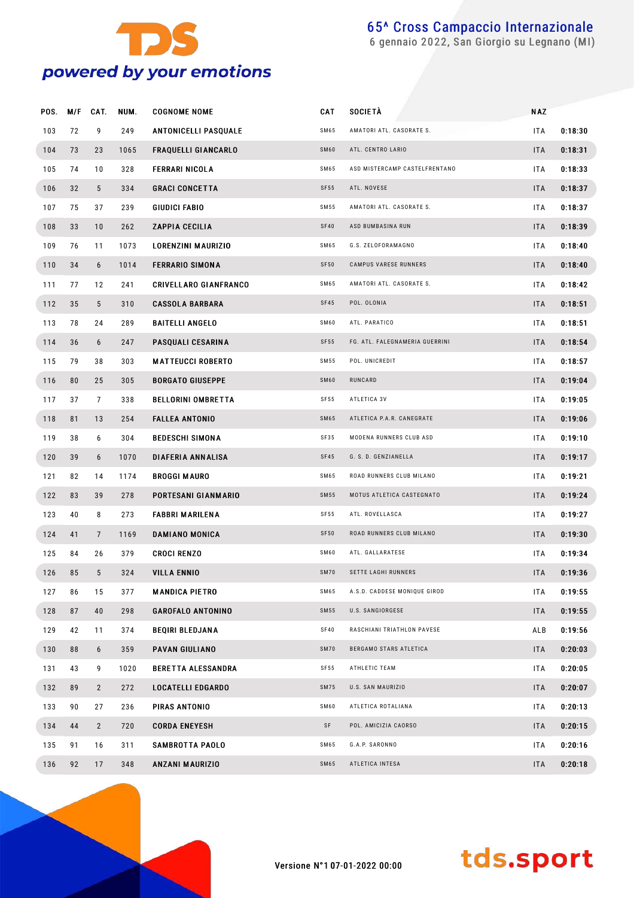# 65^ Cross Campaccio Internazionale

6 gennaio 2022, San Giorgio su Legnano (MI)

| POS. | M/F | CAT. | NUM. | COGNOME NOME | CAT | SOCIETÀ | NAZ | |
|---|---|---|---|---|---|---|---|---|
| 103 | 72 | 9 | 249 | ANTONICELLI PASQUALE | SM65 | AMATORI ATL. CASORATE S. | ITA | 0:18:30 |
| 104 | 73 | 23 | 1065 | FRAQUELLI GIANCARLO | SM60 | ATL. CENTRO LARIO | ITA | 0:18:31 |
| 105 | 74 | 10 | 328 | FERRARI NICOLA | SM65 | ASD MISTERCAMP CASTELFRENTANO | ITA | 0:18:33 |
| 106 | 32 | 5 | 334 | GRACI CONCETTA | SF55 | ATL. NOVESE | ITA | 0:18:37 |
| 107 | 75 | 37 | 239 | GIUDICI FABIO | SM55 | AMATORI ATL. CASORATE S. | ITA | 0:18:37 |
| 108 | 33 | 10 | 262 | ZAPPIA CECILIA | SF40 | ASD BUMBASINA RUN | ITA | 0:18:39 |
| 109 | 76 | 11 | 1073 | LORENZINI MAURIZIO | SM65 | G.S. ZELOFORAMAGNO | ITA | 0:18:40 |
| 110 | 34 | 6 | 1014 | FERRARIO SIMONA | SF50 | CAMPUS VARESE RUNNERS | ITA | 0:18:40 |
| 111 | 77 | 12 | 241 | CRIVELLARO GIANFRANCO | SM65 | AMATORI ATL. CASORATE S. | ITA | 0:18:42 |
| 112 | 35 | 5 | 310 | CASSOLA BARBARA | SF45 | POL. OLONIA | ITA | 0:18:51 |
| 113 | 78 | 24 | 289 | BAITELLI ANGELO | SM60 | ATL. PARATICO | ITA | 0:18:51 |
| 114 | 36 | 6 | 247 | PASQUALI CESARINA | SF55 | FG. ATL. FALEGNAMERIA GUERRINI | ITA | 0:18:54 |
| 115 | 79 | 38 | 303 | MATTEUCCI ROBERTO | SM55 | POL. UNICREDIT | ITA | 0:18:57 |
| 116 | 80 | 25 | 305 | BORGATO GIUSEPPE | SM60 | RUNCARD | ITA | 0:19:04 |
| 117 | 37 | 7 | 338 | BELLORINI OMBRETTA | SF55 | ATLETICA 3V | ITA | 0:19:05 |
| 118 | 81 | 13 | 254 | FALLEA ANTONIO | SM65 | ATLETICA P.A.R. CANEGRATE | ITA | 0:19:06 |
| 119 | 38 | 6 | 304 | BEDESCHI SIMONA | SF35 | MODENA RUNNERS CLUB ASD | ITA | 0:19:10 |
| 120 | 39 | 6 | 1070 | DIAFERIA ANNALISA | SF45 | G. S. D. GENZIANELLA | ITA | 0:19:17 |
| 121 | 82 | 14 | 1174 | BROGGI MAURO | SM65 | ROAD RUNNERS CLUB MILANO | ITA | 0:19:21 |
| 122 | 83 | 39 | 278 | PORTESANI GIANMARIO | SM55 | MOTUS ATLETICA CASTEGNATO | ITA | 0:19:24 |
| 123 | 40 | 8 | 273 | FABBRI MARILENA | SF55 | ATL. ROVELLASCA | ITA | 0:19:27 |
| 124 | 41 | 7 | 1169 | DAMIANO MONICA | SF50 | ROAD RUNNERS CLUB MILANO | ITA | 0:19:30 |
| 125 | 84 | 26 | 379 | CROCI RENZO | SM60 | ATL. GALLARATESE | ITA | 0:19:34 |
| 126 | 85 | 5 | 324 | VILLA ENNIO | SM70 | SETTE LAGHI RUNNERS | ITA | 0:19:36 |
| 127 | 86 | 15 | 377 | MANDICA PIETRO | SM65 | A.S.D. CADDESE MONIQUE GIROD | ITA | 0:19:55 |
| 128 | 87 | 40 | 298 | GAROFALO ANTONINO | SM55 | U.S. SANGIORGESE | ITA | 0:19:55 |
| 129 | 42 | 11 | 374 | BEQIRI BLEDJANA | SF40 | RASCHIANI TRIATHLON PAVESE | ALB | 0:19:56 |
| 130 | 88 | 6 | 359 | PAVAN GIULIANO | SM70 | BERGAMO STARS ATLETICA | ITA | 0:20:03 |
| 131 | 43 | 9 | 1020 | BERETTA ALESSANDRA | SF55 | ATHLETIC TEAM | ITA | 0:20:05 |
| 132 | 89 | 2 | 272 | LOCATELLI EDGARDO | SM75 | U.S. SAN MAURIZIO | ITA | 0:20:07 |
| 133 | 90 | 27 | 236 | PIRAS ANTONIO | SM60 | ATLETICA ROTALIANA | ITA | 0:20:13 |
| 134 | 44 | 2 | 720 | CORDA ENEYESH | SF | POL. AMICIZIA CAORSO | ITA | 0:20:15 |
| 135 | 91 | 16 | 311 | SAMBROTTA PAOLO | SM65 | G.A.P. SARONNO | ITA | 0:20:16 |
| 136 | 92 | 17 | 348 | ANZANI MAURIZIO | SM65 | ATLETICA INTESA | ITA | 0:20:18 |

Versione N°1 07-01-2022 00:00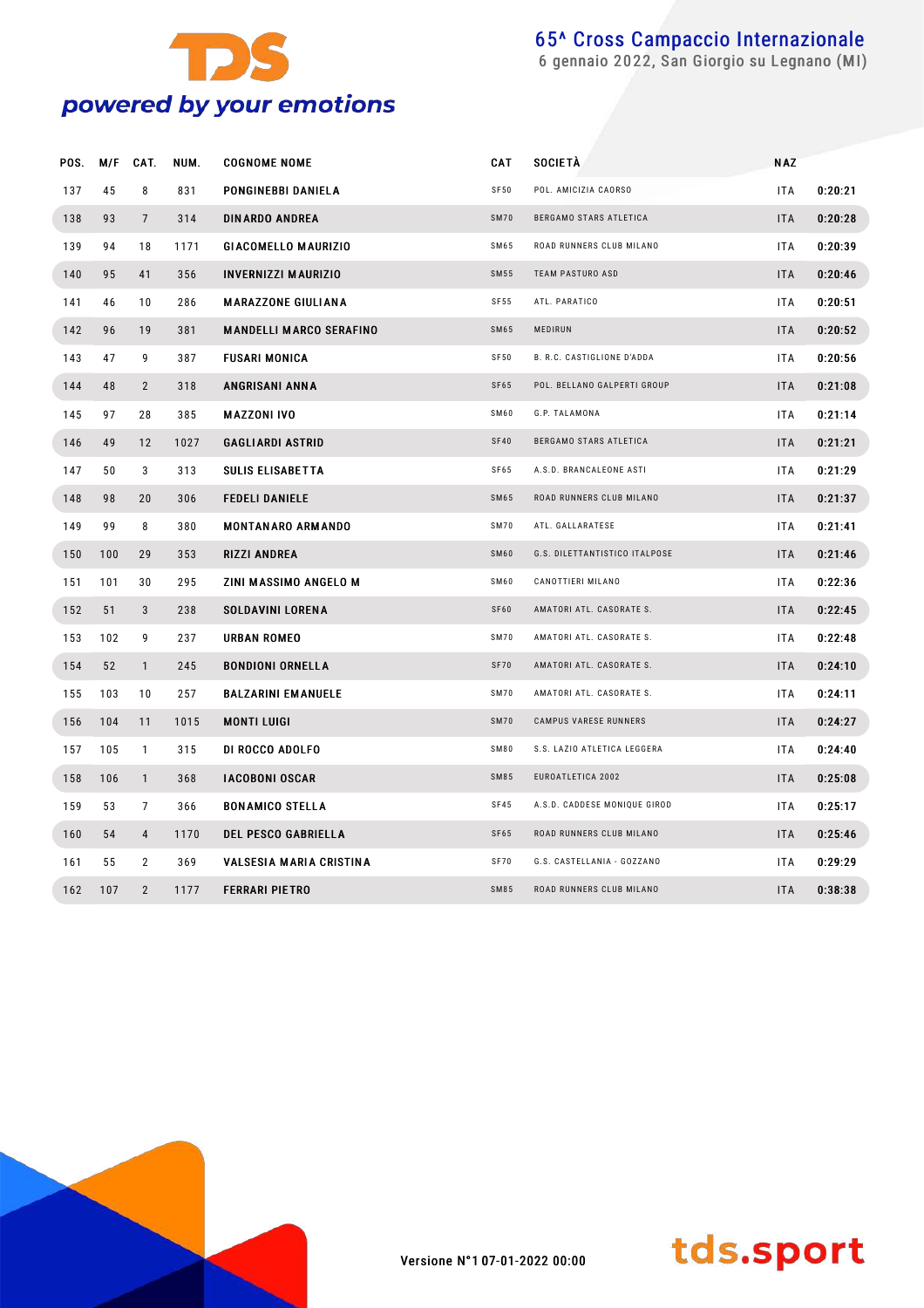# 65^ Cross Campaccio Internazionale

6 gennaio 2022, San Giorgio su Legnano (MI)

| POS. | M/F | CAT. | NUM. | COGNOME NOME | CAT | SOCIETÀ | NAZ | |
|---|---|---|---|---|---|---|---|---|
| 137 | 45 | 8 | 831 | PONGINEBBI DANIELA | SF50 | POL. AMICIZIA CAORSO | ITA | 0:20:21 |
| 138 | 93 | 7 | 314 | DINARDO ANDREA | SM70 | BERGAMO STARS ATLETICA | ITA | 0:20:28 |
| 139 | 94 | 18 | 1171 | GIACOMELLO MAURIZIO | SM65 | ROAD RUNNERS CLUB MILANO | ITA | 0:20:39 |
| 140 | 95 | 41 | 356 | INVERNIZZI MAURIZIO | SM55 | TEAM PASTURO ASD | ITA | 0:20:46 |
| 141 | 46 | 10 | 286 | MARAZZONE GIULIANA | SF55 | ATL. PARATICO | ITA | 0:20:51 |
| 142 | 96 | 19 | 381 | MANDELLI MARCO SERAFINO | SM65 | MEDIRUN | ITA | 0:20:52 |
| 143 | 47 | 9 | 387 | FUSARI MONICA | SF50 | B. R.C. CASTIGLIONE D'ADDA | ITA | 0:20:56 |
| 144 | 48 | 2 | 318 | ANGRISANI ANNA | SF65 | POL. BELLANO GALPERTI GROUP | ITA | 0:21:08 |
| 145 | 97 | 28 | 385 | MAZZONI IVO | SM60 | G.P. TALAMONA | ITA | 0:21:14 |
| 146 | 49 | 12 | 1027 | GAGLIARDI ASTRID | SF40 | BERGAMO STARS ATLETICA | ITA | 0:21:21 |
| 147 | 50 | 3 | 313 | SULIS ELISABETTA | SF65 | A.S.D. BRANCALEONE ASTI | ITA | 0:21:29 |
| 148 | 98 | 20 | 306 | FEDELI DANIELE | SM65 | ROAD RUNNERS CLUB MILANO | ITA | 0:21:37 |
| 149 | 99 | 8 | 380 | MONTANARO ARMANDO | SM70 | ATL. GALLARATESE | ITA | 0:21:41 |
| 150 | 100 | 29 | 353 | RIZZI ANDREA | SM60 | G.S. DILETTANTISTICO ITALPOSE | ITA | 0:21:46 |
| 151 | 101 | 30 | 295 | ZINI MASSIMO ANGELO M | SM60 | CANOTTIERI MILANO | ITA | 0:22:36 |
| 152 | 51 | 3 | 238 | SOLDAVINI LORENA | SF60 | AMATORI ATL. CASORATE S. | ITA | 0:22:45 |
| 153 | 102 | 9 | 237 | URBAN ROMEO | SM70 | AMATORI ATL. CASORATE S. | ITA | 0:22:48 |
| 154 | 52 | 1 | 245 | BONDIONI ORNELLA | SF70 | AMATORI ATL. CASORATE S. | ITA | 0:24:10 |
| 155 | 103 | 10 | 257 | BALZARINI EMANUELE | SM70 | AMATORI ATL. CASORATE S. | ITA | 0:24:11 |
| 156 | 104 | 11 | 1015 | MONTI LUIGI | SM70 | CAMPUS VARESE RUNNERS | ITA | 0:24:27 |
| 157 | 105 | 1 | 315 | DI ROCCO ADOLFO | SM80 | S.S. LAZIO ATLETICA LEGGERA | ITA | 0:24:40 |
| 158 | 106 | 1 | 368 | IACOBONI OSCAR | SM85 | EUROATLETICA 2002 | ITA | 0:25:08 |
| 159 | 53 | 7 | 366 | BONAMICO STELLA | SF45 | A.S.D. CADDESE MONIQUE GIROD | ITA | 0:25:17 |
| 160 | 54 | 4 | 1170 | DEL PESCO GABRIELLA | SF65 | ROAD RUNNERS CLUB MILANO | ITA | 0:25:46 |
| 161 | 55 | 2 | 369 | VALSESIA MARIA CRISTINA | SF70 | G.S. CASTELLANIA - GOZZANO | ITA | 0:29:29 |
| 162 | 107 | 2 | 1177 | FERRARI PIETRO | SM85 | ROAD RUNNERS CLUB MILANO | ITA | 0:38:38 |

Versione N°1 07-01-2022 00:00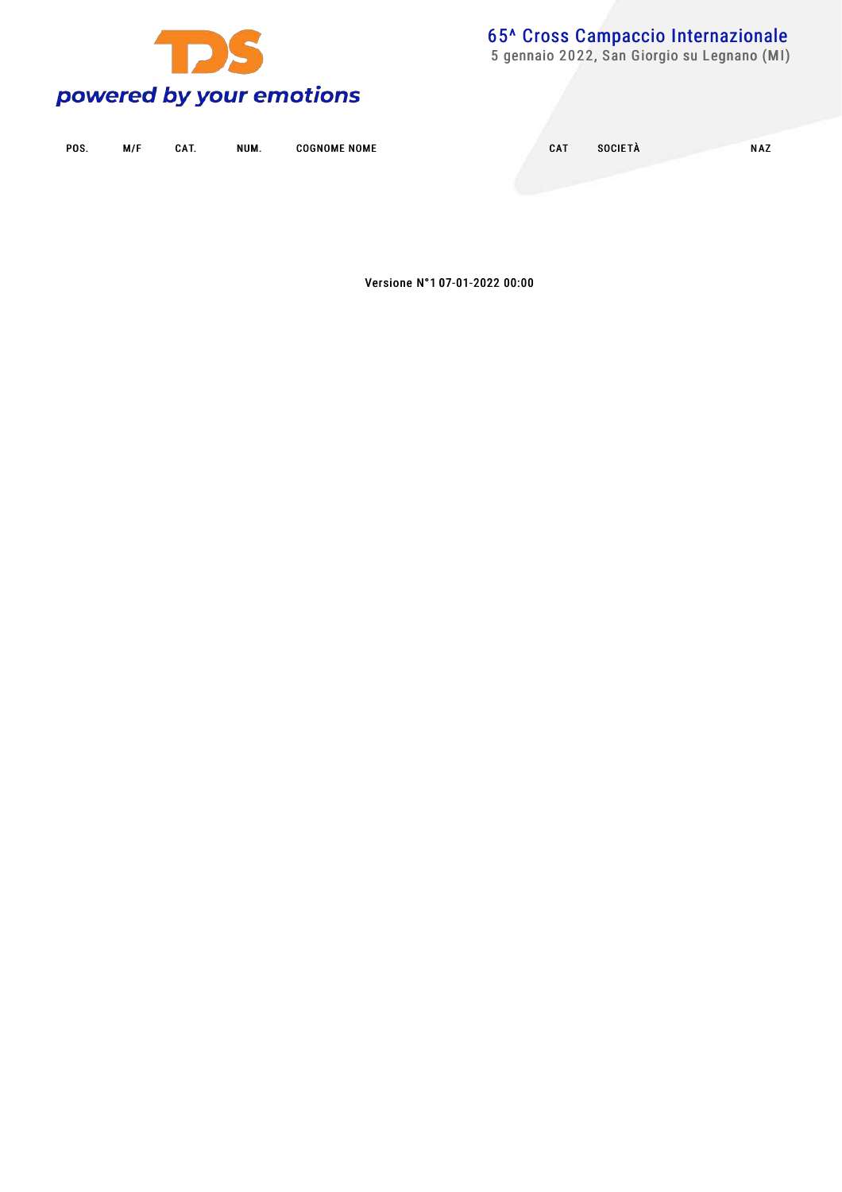| POS. | M/F | CAT. | NUM. | COGNOME NOME | CAT | SOCIETÀ | NAZ |
|---|---|---|---|---|---|---|---|

Versione N°1 07-01-2022 00:00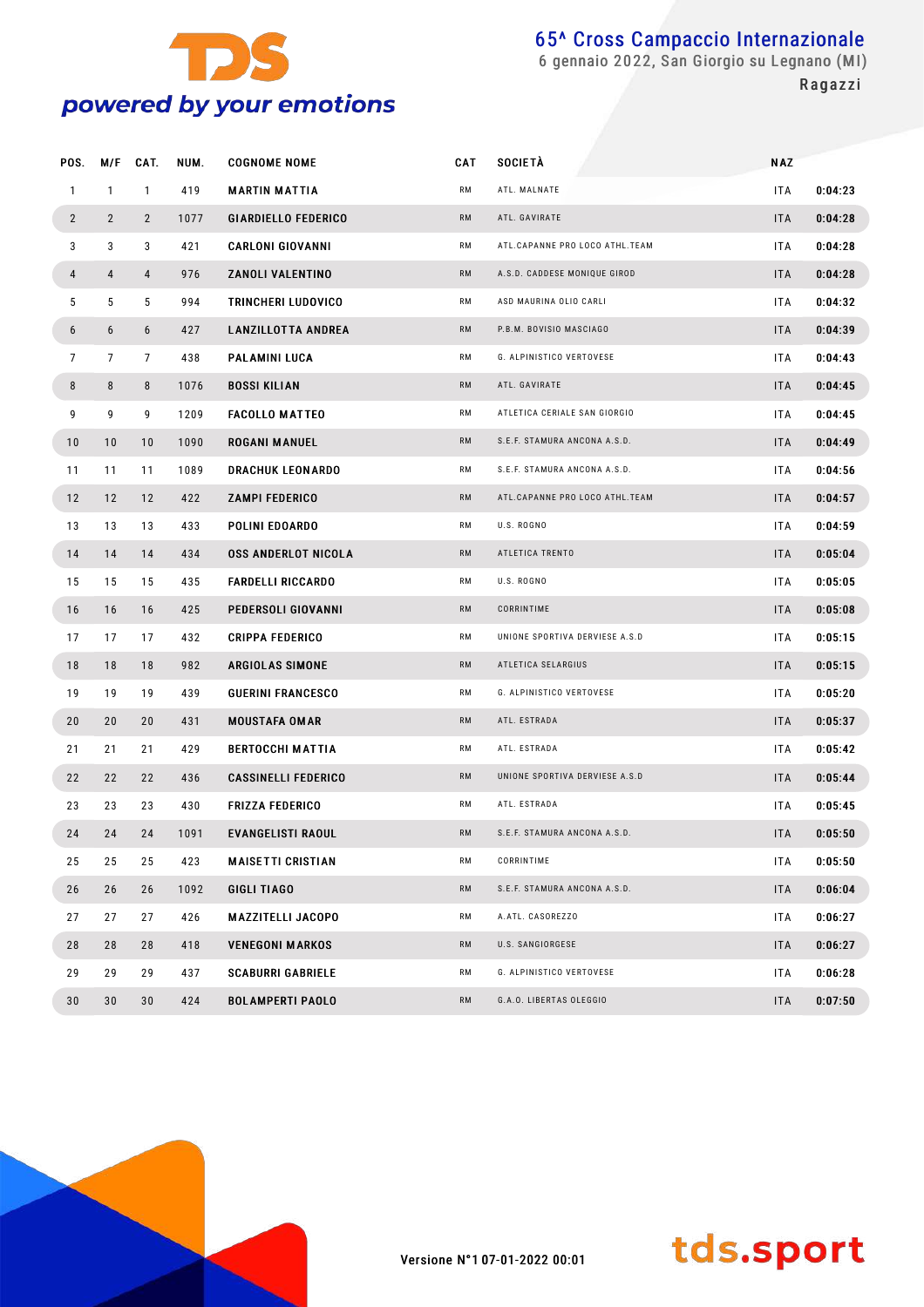# 65^ Cross Campaccio Internazionale

6 gennaio 2022, San Giorgio su Legnano (MI)

Ragazzi

| POS. | M/F | CAT. | NUM. | COGNOME NOME | CAT | SOCIETÀ | NAZ | |
|---|---|---|---|---|---|---|---|---|
| 1 | 1 | 1 | 419 | MARTIN MATTIA | RM | ATL. MALNATE | ITA | 0:04:23 |
| 2 | 2 | 2 | 1077 | GIARDIELLO FEDERICO | RM | ATL. GAVIRATE | ITA | 0:04:28 |
| 3 | 3 | 3 | 421 | CARLONI GIOVANNI | RM | ATL.CAPANNE PRO LOCO ATHL.TEAM | ITA | 0:04:28 |
| 4 | 4 | 4 | 976 | ZANOLI VALENTINO | RM | A.S.D. CADDESE MONIQUE GIROD | ITA | 0:04:28 |
| 5 | 5 | 5 | 994 | TRINCHERI LUDOVICO | RM | ASD MAURINA OLIO CARLI | ITA | 0:04:32 |
| 6 | 6 | 6 | 427 | LANZILLOTTA ANDREA | RM | P.B.M. BOVISIO MASCIAGO | ITA | 0:04:39 |
| 7 | 7 | 7 | 438 | PALAMINI LUCA | RM | G. ALPINISTICO VERTOVESE | ITA | 0:04:43 |
| 8 | 8 | 8 | 1076 | BOSSI KILIAN | RM | ATL. GAVIRATE | ITA | 0:04:45 |
| 9 | 9 | 9 | 1209 | FACOLLO MATTEO | RM | ATLETICA CERIALE SAN GIORGIO | ITA | 0:04:45 |
| 10 | 10 | 10 | 1090 | ROGANI MANUEL | RM | S.E.F. STAMURA ANCONA A.S.D. | ITA | 0:04:49 |
| 11 | 11 | 11 | 1089 | DRACHUK LEONARDO | RM | S.E.F. STAMURA ANCONA A.S.D. | ITA | 0:04:56 |
| 12 | 12 | 12 | 422 | ZAMPI FEDERICO | RM | ATL.CAPANNE PRO LOCO ATHL.TEAM | ITA | 0:04:57 |
| 13 | 13 | 13 | 433 | POLINI EDOARDO | RM | U.S. ROGNO | ITA | 0:04:59 |
| 14 | 14 | 14 | 434 | OSS ANDERLOT NICOLA | RM | ATLETICA TRENTO | ITA | 0:05:04 |
| 15 | 15 | 15 | 435 | FARDELLI RICCARDO | RM | U.S. ROGNO | ITA | 0:05:05 |
| 16 | 16 | 16 | 425 | PEDERSOLI GIOVANNI | RM | CORRINTIME | ITA | 0:05:08 |
| 17 | 17 | 17 | 432 | CRIPPA FEDERICO | RM | UNIONE SPORTIVA DERVIESE A.S.D | ITA | 0:05:15 |
| 18 | 18 | 18 | 982 | ARGIOLAS SIMONE | RM | ATLETICA SELARGIUS | ITA | 0:05:15 |
| 19 | 19 | 19 | 439 | GUERINI FRANCESCO | RM | G. ALPINISTICO VERTOVESE | ITA | 0:05:20 |
| 20 | 20 | 20 | 431 | MOUSTAFA OMAR | RM | ATL. ESTRADA | ITA | 0:05:37 |
| 21 | 21 | 21 | 429 | BERTOCCHI MATTIA | RM | ATL. ESTRADA | ITA | 0:05:42 |
| 22 | 22 | 22 | 436 | CASSINELLI FEDERICO | RM | UNIONE SPORTIVA DERVIESE A.S.D | ITA | 0:05:44 |
| 23 | 23 | 23 | 430 | FRIZZA FEDERICO | RM | ATL. ESTRADA | ITA | 0:05:45 |
| 24 | 24 | 24 | 1091 | EVANGELISTI RAOUL | RM | S.E.F. STAMURA ANCONA A.S.D. | ITA | 0:05:50 |
| 25 | 25 | 25 | 423 | MAISETTI CRISTIAN | RM | CORRINTIME | ITA | 0:05:50 |
| 26 | 26 | 26 | 1092 | GIGLI TIAGO | RM | S.E.F. STAMURA ANCONA A.S.D. | ITA | 0:06:04 |
| 27 | 27 | 27 | 426 | MAZZITELLI JACOPO | RM | A.ATL. CASOREZZO | ITA | 0:06:27 |
| 28 | 28 | 28 | 418 | VENEGONI MARKOS | RM | U.S. SANGIORGESE | ITA | 0:06:27 |
| 29 | 29 | 29 | 437 | SCABURRI GABRIELE | RM | G. ALPINISTICO VERTOVESE | ITA | 0:06:28 |
| 30 | 30 | 30 | 424 | BOLAMPERTI PAOLO | RM | G.A.O. LIBERTAS OLEGGIO | ITA | 0:07:50 |

Versione N°1 07-01-2022 00:01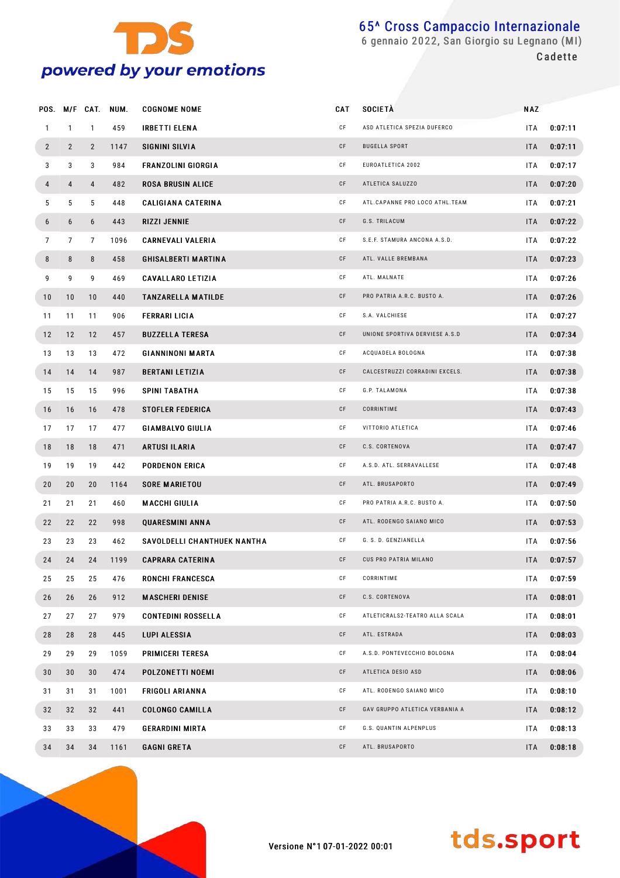# 65^ Cross Campaccio Internazionale

6 gennaio 2022, San Giorgio su Legnano (MI)

Cadette

| POS. | M/F | CAT. | NUM. | COGNOME NOME | CAT | SOCIETÀ | NAZ | |
|---|---|---|---|---|---|---|---|---|
| 1 | 1 | 1 | 459 | IRBETTI ELENA | CF | ASD ATLETICA SPEZIA DUFERCO | ITA | 0:07:11 |
| 2 | 2 | 2 | 1147 | SIGNINI SILVIA | CF | BUGELLA SPORT | ITA | 0:07:11 |
| 3 | 3 | 3 | 984 | FRANZOLINI GIORGIA | CF | EUROATLETICA 2002 | ITA | 0:07:17 |
| 4 | 4 | 4 | 482 | ROSA BRUSIN ALICE | CF | ATLETICA SALUZZO | ITA | 0:07:20 |
| 5 | 5 | 5 | 448 | CALIGIANA CATERINA | CF | ATL.CAPANNE PRO LOCO ATHL.TEAM | ITA | 0:07:21 |
| 6 | 6 | 6 | 443 | RIZZI JENNIE | CF | G.S. TRILACUM | ITA | 0:07:22 |
| 7 | 7 | 7 | 1096 | CARNEVALI VALERIA | CF | S.E.F. STAMURA ANCONA A.S.D. | ITA | 0:07:22 |
| 8 | 8 | 8 | 458 | GHISALBERTI MARTINA | CF | ATL. VALLE BREMBANA | ITA | 0:07:23 |
| 9 | 9 | 9 | 469 | CAVALLARO LETIZIA | CF | ATL. MALNATE | ITA | 0:07:26 |
| 10 | 10 | 10 | 440 | TANZARELLA MATILDE | CF | PRO PATRIA A.R.C. BUSTO A. | ITA | 0:07:26 |
| 11 | 11 | 11 | 906 | FERRARI LICIA | CF | S.A. VALCHIESE | ITA | 0:07:27 |
| 12 | 12 | 12 | 457 | BUZZELLA TERESA | CF | UNIONE SPORTIVA DERVIESE A.S.D | ITA | 0:07:34 |
| 13 | 13 | 13 | 472 | GIANNINONI MARTA | CF | ACQUADELA BOLOGNA | ITA | 0:07:38 |
| 14 | 14 | 14 | 987 | BERTANI LETIZIA | CF | CALCESTRUZZI CORRADINI EXCELS. | ITA | 0:07:38 |
| 15 | 15 | 15 | 996 | SPINI TABATHA | CF | G.P. TALAMONA | ITA | 0:07:38 |
| 16 | 16 | 16 | 478 | STOFLER FEDERICA | CF | CORRINTIME | ITA | 0:07:43 |
| 17 | 17 | 17 | 477 | GIAMBALVO GIULIA | CF | VITTORIO ATLETICA | ITA | 0:07:46 |
| 18 | 18 | 18 | 471 | ARTUSI ILARIA | CF | C.S. CORTENOVA | ITA | 0:07:47 |
| 19 | 19 | 19 | 442 | PORDENON ERICA | CF | A.S.D. ATL. SERRAVALLESE | ITA | 0:07:48 |
| 20 | 20 | 20 | 1164 | SORE MARIETOU | CF | ATL. BRUSAPORTO | ITA | 0:07:49 |
| 21 | 21 | 21 | 460 | MACCHI GIULIA | CF | PRO PATRIA A.R.C. BUSTO A. | ITA | 0:07:50 |
| 22 | 22 | 22 | 998 | QUARESMINI ANNA | CF | ATL. RODENGO SAIANO MICO | ITA | 0:07:53 |
| 23 | 23 | 23 | 462 | SAVOLDELLI CHANTHUEK NANTHA | CF | G. S. D. GENZIANELLA | ITA | 0:07:56 |
| 24 | 24 | 24 | 1199 | CAPRARA CATERINA | CF | CUS PRO PATRIA MILANO | ITA | 0:07:57 |
| 25 | 25 | 25 | 476 | RONCHI FRANCESCA | CF | CORRINTIME | ITA | 0:07:59 |
| 26 | 26 | 26 | 912 | MASCHERI DENISE | CF | C.S. CORTENOVA | ITA | 0:08:01 |
| 27 | 27 | 27 | 979 | CONTEDINI ROSSELLA | CF | ATLETICRALS2-TEATRO ALLA SCALA | ITA | 0:08:01 |
| 28 | 28 | 28 | 445 | LUPI ALESSIA | CF | ATL. ESTRADA | ITA | 0:08:03 |
| 29 | 29 | 29 | 1059 | PRIMICERI TERESA | CF | A.S.D. PONTEVECCHIO BOLOGNA | ITA | 0:08:04 |
| 30 | 30 | 30 | 474 | POLZONETTI NOEMI | CF | ATLETICA DESIO ASD | ITA | 0:08:06 |
| 31 | 31 | 31 | 1001 | FRIGOLI ARIANNA | CF | ATL. RODENGO SAIANO MICO | ITA | 0:08:10 |
| 32 | 32 | 32 | 441 | COLONGO CAMILLA | CF | GAV GRUPPO ATLETICA VERBANIA A | ITA | 0:08:12 |
| 33 | 33 | 33 | 479 | GERARDINI MIRTA | CF | G.S. QUANTIN ALPENPLUS | ITA | 0:08:13 |
| 34 | 34 | 34 | 1161 | GAGNI GRETA | CF | ATL. BRUSAPORTO | ITA | 0:08:18 |

Versione N°1 07-01-2022 00:01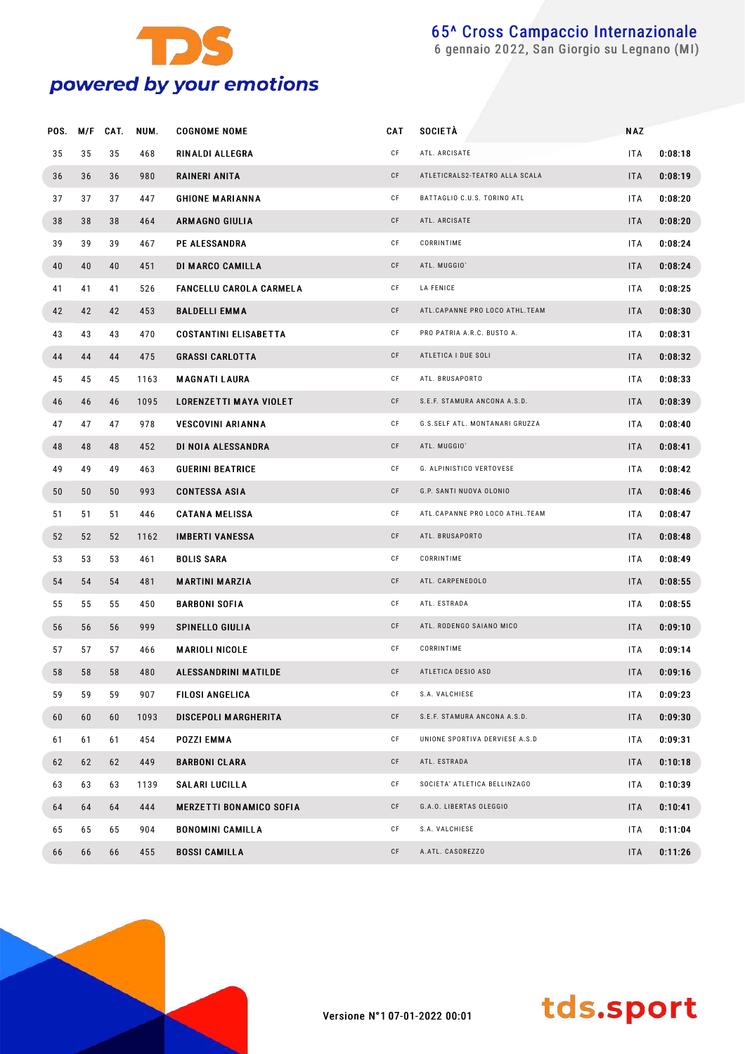# 65^ Cross Campaccio Internazionale

6 gennaio 2022, San Giorgio su Legnano (MI)

| POS. | M/F | CAT. | NUM. | COGNOME NOME | CAT | SOCIETÀ | NAZ | |
|---|---|---|---|---|---|---|---|---|
| 35 | 35 | 35 | 468 | RINALDI ALLEGRA | CF | ATL. ARCISATE | ITA | 0:08:18 |
| 36 | 36 | 36 | 980 | RAINERI ANITA | CF | ATLETICRALS2-TEATRO ALLA SCALA | ITA | 0:08:19 |
| 37 | 37 | 37 | 447 | GHIONE MARIANNA | CF | BATTAGLIO C.U.S. TORINO ATL | ITA | 0:08:20 |
| 38 | 38 | 38 | 464 | ARMAGNO GIULIA | CF | ATL. ARCISATE | ITA | 0:08:20 |
| 39 | 39 | 39 | 467 | PE ALESSANDRA | CF | CORRINTIME | ITA | 0:08:24 |
| 40 | 40 | 40 | 451 | DI MARCO CAMILLA | CF | ATL. MUGGIO` | ITA | 0:08:24 |
| 41 | 41 | 41 | 526 | FANCELLU CAROLA CARMELA | CF | LA FENICE | ITA | 0:08:25 |
| 42 | 42 | 42 | 453 | BALDELLI EMMA | CF | ATL.CAPANNE PRO LOCO ATHL.TEAM | ITA | 0:08:30 |
| 43 | 43 | 43 | 470 | COSTANTINI ELISABETTA | CF | PRO PATRIA A.R.C. BUSTO A. | ITA | 0:08:31 |
| 44 | 44 | 44 | 475 | GRASSI CARLOTTA | CF | ATLETICA I DUE SOLI | ITA | 0:08:32 |
| 45 | 45 | 45 | 1163 | MAGNATI LAURA | CF | ATL. BRUSAPORTO | ITA | 0:08:33 |
| 46 | 46 | 46 | 1095 | LORENZETTI MAYA VIOLET | CF | S.E.F. STAMURA ANCONA A.S.D. | ITA | 0:08:39 |
| 47 | 47 | 47 | 978 | VESCOVINI ARIANNA | CF | G.S.SELF ATL. MONTANARI GRUZZA | ITA | 0:08:40 |
| 48 | 48 | 48 | 452 | DI NOIA ALESSANDRA | CF | ATL. MUGGIO` | ITA | 0:08:41 |
| 49 | 49 | 49 | 463 | GUERINI BEATRICE | CF | G. ALPINISTICO VERTOVESE | ITA | 0:08:42 |
| 50 | 50 | 50 | 993 | CONTESSA ASIA | CF | G.P. SANTI NUOVA OLONIO | ITA | 0:08:46 |
| 51 | 51 | 51 | 446 | CATANA MELISSA | CF | ATL.CAPANNE PRO LOCO ATHL.TEAM | ITA | 0:08:47 |
| 52 | 52 | 52 | 1162 | IMBERTI VANESSA | CF | ATL. BRUSAPORTO | ITA | 0:08:48 |
| 53 | 53 | 53 | 461 | BOLIS SARA | CF | CORRINTIME | ITA | 0:08:49 |
| 54 | 54 | 54 | 481 | MARTINI MARZIA | CF | ATL. CARPENEDOLO | ITA | 0:08:55 |
| 55 | 55 | 55 | 450 | BARBONI SOFIA | CF | ATL. ESTRADA | ITA | 0:08:55 |
| 56 | 56 | 56 | 999 | SPINELLO GIULIA | CF | ATL. RODENGO SAIANO MICO | ITA | 0:09:10 |
| 57 | 57 | 57 | 466 | MARIOLI NICOLE | CF | CORRINTIME | ITA | 0:09:14 |
| 58 | 58 | 58 | 480 | ALESSANDRINI MATILDE | CF | ATLETICA DESIO ASD | ITA | 0:09:16 |
| 59 | 59 | 59 | 907 | FILOSI ANGELICA | CF | S.A. VALCHIESE | ITA | 0:09:23 |
| 60 | 60 | 60 | 1093 | DISCEPOLI MARGHERITA | CF | S.E.F. STAMURA ANCONA A.S.D. | ITA | 0:09:30 |
| 61 | 61 | 61 | 454 | POZZI EMMA | CF | UNIONE SPORTIVA DERVIESE A.S.D | ITA | 0:09:31 |
| 62 | 62 | 62 | 449 | BARBONI CLARA | CF | ATL. ESTRADA | ITA | 0:10:18 |
| 63 | 63 | 63 | 1139 | SALARI LUCILLA | CF | SOCIETA' ATLETICA BELLINZAGO | ITA | 0:10:39 |
| 64 | 64 | 64 | 444 | MERZETTI BONAMICO SOFIA | CF | G.A.O. LIBERTAS OLEGGIO | ITA | 0:10:41 |
| 65 | 65 | 65 | 904 | BONOMINI CAMILLA | CF | S.A. VALCHIESE | ITA | 0:11:04 |
| 66 | 66 | 66 | 455 | BOSSI CAMILLA | CF | A.ATL. CASOREZZO | ITA | 0:11:26 |

Versione N°1 07-01-2022 00:01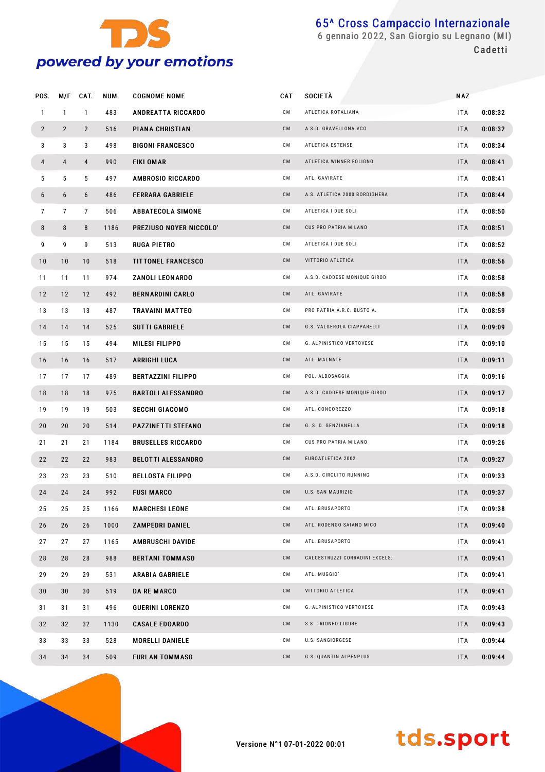# 65^ Cross Campaccio Internazionale

6 gennaio 2022, San Giorgio su Legnano (MI)

Cadetti

| POS. | M/F | CAT. | NUM. | COGNOME NOME | CAT | SOCIETÀ | NAZ | |
|---|---|---|---|---|---|---|---|---|
| 1 | 1 | 1 | 483 | ANDREATTA RICCARDO | CM | ATLETICA ROTALIANA | ITA | 0:08:32 |
| 2 | 2 | 2 | 516 | PIANA CHRISTIAN | CM | A.S.D. GRAVELLONA VCO | ITA | 0:08:32 |
| 3 | 3 | 3 | 498 | BIGONI FRANCESCO | CM | ATLETICA ESTENSE | ITA | 0:08:34 |
| 4 | 4 | 4 | 990 | FIKI OMAR | CM | ATLETICA WINNER FOLIGNO | ITA | 0:08:41 |
| 5 | 5 | 5 | 497 | AMBROSIO RICCARDO | CM | ATL. GAVIRATE | ITA | 0:08:41 |
| 6 | 6 | 6 | 486 | FERRARA GABRIELE | CM | A.S. ATLETICA 2000 BORDIGHERA | ITA | 0:08:44 |
| 7 | 7 | 7 | 506 | ABBATECOLA SIMONE | CM | ATLETICA I DUE SOLI | ITA | 0:08:50 |
| 8 | 8 | 8 | 1186 | PREZIUSO NOYER NICCOLO' | CM | CUS PRO PATRIA MILANO | ITA | 0:08:51 |
| 9 | 9 | 9 | 513 | RUGA PIETRO | CM | ATLETICA I DUE SOLI | ITA | 0:08:52 |
| 10 | 10 | 10 | 518 | TITTONEL FRANCESCO | CM | VITTORIO ATLETICA | ITA | 0:08:56 |
| 11 | 11 | 11 | 974 | ZANOLI LEONARDO | CM | A.S.D. CADDESE MONIQUE GIROD | ITA | 0:08:58 |
| 12 | 12 | 12 | 492 | BERNARDINI CARLO | CM | ATL. GAVIRATE | ITA | 0:08:58 |
| 13 | 13 | 13 | 487 | TRAVAINI MATTEO | CM | PRO PATRIA A.R.C. BUSTO A. | ITA | 0:08:59 |
| 14 | 14 | 14 | 525 | SUTTI GABRIELE | CM | G.S. VALGEROLA CIAPPARELLI | ITA | 0:09:09 |
| 15 | 15 | 15 | 494 | MILESI FILIPPO | CM | G. ALPINISTICO VERTOVESE | ITA | 0:09:10 |
| 16 | 16 | 16 | 517 | ARRIGHI LUCA | CM | ATL. MALNATE | ITA | 0:09:11 |
| 17 | 17 | 17 | 489 | BERTAZZINI FILIPPO | CM | POL. ALBOSAGGIA | ITA | 0:09:16 |
| 18 | 18 | 18 | 975 | BARTOLI ALESSANDRO | CM | A.S.D. CADDESE MONIQUE GIROD | ITA | 0:09:17 |
| 19 | 19 | 19 | 503 | SECCHI GIACOMO | CM | ATL. CONCOREZZO | ITA | 0:09:18 |
| 20 | 20 | 20 | 514 | PAZZINETTI STEFANO | CM | G. S. D. GENZIANELLA | ITA | 0:09:18 |
| 21 | 21 | 21 | 1184 | BRUSELLES RICCARDO | CM | CUS PRO PATRIA MILANO | ITA | 0:09:26 |
| 22 | 22 | 22 | 983 | BELOTTI ALESSANDRO | CM | EUROATLETICA 2002 | ITA | 0:09:27 |
| 23 | 23 | 23 | 510 | BELLOSTA FILIPPO | CM | A.S.D. CIRCUITO RUNNING | ITA | 0:09:33 |
| 24 | 24 | 24 | 992 | FUSI MARCO | CM | U.S. SAN MAURIZIO | ITA | 0:09:37 |
| 25 | 25 | 25 | 1166 | MARCHESI LEONE | CM | ATL. BRUSAPORTO | ITA | 0:09:38 |
| 26 | 26 | 26 | 1000 | ZAMPEDRI DANIEL | CM | ATL. RODENGO SAIANO MICO | ITA | 0:09:40 |
| 27 | 27 | 27 | 1165 | AMBRUSCHI DAVIDE | CM | ATL. BRUSAPORTO | ITA | 0:09:41 |
| 28 | 28 | 28 | 988 | BERTANI TOMMASO | CM | CALCESTRUZZI CORRADINI EXCELS. | ITA | 0:09:41 |
| 29 | 29 | 29 | 531 | ARABIA GABRIELE | CM | ATL. MUGGIO' | ITA | 0:09:41 |
| 30 | 30 | 30 | 519 | DA RE MARCO | CM | VITTORIO ATLETICA | ITA | 0:09:41 |
| 31 | 31 | 31 | 496 | GUERINI LORENZO | CM | G. ALPINISTICO VERTOVESE | ITA | 0:09:43 |
| 32 | 32 | 32 | 1130 | CASALE EDOARDO | CM | S.S. TRIONFO LIGURE | ITA | 0:09:43 |
| 33 | 33 | 33 | 528 | MORELLI DANIELE | CM | U.S. SANGIORGESE | ITA | 0:09:44 |
| 34 | 34 | 34 | 509 | FURLAN TOMMASO | CM | G.S. QUANTIN ALPENPLUS | ITA | 0:09:44 |

Versione N°1 07-01-2022 00:01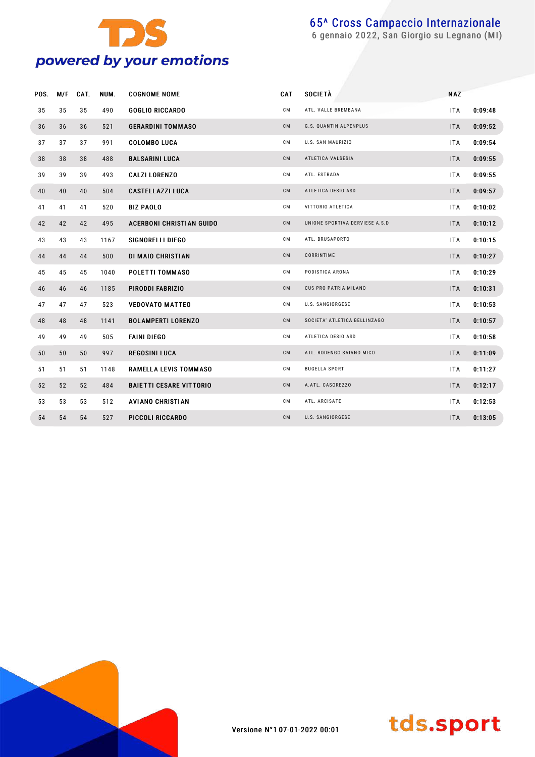# 65^ Cross Campaccio Internazionale

6 gennaio 2022, San Giorgio su Legnano (MI)

| POS. | M/F | CAT. | NUM. | COGNOME NOME | CAT | SOCIETÀ | NAZ | |
|---|---|---|---|---|---|---|---|---|
| 35 | 35 | 35 | 490 | GOGLIO RICCARDO | CM | ATL. VALLE BREMBANA | ITA | 0:09:48 |
| 36 | 36 | 36 | 521 | GERARDINI TOMMASO | CM | G.S. QUANTIN ALPENPLUS | ITA | 0:09:52 |
| 37 | 37 | 37 | 991 | COLOMBO LUCA | CM | U.S. SAN MAURIZIO | ITA | 0:09:54 |
| 38 | 38 | 38 | 488 | BALSARINI LUCA | CM | ATLETICA VALSESIA | ITA | 0:09:55 |
| 39 | 39 | 39 | 493 | CALZI LORENZO | CM | ATL. ESTRADA | ITA | 0:09:55 |
| 40 | 40 | 40 | 504 | CASTELLAZZI LUCA | CM | ATLETICA DESIO ASD | ITA | 0:09:57 |
| 41 | 41 | 41 | 520 | BIZ PAOLO | CM | VITTORIO ATLETICA | ITA | 0:10:02 |
| 42 | 42 | 42 | 495 | ACERBONI CHRISTIAN GUIDO | CM | UNIONE SPORTIVA DERVIESE A.S.D | ITA | 0:10:12 |
| 43 | 43 | 43 | 1167 | SIGNORELLI DIEGO | CM | ATL. BRUSAPORTO | ITA | 0:10:15 |
| 44 | 44 | 44 | 500 | DI MAIO CHRISTIAN | CM | CORRINTIME | ITA | 0:10:27 |
| 45 | 45 | 45 | 1040 | POLETTI TOMMASO | CM | PODISTICA ARONA | ITA | 0:10:29 |
| 46 | 46 | 46 | 1185 | PIRODDI FABRIZIO | CM | CUS PRO PATRIA MILANO | ITA | 0:10:31 |
| 47 | 47 | 47 | 523 | VEDOVATO MATTEO | CM | U.S. SANGIORGESE | ITA | 0:10:53 |
| 48 | 48 | 48 | 1141 | BOLAMPERTI LORENZO | CM | SOCIETA' ATLETICA BELLINZAGO | ITA | 0:10:57 |
| 49 | 49 | 49 | 505 | FAINI DIEGO | CM | ATLETICA DESIO ASD | ITA | 0:10:58 |
| 50 | 50 | 50 | 997 | REGOSINI LUCA | CM | ATL. RODENGO SAIANO MICO | ITA | 0:11:09 |
| 51 | 51 | 51 | 1148 | RAMELLA LEVIS TOMMASO | CM | BUGELLA SPORT | ITA | 0:11:27 |
| 52 | 52 | 52 | 484 | BAIETTI CESARE VITTORIO | CM | A.ATL. CASOREZZO | ITA | 0:12:17 |
| 53 | 53 | 53 | 512 | AVIANO CHRISTIAN | CM | ATL. ARCISATE | ITA | 0:12:53 |
| 54 | 54 | 54 | 527 | PICCOLI RICCARDO | CM | U.S. SANGIORGESE | ITA | 0:13:05 |

Versione N°1 07-01-2022 00:01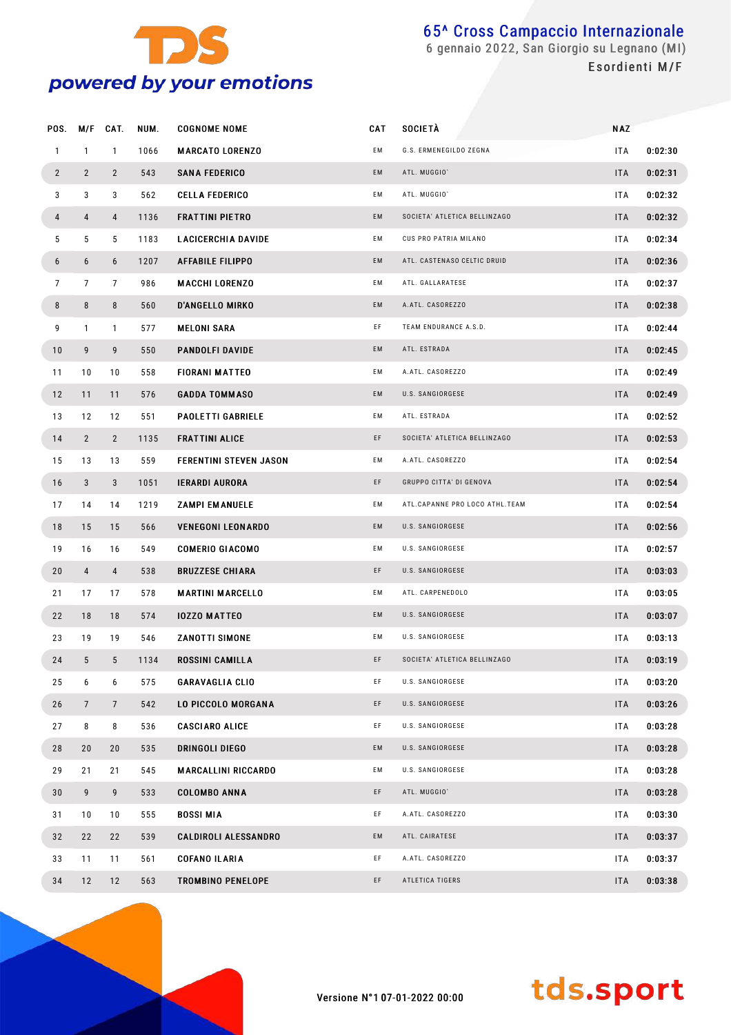# 65^ Cross Campaccio Internazionale

6 gennaio 2022, San Giorgio su Legnano (MI)

Esordienti M/F

| POS. | M/F | CAT. | NUM. | COGNOME NOME | CAT | SOCIETÀ | NAZ | |
|---|---|---|---|---|---|---|---|---|
| 1 | 1 | 1 | 1066 | MARCATO LORENZO | EM | G.S. ERMENEGILDO ZEGNA | ITA | 0:02:30 |
| 2 | 2 | 2 | 543 | SANA FEDERICO | EM | ATL. MUGGIO` | ITA | 0:02:31 |
| 3 | 3 | 3 | 562 | CELLA FEDERICO | EM | ATL. MUGGIO` | ITA | 0:02:32 |
| 4 | 4 | 4 | 1136 | FRATTINI PIETRO | EM | SOCIETA' ATLETICA BELLINZAGO | ITA | 0:02:32 |
| 5 | 5 | 5 | 1183 | LACICERCHIA DAVIDE | EM | CUS PRO PATRIA MILANO | ITA | 0:02:34 |
| 6 | 6 | 6 | 1207 | AFFABILE FILIPPO | EM | ATL. CASTENASO CELTIC DRUID | ITA | 0:02:36 |
| 7 | 7 | 7 | 986 | MACCHI LORENZO | EM | ATL. GALLARATESE | ITA | 0:02:37 |
| 8 | 8 | 8 | 560 | D'ANGELLO MIRKO | EM | A.ATL. CASOREZZO | ITA | 0:02:38 |
| 9 | 1 | 1 | 577 | MELONI SARA | EF | TEAM ENDURANCE A.S.D. | ITA | 0:02:44 |
| 10 | 9 | 9 | 550 | PANDOLFI DAVIDE | EM | ATL. ESTRADA | ITA | 0:02:45 |
| 11 | 10 | 10 | 558 | FIORANI MATTEO | EM | A.ATL. CASOREZZO | ITA | 0:02:49 |
| 12 | 11 | 11 | 576 | GADDA TOMMASO | EM | U.S. SANGIORGESE | ITA | 0:02:49 |
| 13 | 12 | 12 | 551 | PAOLETTI GABRIELE | EM | ATL. ESTRADA | ITA | 0:02:52 |
| 14 | 2 | 2 | 1135 | FRATTINI ALICE | EF | SOCIETA' ATLETICA BELLINZAGO | ITA | 0:02:53 |
| 15 | 13 | 13 | 559 | FERENTINI STEVEN JASON | EM | A.ATL. CASOREZZO | ITA | 0:02:54 |
| 16 | 3 | 3 | 1051 | IERARDI AURORA | EF | GRUPPO CITTA' DI GENOVA | ITA | 0:02:54 |
| 17 | 14 | 14 | 1219 | ZAMPI EMANUELE | EM | ATL.CAPANNE PRO LOCO ATHL.TEAM | ITA | 0:02:54 |
| 18 | 15 | 15 | 566 | VENEGONI LEONARDO | EM | U.S. SANGIORGESE | ITA | 0:02:56 |
| 19 | 16 | 16 | 549 | COMERIO GIACOMO | EM | U.S. SANGIORGESE | ITA | 0:02:57 |
| 20 | 4 | 4 | 538 | BRUZZESE CHIARA | EF | U.S. SANGIORGESE | ITA | 0:03:03 |
| 21 | 17 | 17 | 578 | MARTINI MARCELLO | EM | ATL. CARPENEDOLO | ITA | 0:03:05 |
| 22 | 18 | 18 | 574 | IOZZO MATTEO | EM | U.S. SANGIORGESE | ITA | 0:03:07 |
| 23 | 19 | 19 | 546 | ZANOTTI SIMONE | EM | U.S. SANGIORGESE | ITA | 0:03:13 |
| 24 | 5 | 5 | 1134 | ROSSINI CAMILLA | EF | SOCIETA' ATLETICA BELLINZAGO | ITA | 0:03:19 |
| 25 | 6 | 6 | 575 | GARAVAGLIA CLIO | EF | U.S. SANGIORGESE | ITA | 0:03:20 |
| 26 | 7 | 7 | 542 | LO PICCOLO MORGANA | EF | U.S. SANGIORGESE | ITA | 0:03:26 |
| 27 | 8 | 8 | 536 | CASCIARO ALICE | EF | U.S. SANGIORGESE | ITA | 0:03:28 |
| 28 | 20 | 20 | 535 | DRINGOLI DIEGO | EM | U.S. SANGIORGESE | ITA | 0:03:28 |
| 29 | 21 | 21 | 545 | MARCALLINI RICCARDO | EM | U.S. SANGIORGESE | ITA | 0:03:28 |
| 30 | 9 | 9 | 533 | COLOMBO ANNA | EF | ATL. MUGGIO` | ITA | 0:03:28 |
| 31 | 10 | 10 | 555 | BOSSI MIA | EF | A.ATL. CASOREZZO | ITA | 0:03:30 |
| 32 | 22 | 22 | 539 | CALDIROLI ALESSANDRO | EM | ATL. CAIRATESE | ITA | 0:03:37 |
| 33 | 11 | 11 | 561 | COFANO ILARIA | EF | A.ATL. CASOREZZO | ITA | 0:03:37 |
| 34 | 12 | 12 | 563 | TROMBINO PENELOPE | EF | ATLETICA TIGERS | ITA | 0:03:38 |

Versione N°1 07-01-2022 00:00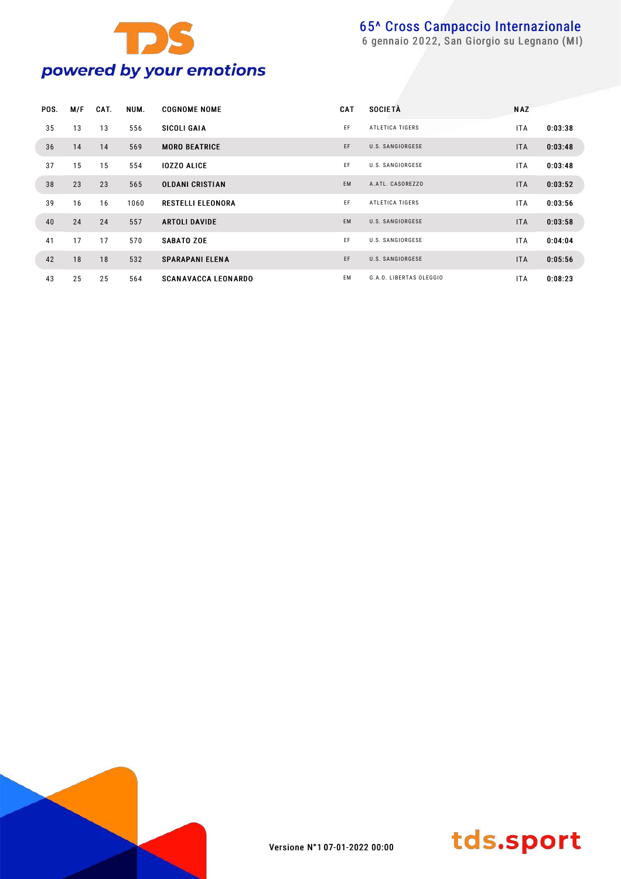# 65^ Cross Campaccio Internazionale

6 gennaio 2022, San Giorgio su Legnano (MI)

| POS. | M/F | CAT. | NUM. | COGNOME NOME | CAT | SOCIETÀ | NAZ | |
|---|---|---|---|---|---|---|---|---|
| 35 | 13 | 13 | 556 | SICOLI GAIA | EF | ATLETICA TIGERS | ITA | 0:03:38 |
| 36 | 14 | 14 | 569 | MORO BEATRICE | EF | U.S. SANGIORGESE | ITA | 0:03:48 |
| 37 | 15 | 15 | 554 | IOZZO ALICE | EF | U.S. SANGIORGESE | ITA | 0:03:48 |
| 38 | 23 | 23 | 565 | OLDANI CRISTIAN | EM | A.ATL. CASOREZZO | ITA | 0:03:52 |
| 39 | 16 | 16 | 1060 | RESTELLI ELEONORA | EF | ATLETICA TIGERS | ITA | 0:03:56 |
| 40 | 24 | 24 | 557 | ARTOLI DAVIDE | EM | U.S. SANGIORGESE | ITA | 0:03:58 |
| 41 | 17 | 17 | 570 | SABATO ZOE | EF | U.S. SANGIORGESE | ITA | 0:04:04 |
| 42 | 18 | 18 | 532 | SPARAPANI ELENA | EF | U.S. SANGIORGESE | ITA | 0:05:56 |
| 43 | 25 | 25 | 564 | SCANAVACCA LEONARDO | EM | G.A.O. LIBERTAS OLEGGIO | ITA | 0:08:23 |

Versione N°1 07-01-2022 00:00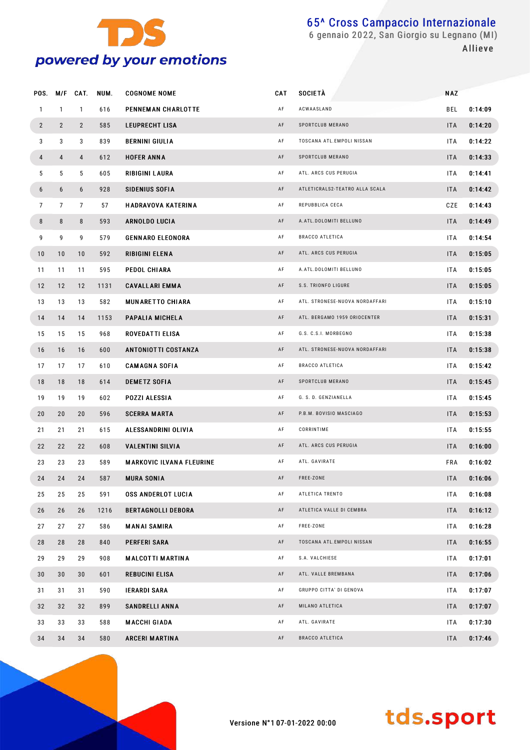# 65^ Cross Campaccio Internazionale

6 gennaio 2022, San Giorgio su Legnano (MI)

Allieve

| POS. | M/F | CAT. | NUM. | COGNOME NOME | CAT | SOCIETÀ | NAZ | |
|---|---|---|---|---|---|---|---|---|
| 1 | 1 | 1 | 616 | PENNEMAN CHARLOTTE | AF | ACWAASLAND | BEL | 0:14:09 |
| 2 | 2 | 2 | 585 | LEUPRECHT LISA | AF | SPORTCLUB MERANO | ITA | 0:14:20 |
| 3 | 3 | 3 | 839 | BERNINI GIULIA | AF | TOSCANA ATL.EMPOLI NISSAN | ITA | 0:14:22 |
| 4 | 4 | 4 | 612 | HOFER ANNA | AF | SPORTCLUB MERANO | ITA | 0:14:33 |
| 5 | 5 | 5 | 605 | RIBIGINI LAURA | AF | ATL. ARCS CUS PERUGIA | ITA | 0:14:41 |
| 6 | 6 | 6 | 928 | SIDENIUS SOFIA | AF | ATLETICRALS2-TEATRO ALLA SCALA | ITA | 0:14:42 |
| 7 | 7 | 7 | 57 | HADRAVOVA KATERINA | AF | REPUBBLICA CECA | CZE | 0:14:43 |
| 8 | 8 | 8 | 593 | ARNOLDO LUCIA | AF | A.ATL.DOLOMITI BELLUNO | ITA | 0:14:49 |
| 9 | 9 | 9 | 579 | GENNARO ELEONORA | AF | BRACCO ATLETICA | ITA | 0:14:54 |
| 10 | 10 | 10 | 592 | RIBIGINI ELENA | AF | ATL. ARCS CUS PERUGIA | ITA | 0:15:05 |
| 11 | 11 | 11 | 595 | PEDOL CHIARA | AF | A.ATL.DOLOMITI BELLUNO | ITA | 0:15:05 |
| 12 | 12 | 12 | 1131 | CAVALLARI EMMA | AF | S.S. TRIONFO LIGURE | ITA | 0:15:05 |
| 13 | 13 | 13 | 582 | MUNARETTO CHIARA | AF | ATL. STRONESE-NUOVA NORDAFFARI | ITA | 0:15:10 |
| 14 | 14 | 14 | 1153 | PAPALIA MICHELA | AF | ATL. BERGAMO 1959 ORIOCENTER | ITA | 0:15:31 |
| 15 | 15 | 15 | 968 | ROVEDATTI ELISA | AF | G.S. C.S.I. MORBEGNO | ITA | 0:15:38 |
| 16 | 16 | 16 | 600 | ANTONIOTTI COSTANZA | AF | ATL. STRONESE-NUOVA NORDAFFARI | ITA | 0:15:38 |
| 17 | 17 | 17 | 610 | CAMAGNA SOFIA | AF | BRACCO ATLETICA | ITA | 0:15:42 |
| 18 | 18 | 18 | 614 | DEMETZ SOFIA | AF | SPORTCLUB MERANO | ITA | 0:15:45 |
| 19 | 19 | 19 | 602 | POZZI ALESSIA | AF | G. S. D. GENZIANELLA | ITA | 0:15:45 |
| 20 | 20 | 20 | 596 | SCERRA MARTA | AF | P.B.M. BOVISIO MASCIAGO | ITA | 0:15:53 |
| 21 | 21 | 21 | 615 | ALESSANDRINI OLIVIA | AF | CORRINTIME | ITA | 0:15:55 |
| 22 | 22 | 22 | 608 | VALENTINI SILVIA | AF | ATL. ARCS CUS PERUGIA | ITA | 0:16:00 |
| 23 | 23 | 23 | 589 | MARKOVIC ILVANA FLEURINE | AF | ATL. GAVIRATE | FRA | 0:16:02 |
| 24 | 24 | 24 | 587 | MURA SONIA | AF | FREE-ZONE | ITA | 0:16:06 |
| 25 | 25 | 25 | 591 | OSS ANDERLOT LUCIA | AF | ATLETICA TRENTO | ITA | 0:16:08 |
| 26 | 26 | 26 | 1216 | BERTAGNOLLI DEBORA | AF | ATLETICA VALLE DI CEMBRA | ITA | 0:16:12 |
| 27 | 27 | 27 | 586 | MANAI SAMIRA | AF | FREE-ZONE | ITA | 0:16:28 |
| 28 | 28 | 28 | 840 | PERFERI SARA | AF | TOSCANA ATL.EMPOLI NISSAN | ITA | 0:16:55 |
| 29 | 29 | 29 | 908 | MALCOTTI MARTINA | AF | S.A. VALCHIESE | ITA | 0:17:01 |
| 30 | 30 | 30 | 601 | REBUCINI ELISA | AF | ATL. VALLE BREMBANA | ITA | 0:17:06 |
| 31 | 31 | 31 | 590 | IERARDI SARA | AF | GRUPPO CITTA' DI GENOVA | ITA | 0:17:07 |
| 32 | 32 | 32 | 899 | SANDRELLI ANNA | AF | MILANO ATLETICA | ITA | 0:17:07 |
| 33 | 33 | 33 | 588 | MACCHI GIADA | AF | ATL. GAVIRATE | ITA | 0:17:30 |
| 34 | 34 | 34 | 580 | ARCERI MARTINA | AF | BRACCO ATLETICA | ITA | 0:17:46 |

Versione N°1 07-01-2022 00:00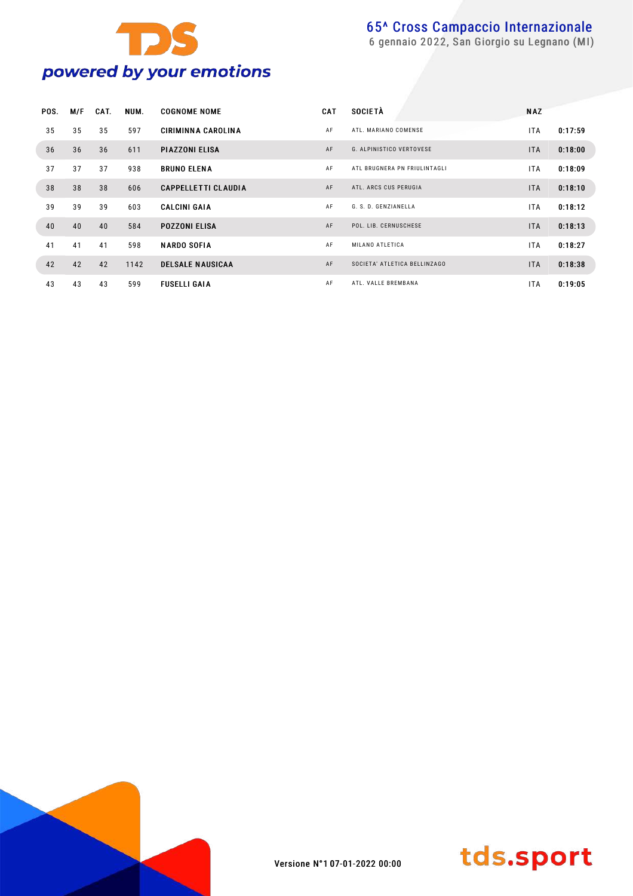# 65^ Cross Campaccio Internazionale

6 gennaio 2022, San Giorgio su Legnano (MI)

| POS. | M/F | CAT. | NUM. | COGNOME NOME | CAT | SOCIETÀ | NAZ | |
|---|---|---|---|---|---|---|---|---|
| 35 | 35 | 35 | 597 | CIRIMINNA CAROLINA | AF | ATL. MARIANO COMENSE | ITA | 0:17:59 |
| 36 | 36 | 36 | 611 | PIAZZONI ELISA | AF | G. ALPINISTICO VERTOVESE | ITA | 0:18:00 |
| 37 | 37 | 37 | 938 | BRUNO ELENA | AF | ATL BRUGNERA PN FRIULINTAGLI | ITA | 0:18:09 |
| 38 | 38 | 38 | 606 | CAPPELLETTI CLAUDIA | AF | ATL. ARCS CUS PERUGIA | ITA | 0:18:10 |
| 39 | 39 | 39 | 603 | CALCINI GAIA | AF | G. S. D. GENZIANELLA | ITA | 0:18:12 |
| 40 | 40 | 40 | 584 | POZZONI ELISA | AF | POL. LIB. CERNUSCHESE | ITA | 0:18:13 |
| 41 | 41 | 41 | 598 | NARDO SOFIA | AF | MILANO ATLETICA | ITA | 0:18:27 |
| 42 | 42 | 42 | 1142 | DELSALE NAUSICAA | AF | SOCIETA' ATLETICA BELLINZAGO | ITA | 0:18:38 |
| 43 | 43 | 43 | 599 | FUSELLI GAIA | AF | ATL. VALLE BREMBANA | ITA | 0:19:05 |

Versione N°1 07-01-2022 00:00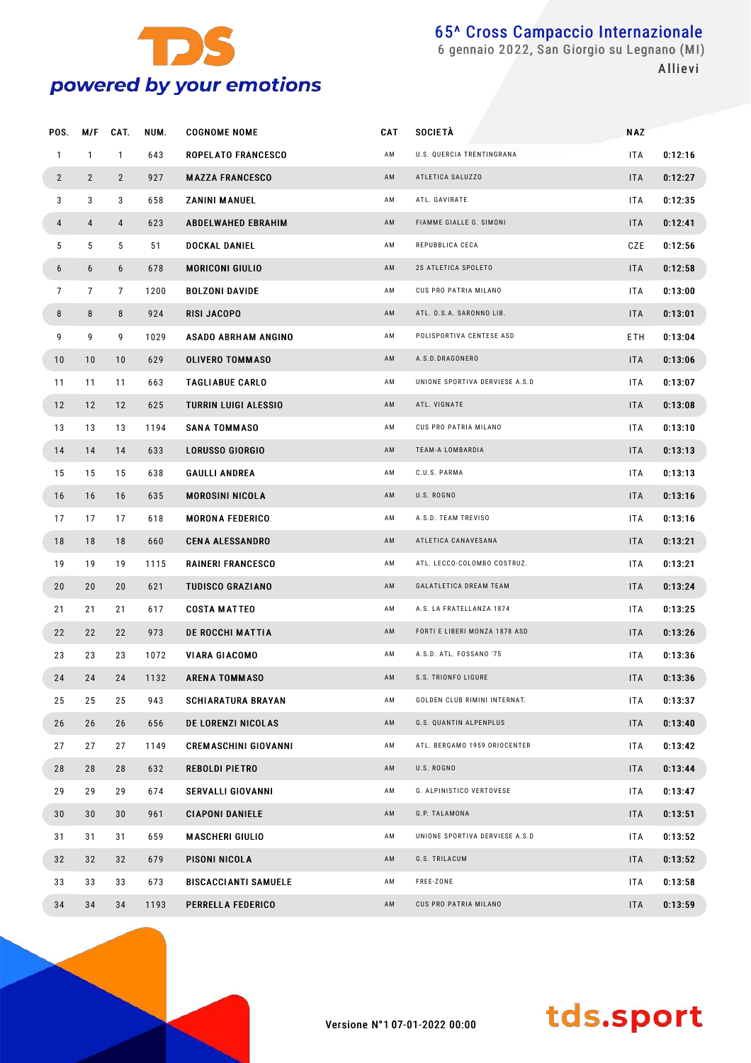# 65^ Cross Campaccio Internazionale

6 gennaio 2022, San Giorgio su Legnano (MI)

Allievi

| POS. | M/F | CAT. | NUM. | COGNOME NOME | CAT | SOCIETÀ | NAZ | |
|---|---|---|---|---|---|---|---|---|
| 1 | 1 | 1 | 643 | ROPELATO FRANCESCO | AM | U.S. QUERCIA TRENTINGRANA | ITA | 0:12:16 |
| 2 | 2 | 2 | 927 | MAZZA FRANCESCO | AM | ATLETICA SALUZZO | ITA | 0:12:27 |
| 3 | 3 | 3 | 658 | ZANINI MANUEL | AM | ATL. GAVIRATE | ITA | 0:12:35 |
| 4 | 4 | 4 | 623 | ABDELWAHED EBRAHIM | AM | FIAMME GIALLE G. SIMONI | ITA | 0:12:41 |
| 5 | 5 | 5 | 51 | DOCKAL DANIEL | AM | REPUBBLICA CECA | CZE | 0:12:56 |
| 6 | 6 | 6 | 678 | MORICONI GIULIO | AM | 2S ATLETICA SPOLETO | ITA | 0:12:58 |
| 7 | 7 | 7 | 1200 | BOLZONI DAVIDE | AM | CUS PRO PATRIA MILANO | ITA | 0:13:00 |
| 8 | 8 | 8 | 924 | RISI JACOPO | AM | ATL. O.S.A. SARONNO LIB. | ITA | 0:13:01 |
| 9 | 9 | 9 | 1029 | ASADO ABRHAM ANGINO | AM | POLISPORTIVA CENTESE ASD | ETH | 0:13:04 |
| 10 | 10 | 10 | 629 | OLIVERO TOMMASO | AM | A.S.D.DRAGONERO | ITA | 0:13:06 |
| 11 | 11 | 11 | 663 | TAGLIABUE CARLO | AM | UNIONE SPORTIVA DERVIESE A.S.D | ITA | 0:13:07 |
| 12 | 12 | 12 | 625 | TURRIN LUIGI ALESSIO | AM | ATL. VIGNATE | ITA | 0:13:08 |
| 13 | 13 | 13 | 1194 | SANA TOMMASO | AM | CUS PRO PATRIA MILANO | ITA | 0:13:10 |
| 14 | 14 | 14 | 633 | LORUSSO GIORGIO | AM | TEAM-A LOMBARDIA | ITA | 0:13:13 |
| 15 | 15 | 15 | 638 | GAULLI ANDREA | AM | C.U.S. PARMA | ITA | 0:13:13 |
| 16 | 16 | 16 | 635 | MOROSINI NICOLA | AM | U.S. ROGNO | ITA | 0:13:16 |
| 17 | 17 | 17 | 618 | MORONA FEDERICO | AM | A.S.D. TEAM TREVISO | ITA | 0:13:16 |
| 18 | 18 | 18 | 660 | CENA ALESSANDRO | AM | ATLETICA CANAVESANA | ITA | 0:13:21 |
| 19 | 19 | 19 | 1115 | RAINERI FRANCESCO | AM | ATL. LECCO-COLOMBO COSTRUZ. | ITA | 0:13:21 |
| 20 | 20 | 20 | 621 | TUDISCO GRAZIANO | AM | GALATLETICA DREAM TEAM | ITA | 0:13:24 |
| 21 | 21 | 21 | 617 | COSTA MATTEO | AM | A.S. LA FRATELLANZA 1874 | ITA | 0:13:25 |
| 22 | 22 | 22 | 973 | DE ROCCHI MATTIA | AM | FORTI E LIBERI MONZA 1878 ASD | ITA | 0:13:26 |
| 23 | 23 | 23 | 1072 | VIARA GIACOMO | AM | A.S.D. ATL. FOSSANO '75 | ITA | 0:13:36 |
| 24 | 24 | 24 | 1132 | ARENA TOMMASO | AM | S.S. TRIONFO LIGURE | ITA | 0:13:36 |
| 25 | 25 | 25 | 943 | SCHIARATURA BRAYAN | AM | GOLDEN CLUB RIMINI INTERNAT. | ITA | 0:13:37 |
| 26 | 26 | 26 | 656 | DE LORENZI NICOLAS | AM | G.S. QUANTIN ALPENPLUS | ITA | 0:13:40 |
| 27 | 27 | 27 | 1149 | CREMASCHINI GIOVANNI | AM | ATL. BERGAMO 1959 ORIOCENTER | ITA | 0:13:42 |
| 28 | 28 | 28 | 632 | REBOLDI PIETRO | AM | U.S. ROGNO | ITA | 0:13:44 |
| 29 | 29 | 29 | 674 | SERVALLI GIOVANNI | AM | G. ALPINISTICO VERTOVESE | ITA | 0:13:47 |
| 30 | 30 | 30 | 961 | CIAPONI DANIELE | AM | G.P. TALAMONA | ITA | 0:13:51 |
| 31 | 31 | 31 | 659 | MASCHERI GIULIO | AM | UNIONE SPORTIVA DERVIESE A.S.D | ITA | 0:13:52 |
| 32 | 32 | 32 | 679 | PISONI NICOLA | AM | G.S. TRILACUM | ITA | 0:13:52 |
| 33 | 33 | 33 | 673 | BISCACCIANTI SAMUELE | AM | FREE-ZONE | ITA | 0:13:58 |
| 34 | 34 | 34 | 1193 | PERRELLA FEDERICO | AM | CUS PRO PATRIA MILANO | ITA | 0:13:59 |

Versione N°1 07-01-2022 00:00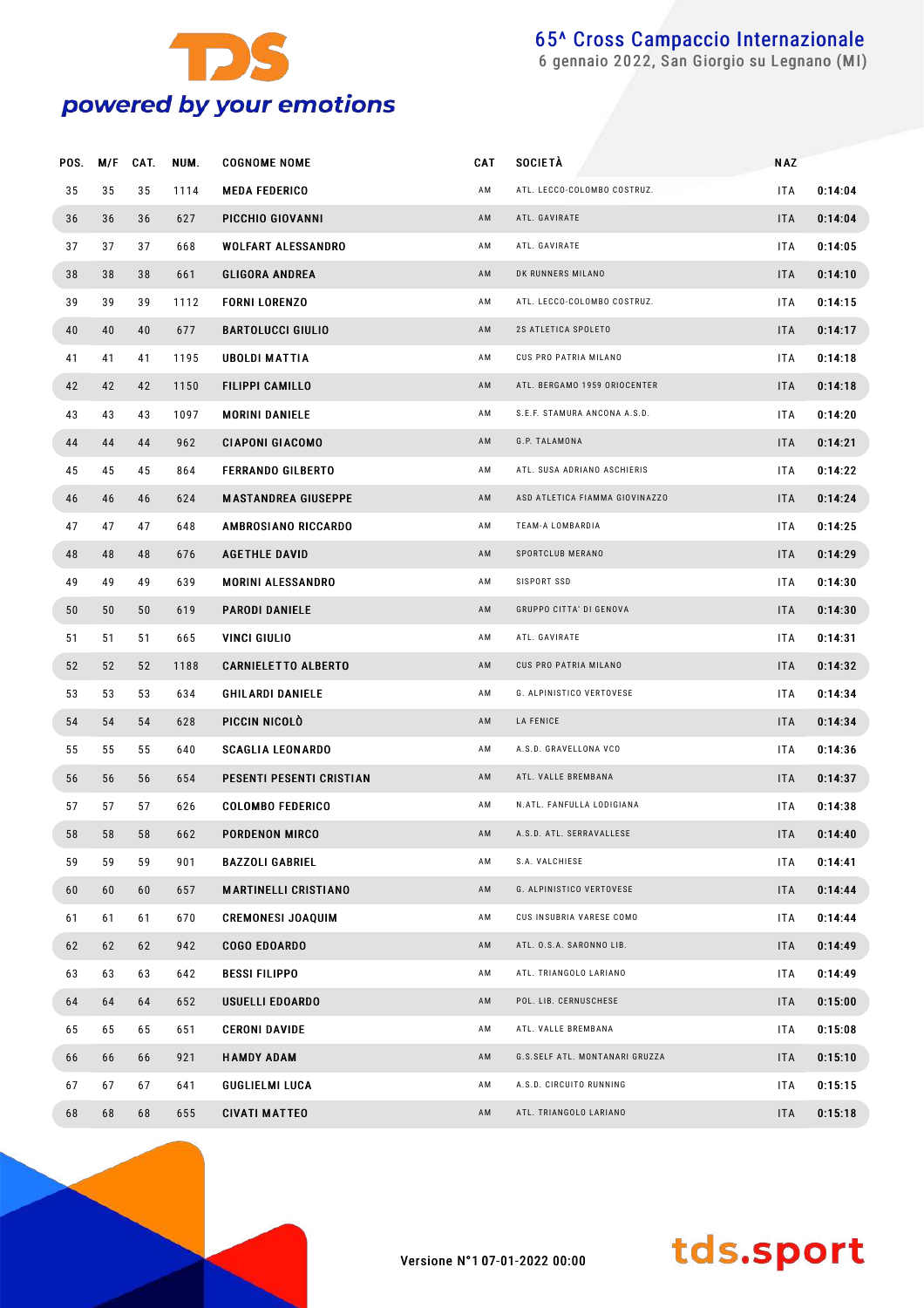# 65^ Cross Campaccio Internazionale

6 gennaio 2022, San Giorgio su Legnano (MI)

| POS. | M/F | CAT. | NUM. | COGNOME NOME | CAT | SOCIETÀ | NAZ | |
|---|---|---|---|---|---|---|---|---|
| 35 | 35 | 35 | 1114 | MEDA FEDERICO | AM | ATL. LECCO-COLOMBO COSTRUZ. | ITA | 0:14:04 |
| 36 | 36 | 36 | 627 | PICCHIO GIOVANNI | AM | ATL. GAVIRATE | ITA | 0:14:04 |
| 37 | 37 | 37 | 668 | WOLFART ALESSANDRO | AM | ATL. GAVIRATE | ITA | 0:14:05 |
| 38 | 38 | 38 | 661 | GLIGORA ANDREA | AM | DK RUNNERS MILANO | ITA | 0:14:10 |
| 39 | 39 | 39 | 1112 | FORNI LORENZO | AM | ATL. LECCO-COLOMBO COSTRUZ. | ITA | 0:14:15 |
| 40 | 40 | 40 | 677 | BARTOLUCCI GIULIO | AM | 2S ATLETICA SPOLETO | ITA | 0:14:17 |
| 41 | 41 | 41 | 1195 | UBOLDI MATTIA | AM | CUS PRO PATRIA MILANO | ITA | 0:14:18 |
| 42 | 42 | 42 | 1150 | FILIPPI CAMILLO | AM | ATL. BERGAMO 1959 ORIOCENTER | ITA | 0:14:18 |
| 43 | 43 | 43 | 1097 | MORINI DANIELE | AM | S.E.F. STAMURA ANCONA A.S.D. | ITA | 0:14:20 |
| 44 | 44 | 44 | 962 | CIAPONI GIACOMO | AM | G.P. TALAMONA | ITA | 0:14:21 |
| 45 | 45 | 45 | 864 | FERRANDO GILBERTO | AM | ATL. SUSA ADRIANO ASCHIERIS | ITA | 0:14:22 |
| 46 | 46 | 46 | 624 | MASTANDREA GIUSEPPE | AM | ASD ATLETICA FIAMMA GIOVINAZZO | ITA | 0:14:24 |
| 47 | 47 | 47 | 648 | AMBROSIANO RICCARDO | AM | TEAM-A LOMBARDIA | ITA | 0:14:25 |
| 48 | 48 | 48 | 676 | AGETHLE DAVID | AM | SPORTCLUB MERANO | ITA | 0:14:29 |
| 49 | 49 | 49 | 639 | MORINI ALESSANDRO | AM | SISPORT SSD | ITA | 0:14:30 |
| 50 | 50 | 50 | 619 | PARODI DANIELE | AM | GRUPPO CITTA' DI GENOVA | ITA | 0:14:30 |
| 51 | 51 | 51 | 665 | VINCI GIULIO | AM | ATL. GAVIRATE | ITA | 0:14:31 |
| 52 | 52 | 52 | 1188 | CARNIELETTO ALBERTO | AM | CUS PRO PATRIA MILANO | ITA | 0:14:32 |
| 53 | 53 | 53 | 634 | GHILARDI DANIELE | AM | G. ALPINISTICO VERTOVESE | ITA | 0:14:34 |
| 54 | 54 | 54 | 628 | PICCIN NICOLÒ | AM | LA FENICE | ITA | 0:14:34 |
| 55 | 55 | 55 | 640 | SCAGLIA LEONARDO | AM | A.S.D. GRAVELLONA VCO | ITA | 0:14:36 |
| 56 | 56 | 56 | 654 | PESENTI PESENTI CRISTIAN | AM | ATL. VALLE BREMBANA | ITA | 0:14:37 |
| 57 | 57 | 57 | 626 | COLOMBO FEDERICO | AM | N.ATL. FANFULLA LODIGIANA | ITA | 0:14:38 |
| 58 | 58 | 58 | 662 | PORDENON MIRCO | AM | A.S.D. ATL. SERRAVALLESE | ITA | 0:14:40 |
| 59 | 59 | 59 | 901 | BAZZOLI GABRIEL | AM | S.A. VALCHIESE | ITA | 0:14:41 |
| 60 | 60 | 60 | 657 | MARTINELLI CRISTIANO | AM | G. ALPINISTICO VERTOVESE | ITA | 0:14:44 |
| 61 | 61 | 61 | 670 | CREMONESI JOAQUIM | AM | CUS INSUBRIA VARESE COMO | ITA | 0:14:44 |
| 62 | 62 | 62 | 942 | COGO EDOARDO | AM | ATL. O.S.A. SARONNO LIB. | ITA | 0:14:49 |
| 63 | 63 | 63 | 642 | BESSI FILIPPO | AM | ATL. TRIANGOLO LARIANO | ITA | 0:14:49 |
| 64 | 64 | 64 | 652 | USUELLI EDOARDO | AM | POL. LIB. CERNUSCHESE | ITA | 0:15:00 |
| 65 | 65 | 65 | 651 | CERONI DAVIDE | AM | ATL. VALLE BREMBANA | ITA | 0:15:08 |
| 66 | 66 | 66 | 921 | HAMDY ADAM | AM | G.S.SELF ATL. MONTANARI GRUZZA | ITA | 0:15:10 |
| 67 | 67 | 67 | 641 | GUGLIELMI LUCA | AM | A.S.D. CIRCUITO RUNNING | ITA | 0:15:15 |
| 68 | 68 | 68 | 655 | CIVATI MATTEO | AM | ATL. TRIANGOLO LARIANO | ITA | 0:15:18 |

Versione N°1 07-01-2022 00:00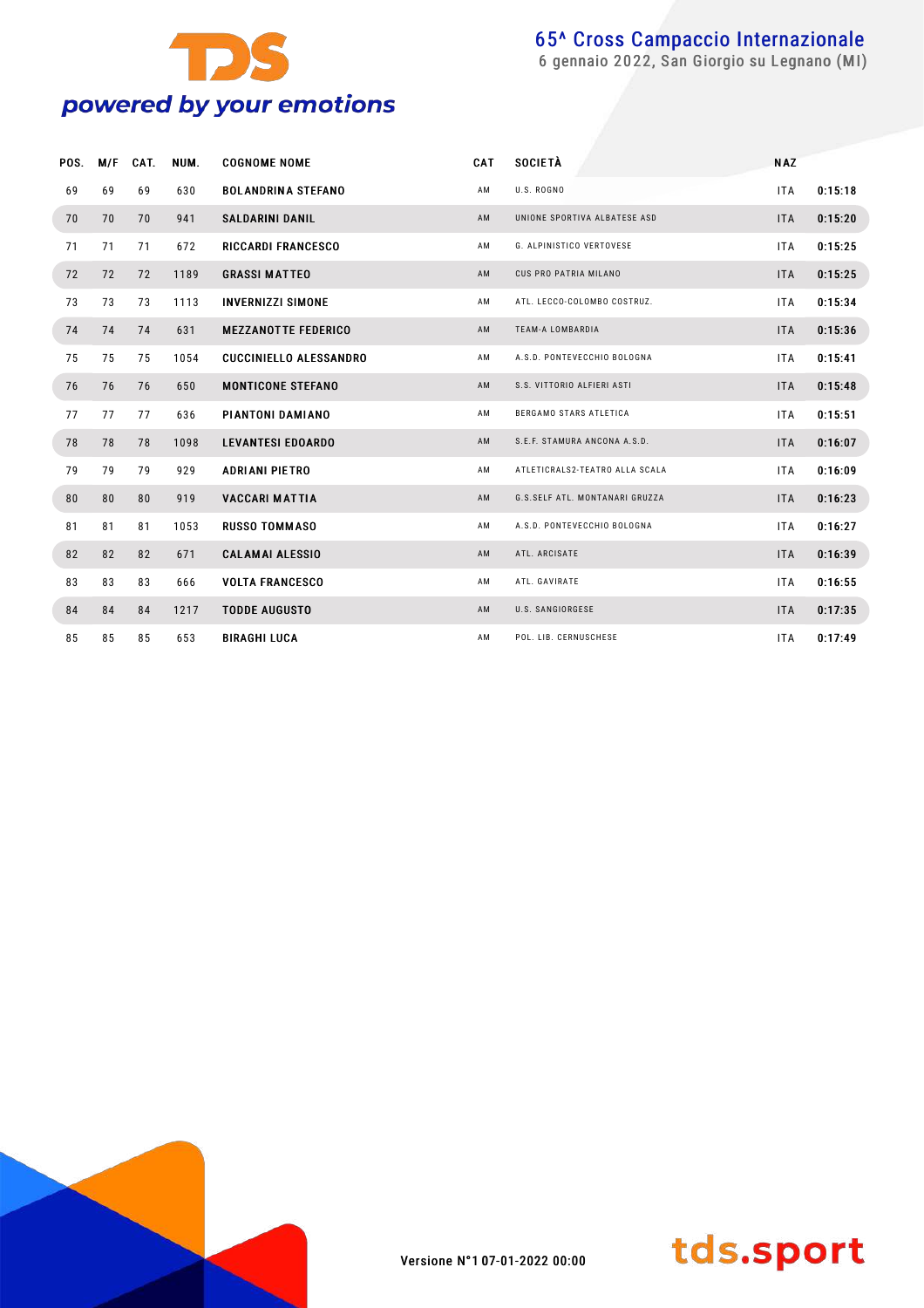# 65^ Cross Campaccio Internazionale

6 gennaio 2022, San Giorgio su Legnano (MI)

| POS. | M/F | CAT. | NUM. | COGNOME NOME | CAT | SOCIETÀ | NAZ | |
|---|---|---|---|---|---|---|---|---|
| 69 | 69 | 69 | 630 | BOLANDRINA STEFANO | AM | U.S. ROGNO | ITA | 0:15:18 |
| 70 | 70 | 70 | 941 | SALDARINI DANIL | AM | UNIONE SPORTIVA ALBATESE ASD | ITA | 0:15:20 |
| 71 | 71 | 71 | 672 | RICCARDI FRANCESCO | AM | G. ALPINISTICO VERTOVESE | ITA | 0:15:25 |
| 72 | 72 | 72 | 1189 | GRASSI MATTEO | AM | CUS PRO PATRIA MILANO | ITA | 0:15:25 |
| 73 | 73 | 73 | 1113 | INVERNIZZI SIMONE | AM | ATL. LECCO-COLOMBO COSTRUZ. | ITA | 0:15:34 |
| 74 | 74 | 74 | 631 | MEZZANOTTE FEDERICO | AM | TEAM-A LOMBARDIA | ITA | 0:15:36 |
| 75 | 75 | 75 | 1054 | CUCCINIELLO ALESSANDRO | AM | A.S.D. PONTEVECCHIO BOLOGNA | ITA | 0:15:41 |
| 76 | 76 | 76 | 650 | MONTICONE STEFANO | AM | S.S. VITTORIO ALFIERI ASTI | ITA | 0:15:48 |
| 77 | 77 | 77 | 636 | PIANTONI DAMIANO | AM | BERGAMO STARS ATLETICA | ITA | 0:15:51 |
| 78 | 78 | 78 | 1098 | LEVANTESI EDOARDO | AM | S.E.F. STAMURA ANCONA A.S.D. | ITA | 0:16:07 |
| 79 | 79 | 79 | 929 | ADRIANI PIETRO | AM | ATLETICRALS2-TEATRO ALLA SCALA | ITA | 0:16:09 |
| 80 | 80 | 80 | 919 | VACCARI MATTIA | AM | G.S.SELF ATL. MONTANARI GRUZZA | ITA | 0:16:23 |
| 81 | 81 | 81 | 1053 | RUSSO TOMMASO | AM | A.S.D. PONTEVECCHIO BOLOGNA | ITA | 0:16:27 |
| 82 | 82 | 82 | 671 | CALAMAI ALESSIO | AM | ATL. ARCISATE | ITA | 0:16:39 |
| 83 | 83 | 83 | 666 | VOLTA FRANCESCO | AM | ATL. GAVIRATE | ITA | 0:16:55 |
| 84 | 84 | 84 | 1217 | TODDE AUGUSTO | AM | U.S. SANGIORGESE | ITA | 0:17:35 |
| 85 | 85 | 85 | 653 | BIRAGHI LUCA | AM | POL. LIB. CERNUSCHESE | ITA | 0:17:49 |

Versione N°1 07-01-2022 00:00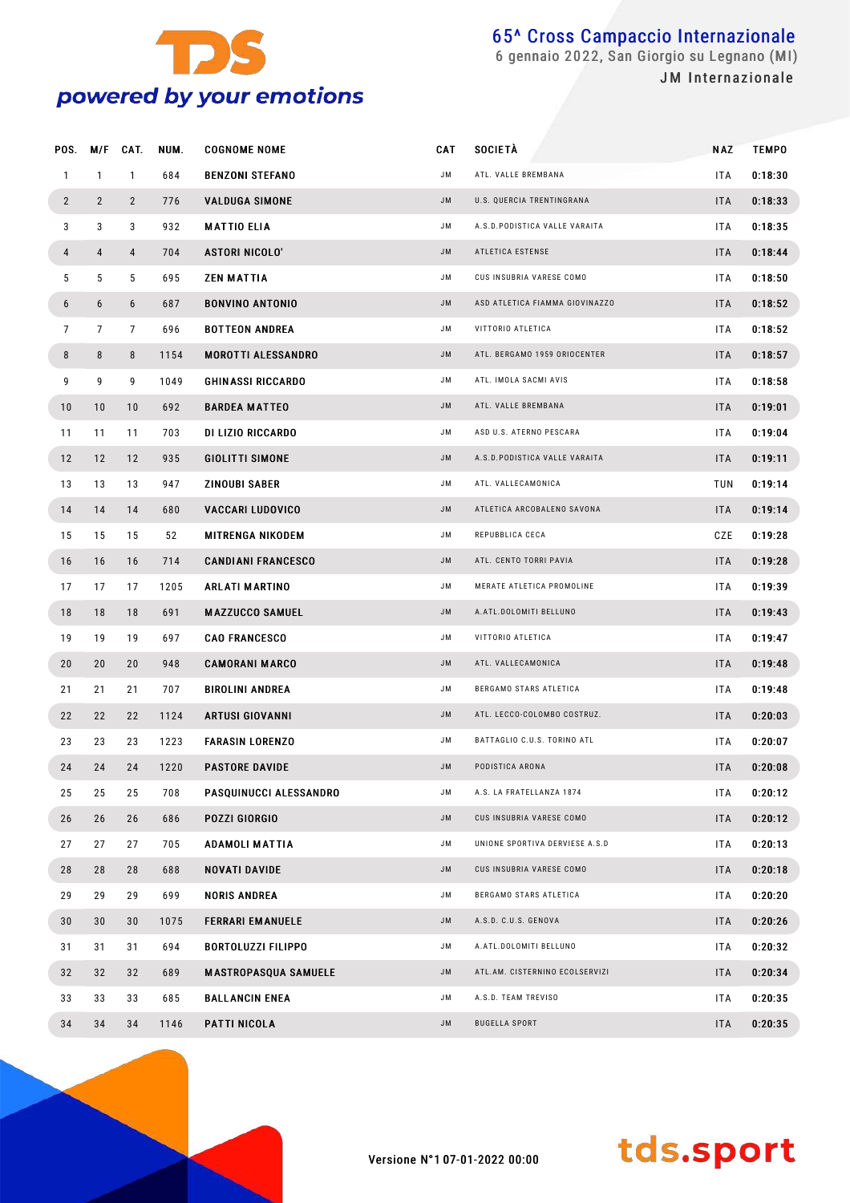# 65^ Cross Campaccio Internazionale

6 gennaio 2022, San Giorgio su Legnano (MI)

JM Internazionale

| POS. | M/F | CAT. | NUM. | COGNOME NOME | CAT | SOCIETÀ | NAZ | TEMPO |
|---|---|---|---|---|---|---|---|---|
| 1 | 1 | 1 | 684 | BENZONI STEFANO | JM | ATL. VALLE BREMBANA | ITA | 0:18:30 |
| 2 | 2 | 2 | 776 | VALDUGA SIMONE | JM | U.S. QUERCIA TRENTINGRANA | ITA | 0:18:33 |
| 3 | 3 | 3 | 932 | MATTIO ELIA | JM | A.S.D.PODISTICA VALLE VARAITA | ITA | 0:18:35 |
| 4 | 4 | 4 | 704 | ASTORI NICOLO' | JM | ATLETICA ESTENSE | ITA | 0:18:44 |
| 5 | 5 | 5 | 695 | ZEN MATTIA | JM | CUS INSUBRIA VARESE COMO | ITA | 0:18:50 |
| 6 | 6 | 6 | 687 | BONVINO ANTONIO | JM | ASD ATLETICA FIAMMA GIOVINAZZO | ITA | 0:18:52 |
| 7 | 7 | 7 | 696 | BOTTEON ANDREA | JM | VITTORIO ATLETICA | ITA | 0:18:52 |
| 8 | 8 | 8 | 1154 | MOROTTI ALESSANDRO | JM | ATL. BERGAMO 1959 ORIOCENTER | ITA | 0:18:57 |
| 9 | 9 | 9 | 1049 | GHINASSI RICCARDO | JM | ATL. IMOLA SACMI AVIS | ITA | 0:18:58 |
| 10 | 10 | 10 | 692 | BARDEA MATTEO | JM | ATL. VALLE BREMBANA | ITA | 0:19:01 |
| 11 | 11 | 11 | 703 | DI LIZIO RICCARDO | JM | ASD U.S. ATERNO PESCARA | ITA | 0:19:04 |
| 12 | 12 | 12 | 935 | GIOLITTI SIMONE | JM | A.S.D.PODISTICA VALLE VARAITA | ITA | 0:19:11 |
| 13 | 13 | 13 | 947 | ZINOUBI SABER | JM | ATL. VALLECAMONICA | TUN | 0:19:14 |
| 14 | 14 | 14 | 680 | VACCARI LUDOVICO | JM | ATLETICA ARCOBALENO SAVONA | ITA | 0:19:14 |
| 15 | 15 | 15 | 52 | MITRENGA NIKODEM | JM | REPUBBLICA CECA | CZE | 0:19:28 |
| 16 | 16 | 16 | 714 | CANDIANI FRANCESCO | JM | ATL. CENTO TORRI PAVIA | ITA | 0:19:28 |
| 17 | 17 | 17 | 1205 | ARLATI MARTINO | JM | MERATE ATLETICA PROMOLINE | ITA | 0:19:39 |
| 18 | 18 | 18 | 691 | MAZZUCCO SAMUEL | JM | A.ATL.DOLOMITI BELLUNO | ITA | 0:19:43 |
| 19 | 19 | 19 | 697 | CAO FRANCESCO | JM | VITTORIO ATLETICA | ITA | 0:19:47 |
| 20 | 20 | 20 | 948 | CAMORANI MARCO | JM | ATL. VALLECAMONICA | ITA | 0:19:48 |
| 21 | 21 | 21 | 707 | BIROLINI ANDREA | JM | BERGAMO STARS ATLETICA | ITA | 0:19:48 |
| 22 | 22 | 22 | 1124 | ARTUSI GIOVANNI | JM | ATL. LECCO-COLOMBO COSTRUZ. | ITA | 0:20:03 |
| 23 | 23 | 23 | 1223 | FARASIN LORENZO | JM | BATTAGLIO C.U.S. TORINO ATL | ITA | 0:20:07 |
| 24 | 24 | 24 | 1220 | PASTORE DAVIDE | JM | PODISTICA ARONA | ITA | 0:20:08 |
| 25 | 25 | 25 | 708 | PASQUINUCCI ALESSANDRO | JM | A.S. LA FRATELLANZA 1874 | ITA | 0:20:12 |
| 26 | 26 | 26 | 686 | POZZI GIORGIO | JM | CUS INSUBRIA VARESE COMO | ITA | 0:20:12 |
| 27 | 27 | 27 | 705 | ADAMOLI MATTIA | JM | UNIONE SPORTIVA DERVIESE A.S.D | ITA | 0:20:13 |
| 28 | 28 | 28 | 688 | NOVATI DAVIDE | JM | CUS INSUBRIA VARESE COMO | ITA | 0:20:18 |
| 29 | 29 | 29 | 699 | NORIS ANDREA | JM | BERGAMO STARS ATLETICA | ITA | 0:20:20 |
| 30 | 30 | 30 | 1075 | FERRARI EMANUELE | JM | A.S.D. C.U.S. GENOVA | ITA | 0:20:26 |
| 31 | 31 | 31 | 694 | BORTOLUZZI FILIPPO | JM | A.ATL.DOLOMITI BELLUNO | ITA | 0:20:32 |
| 32 | 32 | 32 | 689 | MASTROPASQUA SAMUELE | JM | ATL.AM. CISTERNINO ECOLSERVIZI | ITA | 0:20:34 |
| 33 | 33 | 33 | 685 | BALLANCIN ENEA | JM | A.S.D. TEAM TREVISO | ITA | 0:20:35 |
| 34 | 34 | 34 | 1146 | PATTI NICOLA | JM | BUGELLA SPORT | ITA | 0:20:35 |

Versione N°1 07-01-2022 00:00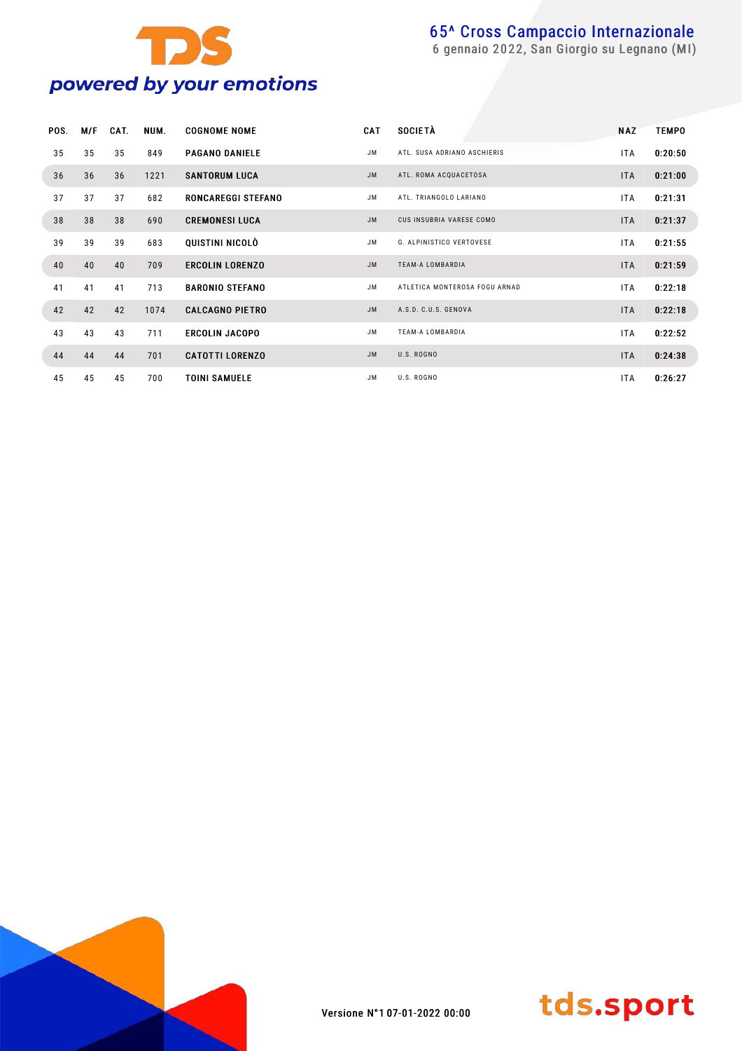# 65^ Cross Campaccio Internazionale

6 gennaio 2022, San Giorgio su Legnano (MI)

| POS. | M/F | CAT. | NUM. | COGNOME NOME | CAT | SOCIETÀ | NAZ | TEMPO |
|---|---|---|---|---|---|---|---|---|
| 35 | 35 | 35 | 849 | **PAGANO DANIELE** | JM | ATL. SUSA ADRIANO ASCHIERIS | ITA | **0:20:50** |
| 36 | 36 | 36 | 1221 | **SANTORUM LUCA** | JM | ATL. ROMA ACQUACETOSA | ITA | **0:21:00** |
| 37 | 37 | 37 | 682 | **RONCAREGGI STEFANO** | JM | ATL. TRIANGOLO LARIANO | ITA | **0:21:31** |
| 38 | 38 | 38 | 690 | **CREMONESI LUCA** | JM | CUS INSUBRIA VARESE COMO | ITA | **0:21:37** |
| 39 | 39 | 39 | 683 | **QUISTINI NICOLÒ** | JM | G. ALPINISTICO VERTOVESE | ITA | **0:21:55** |
| 40 | 40 | 40 | 709 | **ERCOLIN LORENZO** | JM | TEAM-A LOMBARDIA | ITA | **0:21:59** |
| 41 | 41 | 41 | 713 | **BARONIO STEFANO** | JM | ATLETICA MONTEROSA FOGU ARNAD | ITA | **0:22:18** |
| 42 | 42 | 42 | 1074 | **CALCAGNO PIETRO** | JM | A.S.D. C.U.S. GENOVA | ITA | **0:22:18** |
| 43 | 43 | 43 | 711 | **ERCOLIN JACOPO** | JM | TEAM-A LOMBARDIA | ITA | **0:22:52** |
| 44 | 44 | 44 | 701 | **CATOTTI LORENZO** | JM | U.S. ROGNO | ITA | **0:24:38** |
| 45 | 45 | 45 | 700 | **TOINI SAMUELE** | JM | U.S. ROGNO | ITA | **0:26:27** |

Versione N°1 07-01-2022 00:00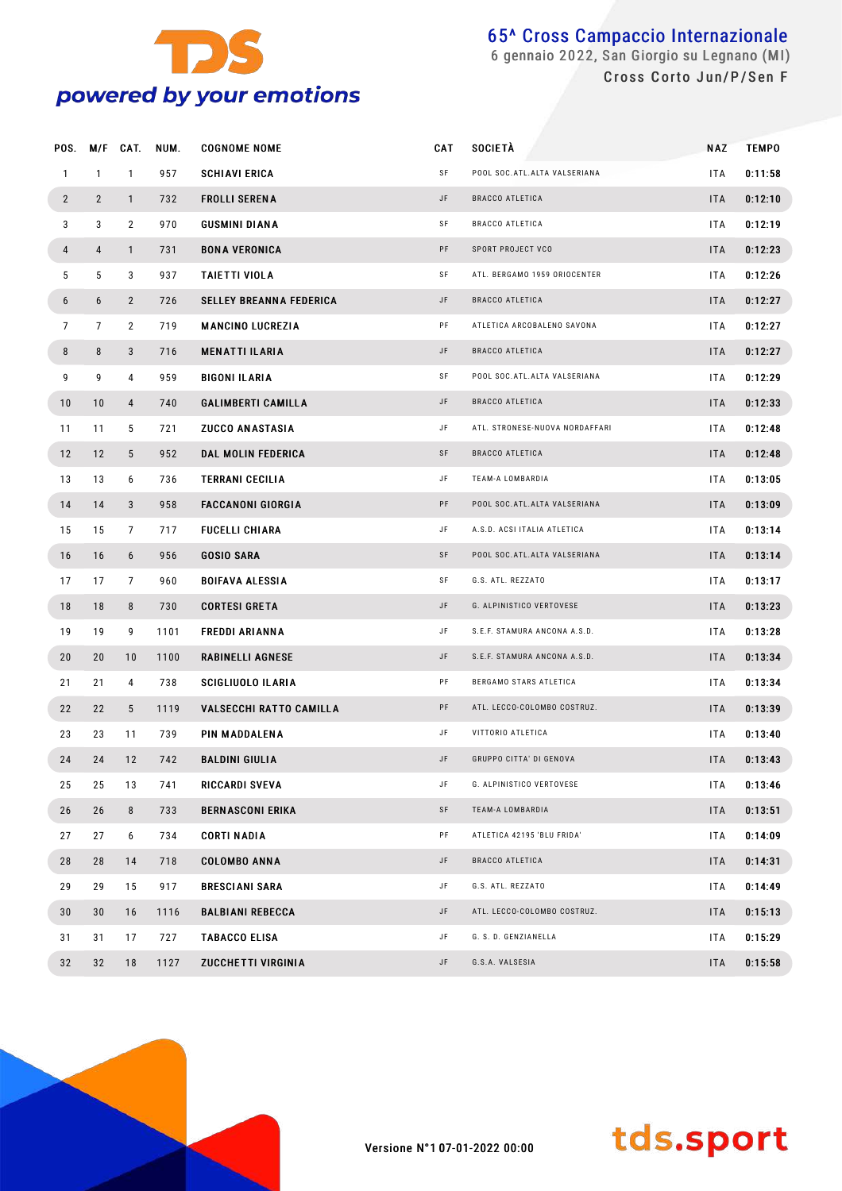# 65^ Cross Campaccio Internazionale

6 gennaio 2022, San Giorgio su Legnano (MI)

Cross Corto Jun/P/Sen F

| POS. | M/F | CAT. | NUM. | COGNOME NOME | CAT | SOCIETÀ | NAZ | TEMPO |
|---|---|---|---|---|---|---|---|---|
| 1 | 1 | 1 | 957 | SCHIAVI ERICA | SF | POOL SOC.ATL.ALTA VALSERIANA | ITA | 0:11:58 |
| 2 | 2 | 1 | 732 | FROLLI SERENA | JF | BRACCO ATLETICA | ITA | 0:12:10 |
| 3 | 3 | 2 | 970 | GUSMINI DIANA | SF | BRACCO ATLETICA | ITA | 0:12:19 |
| 4 | 4 | 1 | 731 | BONA VERONICA | PF | SPORT PROJECT VCO | ITA | 0:12:23 |
| 5 | 5 | 3 | 937 | TAIETTI VIOLA | SF | ATL. BERGAMO 1959 ORIOCENTER | ITA | 0:12:26 |
| 6 | 6 | 2 | 726 | SELLEY BREANNA FEDERICA | JF | BRACCO ATLETICA | ITA | 0:12:27 |
| 7 | 7 | 2 | 719 | MANCINO LUCREZIA | PF | ATLETICA ARCOBALENO SAVONA | ITA | 0:12:27 |
| 8 | 8 | 3 | 716 | MENATTI ILARIA | JF | BRACCO ATLETICA | ITA | 0:12:27 |
| 9 | 9 | 4 | 959 | BIGONI ILARIA | SF | POOL SOC.ATL.ALTA VALSERIANA | ITA | 0:12:29 |
| 10 | 10 | 4 | 740 | GALIMBERTI CAMILLA | JF | BRACCO ATLETICA | ITA | 0:12:33 |
| 11 | 11 | 5 | 721 | ZUCCO ANASTASIA | JF | ATL. STRONESE-NUOVA NORDAFFARI | ITA | 0:12:48 |
| 12 | 12 | 5 | 952 | DAL MOLIN FEDERICA | SF | BRACCO ATLETICA | ITA | 0:12:48 |
| 13 | 13 | 6 | 736 | TERRANI CECILIA | JF | TEAM-A LOMBARDIA | ITA | 0:13:05 |
| 14 | 14 | 3 | 958 | FACCANONI GIORGIA | PF | POOL SOC.ATL.ALTA VALSERIANA | ITA | 0:13:09 |
| 15 | 15 | 7 | 717 | FUCELLI CHIARA | JF | A.S.D. ACSI ITALIA ATLETICA | ITA | 0:13:14 |
| 16 | 16 | 6 | 956 | GOSIO SARA | SF | POOL SOC.ATL.ALTA VALSERIANA | ITA | 0:13:14 |
| 17 | 17 | 7 | 960 | BOIFAVA ALESSIA | SF | G.S. ATL. REZZATO | ITA | 0:13:17 |
| 18 | 18 | 8 | 730 | CORTESI GRETA | JF | G. ALPINISTICO VERTOVESE | ITA | 0:13:23 |
| 19 | 19 | 9 | 1101 | FREDDI ARIANNA | JF | S.E.F. STAMURA ANCONA A.S.D. | ITA | 0:13:28 |
| 20 | 20 | 10 | 1100 | RABINELLI AGNESE | JF | S.E.F. STAMURA ANCONA A.S.D. | ITA | 0:13:34 |
| 21 | 21 | 4 | 738 | SCIGLIUOLO ILARIA | PF | BERGAMO STARS ATLETICA | ITA | 0:13:34 |
| 22 | 22 | 5 | 1119 | VALSECCHI RATTO CAMILLA | PF | ATL. LECCO-COLOMBO COSTRUZ. | ITA | 0:13:39 |
| 23 | 23 | 11 | 739 | PIN MADDALENA | JF | VITTORIO ATLETICA | ITA | 0:13:40 |
| 24 | 24 | 12 | 742 | BALDINI GIULIA | JF | GRUPPO CITTA' DI GENOVA | ITA | 0:13:43 |
| 25 | 25 | 13 | 741 | RICCARDI SVEVA | JF | G. ALPINISTICO VERTOVESE | ITA | 0:13:46 |
| 26 | 26 | 8 | 733 | BERNASCONI ERIKA | SF | TEAM-A LOMBARDIA | ITA | 0:13:51 |
| 27 | 27 | 6 | 734 | CORTI NADIA | PF | ATLETICA 42195 'BLU FRIDA' | ITA | 0:14:09 |
| 28 | 28 | 14 | 718 | COLOMBO ANNA | JF | BRACCO ATLETICA | ITA | 0:14:31 |
| 29 | 29 | 15 | 917 | BRESCIANI SARA | JF | G.S. ATL. REZZATO | ITA | 0:14:49 |
| 30 | 30 | 16 | 1116 | BALBIANI REBECCA | JF | ATL. LECCO-COLOMBO COSTRUZ. | ITA | 0:15:13 |
| 31 | 31 | 17 | 727 | TABACCO ELISA | JF | G. S. D. GENZIANELLA | ITA | 0:15:29 |
| 32 | 32 | 18 | 1127 | ZUCCHETTI VIRGINIA | JF | G.S.A. VALSESIA | ITA | 0:15:58 |

Versione N°1 07-01-2022 00:00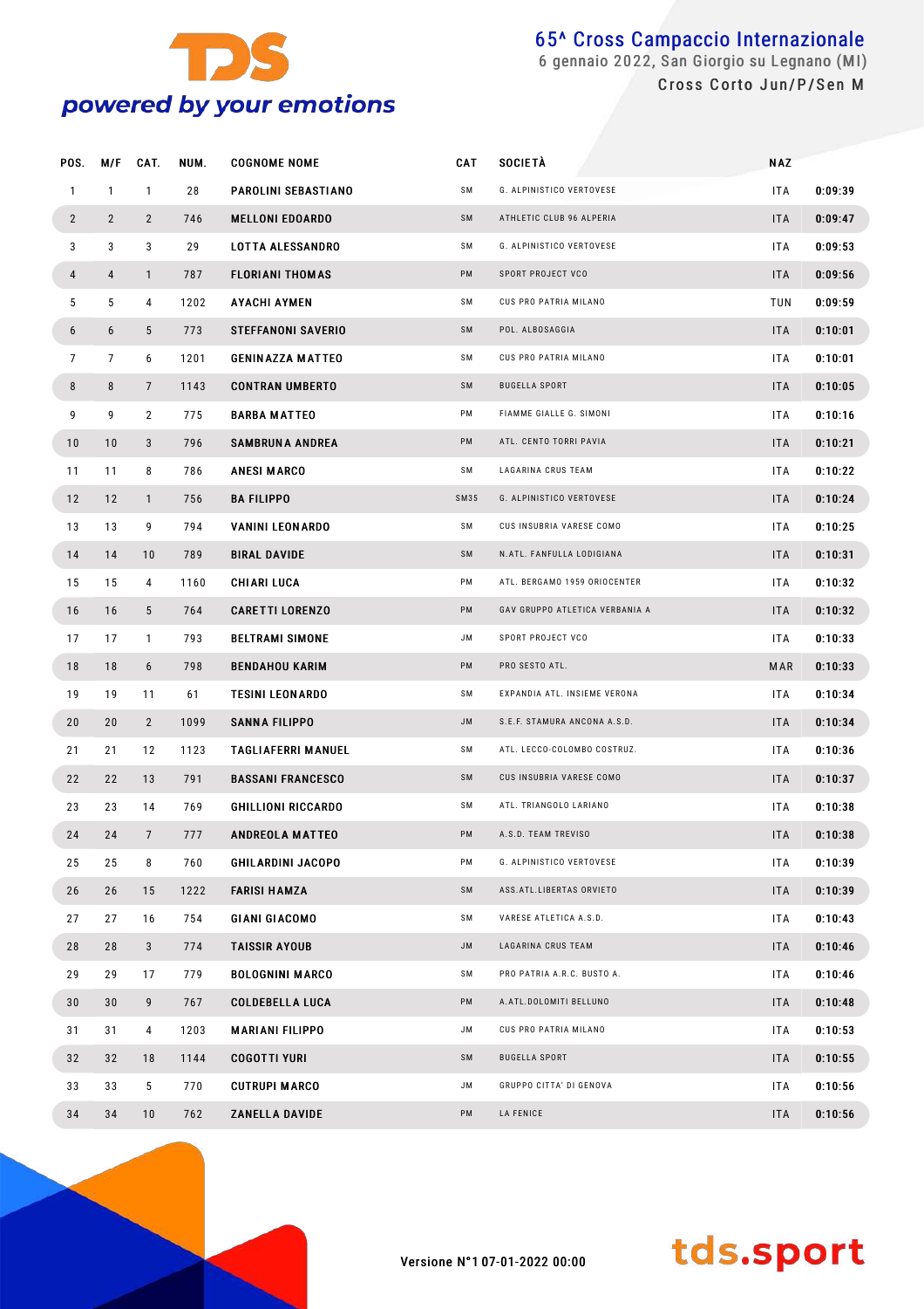# 65^ Cross Campaccio Internazionale

6 gennaio 2022, San Giorgio su Legnano (MI)

Cross Corto Jun/P/Sen M

| POS. | M/F | CAT. | NUM. | COGNOME NOME | CAT | SOCIETÀ | NAZ | |
|---|---|---|---|---|---|---|---|---|
| 1 | 1 | 1 | 28 | PAROLINI SEBASTIANO | SM | G. ALPINISTICO VERTOVESE | ITA | 0:09:39 |
| 2 | 2 | 2 | 746 | MELLONI EDOARDO | SM | ATHLETIC CLUB 96 ALPERIA | ITA | 0:09:47 |
| 3 | 3 | 3 | 29 | LOTTA ALESSANDRO | SM | G. ALPINISTICO VERTOVESE | ITA | 0:09:53 |
| 4 | 4 | 1 | 787 | FLORIANI THOMAS | PM | SPORT PROJECT VCO | ITA | 0:09:56 |
| 5 | 5 | 4 | 1202 | AYACHI AYMEN | SM | CUS PRO PATRIA MILANO | TUN | 0:09:59 |
| 6 | 6 | 5 | 773 | STEFFANONI SAVERIO | SM | POL. ALBOSAGGIA | ITA | 0:10:01 |
| 7 | 7 | 6 | 1201 | GENINAZZA MATTEO | SM | CUS PRO PATRIA MILANO | ITA | 0:10:01 |
| 8 | 8 | 7 | 1143 | CONTRAN UMBERTO | SM | BUGELLA SPORT | ITA | 0:10:05 |
| 9 | 9 | 2 | 775 | BARBA MATTEO | PM | FIAMME GIALLE G. SIMONI | ITA | 0:10:16 |
| 10 | 10 | 3 | 796 | SAMBRUNA ANDREA | PM | ATL. CENTO TORRI PAVIA | ITA | 0:10:21 |
| 11 | 11 | 8 | 786 | ANESI MARCO | SM | LAGARINA CRUS TEAM | ITA | 0:10:22 |
| 12 | 12 | 1 | 756 | BA FILIPPO | SM35 | G. ALPINISTICO VERTOVESE | ITA | 0:10:24 |
| 13 | 13 | 9 | 794 | VANINI LEONARDO | SM | CUS INSUBRIA VARESE COMO | ITA | 0:10:25 |
| 14 | 14 | 10 | 789 | BIRAL DAVIDE | SM | N.ATL. FANFULLA LODIGIANA | ITA | 0:10:31 |
| 15 | 15 | 4 | 1160 | CHIARI LUCA | PM | ATL. BERGAMO 1959 ORIOCENTER | ITA | 0:10:32 |
| 16 | 16 | 5 | 764 | CARETTI LORENZO | PM | GAV GRUPPO ATLETICA VERBANIA A | ITA | 0:10:32 |
| 17 | 17 | 1 | 793 | BELTRAMI SIMONE | JM | SPORT PROJECT VCO | ITA | 0:10:33 |
| 18 | 18 | 6 | 798 | BENDAHOU KARIM | PM | PRO SESTO ATL. | MAR | 0:10:33 |
| 19 | 19 | 11 | 61 | TESINI LEONARDO | SM | EXPANDIA ATL. INSIEME VERONA | ITA | 0:10:34 |
| 20 | 20 | 2 | 1099 | SANNA FILIPPO | JM | S.E.F. STAMURA ANCONA A.S.D. | ITA | 0:10:34 |
| 21 | 21 | 12 | 1123 | TAGLIAFERRI MANUEL | SM | ATL. LECCO-COLOMBO COSTRUZ. | ITA | 0:10:36 |
| 22 | 22 | 13 | 791 | BASSANI FRANCESCO | SM | CUS INSUBRIA VARESE COMO | ITA | 0:10:37 |
| 23 | 23 | 14 | 769 | GHILLIONI RICCARDO | SM | ATL. TRIANGOLO LARIANO | ITA | 0:10:38 |
| 24 | 24 | 7 | 777 | ANDREOLA MATTEO | PM | A.S.D. TEAM TREVISO | ITA | 0:10:38 |
| 25 | 25 | 8 | 760 | GHILARDINI JACOPO | PM | G. ALPINISTICO VERTOVESE | ITA | 0:10:39 |
| 26 | 26 | 15 | 1222 | FARISI HAMZA | SM | ASS.ATL.LIBERTAS ORVIETO | ITA | 0:10:39 |
| 27 | 27 | 16 | 754 | GIANI GIACOMO | SM | VARESE ATLETICA A.S.D. | ITA | 0:10:43 |
| 28 | 28 | 3 | 774 | TAISSIR AYOUB | JM | LAGARINA CRUS TEAM | ITA | 0:10:46 |
| 29 | 29 | 17 | 779 | BOLOGNINI MARCO | SM | PRO PATRIA A.R.C. BUSTO A. | ITA | 0:10:46 |
| 30 | 30 | 9 | 767 | COLDEBELLA LUCA | PM | A.ATL.DOLOMITI BELLUNO | ITA | 0:10:48 |
| 31 | 31 | 4 | 1203 | MARIANI FILIPPO | JM | CUS PRO PATRIA MILANO | ITA | 0:10:53 |
| 32 | 32 | 18 | 1144 | COGOTTI YURI | SM | BUGELLA SPORT | ITA | 0:10:55 |
| 33 | 33 | 5 | 770 | CUTRUPI MARCO | JM | GRUPPO CITTA' DI GENOVA | ITA | 0:10:56 |
| 34 | 34 | 10 | 762 | ZANELLA DAVIDE | PM | LA FENICE | ITA | 0:10:56 |

Versione N°1 07-01-2022 00:00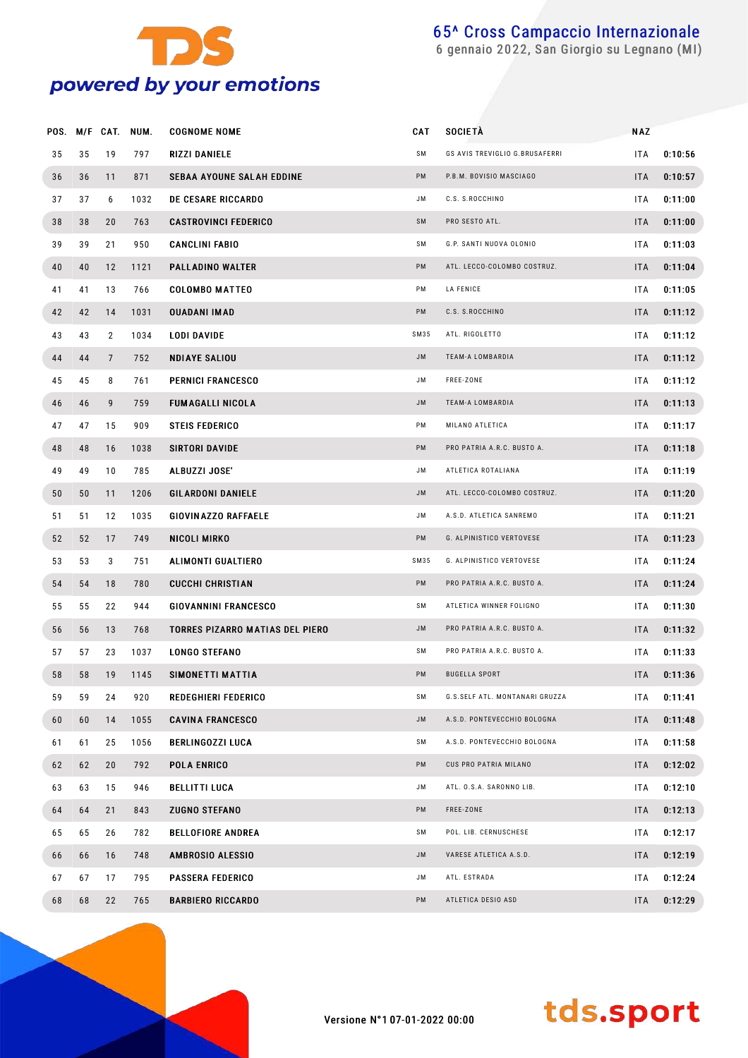# 65^ Cross Campaccio Internazionale

6 gennaio 2022, San Giorgio su Legnano (MI)

| POS. | M/F | CAT. | NUM. | COGNOME NOME | CAT | SOCIETÀ | NAZ | |
|---|---|---|---|---|---|---|---|---|
| 35 | 35 | 19 | 797 | RIZZI DANIELE | SM | GS AVIS TREVIGLIO G.BRUSAFERRI | ITA | 0:10:56 |
| 36 | 36 | 11 | 871 | SEBAA AYOUNE SALAH EDDINE | PM | P.B.M. BOVISIO MASCIAGO | ITA | 0:10:57 |
| 37 | 37 | 6 | 1032 | DE CESARE RICCARDO | JM | C.S. S.ROCCHINO | ITA | 0:11:00 |
| 38 | 38 | 20 | 763 | CASTROVINCI FEDERICO | SM | PRO SESTO ATL. | ITA | 0:11:00 |
| 39 | 39 | 21 | 950 | CANCLINI FABIO | SM | G.P. SANTI NUOVA OLONIO | ITA | 0:11:03 |
| 40 | 40 | 12 | 1121 | PALLADINO WALTER | PM | ATL. LECCO-COLOMBO COSTRUZ. | ITA | 0:11:04 |
| 41 | 41 | 13 | 766 | COLOMBO MATTEO | PM | LA FENICE | ITA | 0:11:05 |
| 42 | 42 | 14 | 1031 | OUADANI IMAD | PM | C.S. S.ROCCHINO | ITA | 0:11:12 |
| 43 | 43 | 2 | 1034 | LODI DAVIDE | SM35 | ATL. RIGOLETTO | ITA | 0:11:12 |
| 44 | 44 | 7 | 752 | NDIAYE SALIOU | JM | TEAM-A LOMBARDIA | ITA | 0:11:12 |
| 45 | 45 | 8 | 761 | PERNICI FRANCESCO | JM | FREE-ZONE | ITA | 0:11:12 |
| 46 | 46 | 9 | 759 | FUMAGALLI NICOLA | JM | TEAM-A LOMBARDIA | ITA | 0:11:13 |
| 47 | 47 | 15 | 909 | STEIS FEDERICO | PM | MILANO ATLETICA | ITA | 0:11:17 |
| 48 | 48 | 16 | 1038 | SIRTORI DAVIDE | PM | PRO PATRIA A.R.C. BUSTO A. | ITA | 0:11:18 |
| 49 | 49 | 10 | 785 | ALBUZZI JOSE' | JM | ATLETICA ROTALIANA | ITA | 0:11:19 |
| 50 | 50 | 11 | 1206 | GILARDONI DANIELE | JM | ATL. LECCO-COLOMBO COSTRUZ. | ITA | 0:11:20 |
| 51 | 51 | 12 | 1035 | GIOVINAZZO RAFFAELE | JM | A.S.D. ATLETICA SANREMO | ITA | 0:11:21 |
| 52 | 52 | 17 | 749 | NICOLI MIRKO | PM | G. ALPINISTICO VERTOVESE | ITA | 0:11:23 |
| 53 | 53 | 3 | 751 | ALIMONTI GUALTIERO | SM35 | G. ALPINISTICO VERTOVESE | ITA | 0:11:24 |
| 54 | 54 | 18 | 780 | CUCCHI CHRISTIAN | PM | PRO PATRIA A.R.C. BUSTO A. | ITA | 0:11:24 |
| 55 | 55 | 22 | 944 | GIOVANNINI FRANCESCO | SM | ATLETICA WINNER FOLIGNO | ITA | 0:11:30 |
| 56 | 56 | 13 | 768 | TORRES PIZARRO MATIAS DEL PIERO | JM | PRO PATRIA A.R.C. BUSTO A. | ITA | 0:11:32 |
| 57 | 57 | 23 | 1037 | LONGO STEFANO | SM | PRO PATRIA A.R.C. BUSTO A. | ITA | 0:11:33 |
| 58 | 58 | 19 | 1145 | SIMONETTI MATTIA | PM | BUGELLA SPORT | ITA | 0:11:36 |
| 59 | 59 | 24 | 920 | REDEGHIERI FEDERICO | SM | G.S.SELF ATL. MONTANARI GRUZZA | ITA | 0:11:41 |
| 60 | 60 | 14 | 1055 | CAVINA FRANCESCO | JM | A.S.D. PONTEVECCHIO BOLOGNA | ITA | 0:11:48 |
| 61 | 61 | 25 | 1056 | BERLINGOZZI LUCA | SM | A.S.D. PONTEVECCHIO BOLOGNA | ITA | 0:11:58 |
| 62 | 62 | 20 | 792 | POLA ENRICO | PM | CUS PRO PATRIA MILANO | ITA | 0:12:02 |
| 63 | 63 | 15 | 946 | BELLITTI LUCA | JM | ATL. O.S.A. SARONNO LIB. | ITA | 0:12:10 |
| 64 | 64 | 21 | 843 | ZUGNO STEFANO | PM | FREE-ZONE | ITA | 0:12:13 |
| 65 | 65 | 26 | 782 | BELLOFIORE ANDREA | SM | POL. LIB. CERNUSCHESE | ITA | 0:12:17 |
| 66 | 66 | 16 | 748 | AMBROSIO ALESSIO | JM | VARESE ATLETICA A.S.D. | ITA | 0:12:19 |
| 67 | 67 | 17 | 795 | PASSERA FEDERICO | JM | ATL. ESTRADA | ITA | 0:12:24 |
| 68 | 68 | 22 | 765 | BARBIERO RICCARDO | PM | ATLETICA DESIO ASD | ITA | 0:12:29 |

Versione N°1 07-01-2022 00:00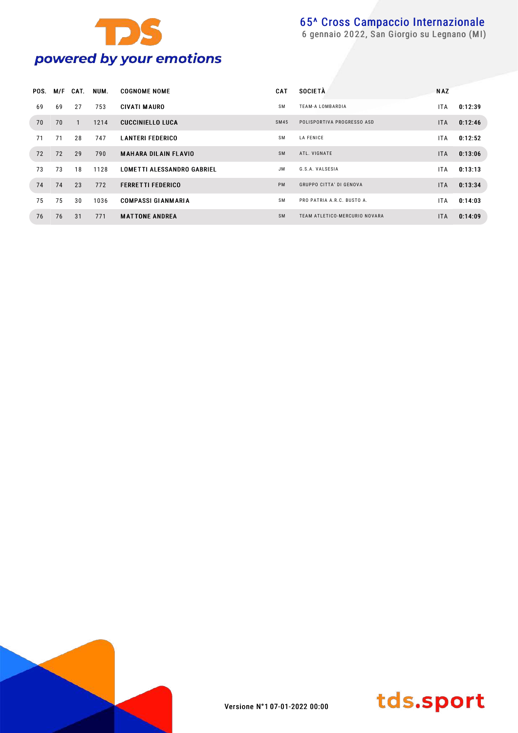| POS. | M/F | CAT. | NUM. | COGNOME NOME | CAT | SOCIETÀ | NAZ | |
|---|---|---|---|---|---|---|---|---|
| 69 | 69 | 27 | 753 | CIVATI MAURO | SM | TEAM-A LOMBARDIA | ITA | 0:12:39 |
| 70 | 70 | 1 | 1214 | CUCCINIELLO LUCA | SM45 | POLISPORTIVA PROGRESSO ASD | ITA | 0:12:46 |
| 71 | 71 | 28 | 747 | LANTERI FEDERICO | SM | LA FENICE | ITA | 0:12:52 |
| 72 | 72 | 29 | 790 | MAHARA DILAIN FLAVIO | SM | ATL. VIGNATE | ITA | 0:13:06 |
| 73 | 73 | 18 | 1128 | LOMETTI ALESSANDRO GABRIEL | JM | G.S.A. VALSESIA | ITA | 0:13:13 |
| 74 | 74 | 23 | 772 | FERRETTI FEDERICO | PM | GRUPPO CITTA' DI GENOVA | ITA | 0:13:34 |
| 75 | 75 | 30 | 1036 | COMPASSI GIANMARIA | SM | PRO PATRIA A.R.C. BUSTO A. | ITA | 0:14:03 |
| 76 | 76 | 31 | 771 | MATTONE ANDREA | SM | TEAM ATLETICO-MERCURIO NOVARA | ITA | 0:14:09 |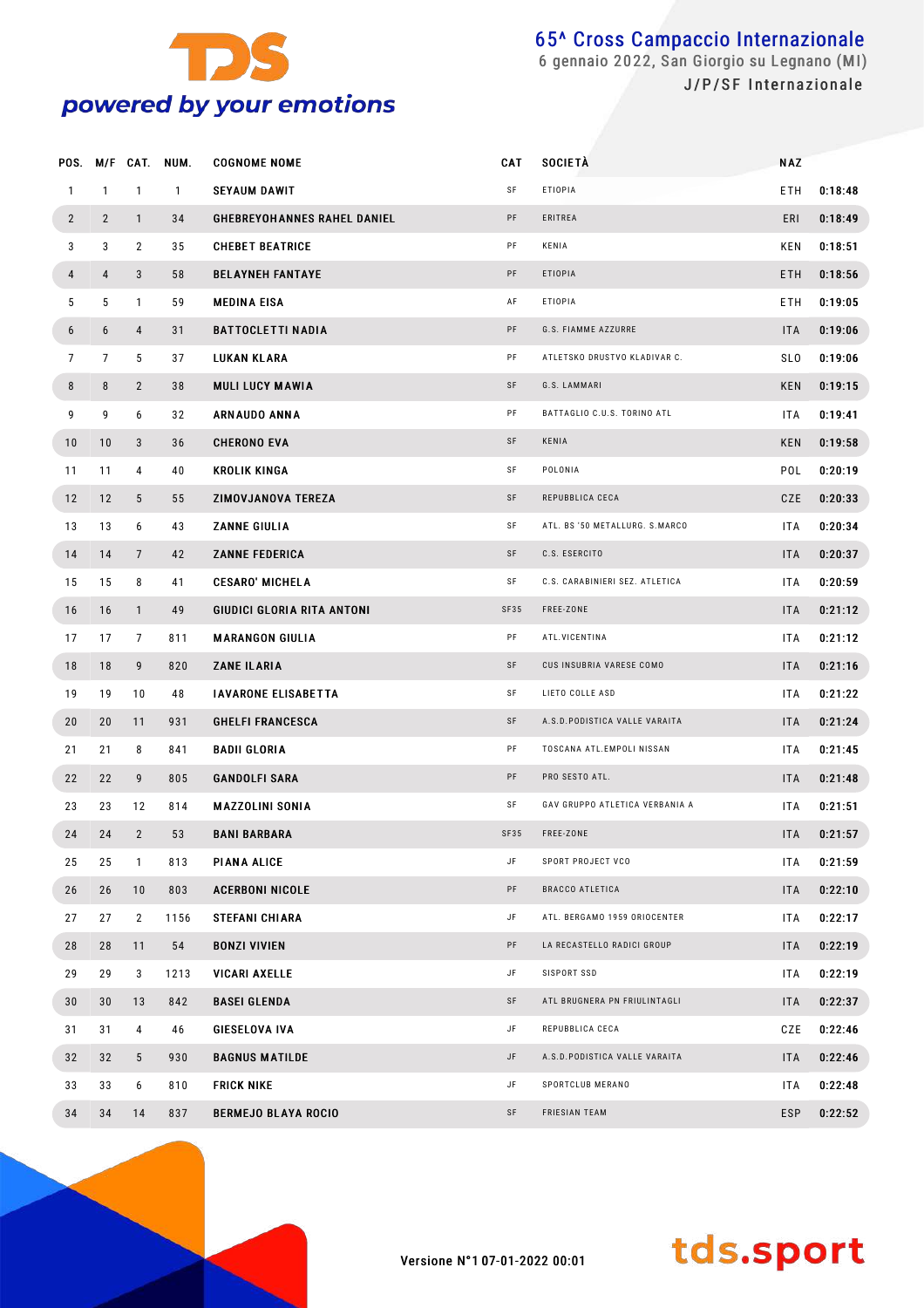# 65^ Cross Campaccio Internazionale

6 gennaio 2022, San Giorgio su Legnano (MI)

J/P/SF Internazionale

| POS. | M/F | CAT. | NUM. | COGNOME NOME | CAT | SOCIETÀ | NAZ | |
|---|---|---|---|---|---|---|---|---|
| 1 | 1 | 1 | 1 | SEYAUM DAWIT | SF | ETIOPIA | ETH | 0:18:48 |
| 2 | 2 | 1 | 34 | GHEBREYOHANNES RAHEL DANIEL | PF | ERITREA | ERI | 0:18:49 |
| 3 | 3 | 2 | 35 | CHEBET BEATRICE | PF | KENIA | KEN | 0:18:51 |
| 4 | 4 | 3 | 58 | BELAYNEH FANTAYE | PF | ETIOPIA | ETH | 0:18:56 |
| 5 | 5 | 1 | 59 | MEDINA EISA | AF | ETIOPIA | ETH | 0:19:05 |
| 6 | 6 | 4 | 31 | BATTOCLETTI NADIA | PF | G.S. FIAMME AZZURRE | ITA | 0:19:06 |
| 7 | 7 | 5 | 37 | LUKAN KLARA | PF | ATLETSKO DRUSTVO KLADIVAR C. | SLO | 0:19:06 |
| 8 | 8 | 2 | 38 | MULI LUCY MAWIA | SF | G.S. LAMMARI | KEN | 0:19:15 |
| 9 | 9 | 6 | 32 | ARNAUDO ANNA | PF | BATTAGLIO C.U.S. TORINO ATL | ITA | 0:19:41 |
| 10 | 10 | 3 | 36 | CHERONO EVA | SF | KENIA | KEN | 0:19:58 |
| 11 | 11 | 4 | 40 | KROLIK KINGA | SF | POLONIA | POL | 0:20:19 |
| 12 | 12 | 5 | 55 | ZIMOVJANOVA TEREZA | SF | REPUBBLICA CECA | CZE | 0:20:33 |
| 13 | 13 | 6 | 43 | ZANNE GIULIA | SF | ATL. BS '50 METALLURG. S.MARCO | ITA | 0:20:34 |
| 14 | 14 | 7 | 42 | ZANNE FEDERICA | SF | C.S. ESERCITO | ITA | 0:20:37 |
| 15 | 15 | 8 | 41 | CESARO' MICHELA | SF | C.S. CARABINIERI SEZ. ATLETICA | ITA | 0:20:59 |
| 16 | 16 | 1 | 49 | GIUDICI GLORIA RITA ANTONI | SF35 | FREE-ZONE | ITA | 0:21:12 |
| 17 | 17 | 7 | 811 | MARANGON GIULIA | PF | ATL.VICENTINA | ITA | 0:21:12 |
| 18 | 18 | 9 | 820 | ZANE ILARIA | SF | CUS INSUBRIA VARESE COMO | ITA | 0:21:16 |
| 19 | 19 | 10 | 48 | IAVARONE ELISABETTA | SF | LIETO COLLE ASD | ITA | 0:21:22 |
| 20 | 20 | 11 | 931 | GHELFI FRANCESCA | SF | A.S.D.PODISTICA VALLE VARAITA | ITA | 0:21:24 |
| 21 | 21 | 8 | 841 | BADII GLORIA | PF | TOSCANA ATL.EMPOLI NISSAN | ITA | 0:21:45 |
| 22 | 22 | 9 | 805 | GANDOLFI SARA | PF | PRO SESTO ATL. | ITA | 0:21:48 |
| 23 | 23 | 12 | 814 | MAZZOLINI SONIA | SF | GAV GRUPPO ATLETICA VERBANIA A | ITA | 0:21:51 |
| 24 | 24 | 2 | 53 | BANI BARBARA | SF35 | FREE-ZONE | ITA | 0:21:57 |
| 25 | 25 | 1 | 813 | PIANA ALICE | JF | SPORT PROJECT VCO | ITA | 0:21:59 |
| 26 | 26 | 10 | 803 | ACERBONI NICOLE | PF | BRACCO ATLETICA | ITA | 0:22:10 |
| 27 | 27 | 2 | 1156 | STEFANI CHIARA | JF | ATL. BERGAMO 1959 ORIOCENTER | ITA | 0:22:17 |
| 28 | 28 | 11 | 54 | BONZI VIVIEN | PF | LA RECASTELLO RADICI GROUP | ITA | 0:22:19 |
| 29 | 29 | 3 | 1213 | VICARI AXELLE | JF | SISPORT SSD | ITA | 0:22:19 |
| 30 | 30 | 13 | 842 | BASEI GLENDA | SF | ATL BRUGNERA PN FRIULINTAGLI | ITA | 0:22:37 |
| 31 | 31 | 4 | 46 | GIESELOVA IVA | JF | REPUBBLICA CECA | CZE | 0:22:46 |
| 32 | 32 | 5 | 930 | BAGNUS MATILDE | JF | A.S.D.PODISTICA VALLE VARAITA | ITA | 0:22:46 |
| 33 | 33 | 6 | 810 | FRICK NIKE | JF | SPORTCLUB MERANO | ITA | 0:22:48 |
| 34 | 34 | 14 | 837 | BERMEJO BLAYA ROCIO | SF | FRIESIAN TEAM | ESP | 0:22:52 |

Versione N°1 07-01-2022 00:01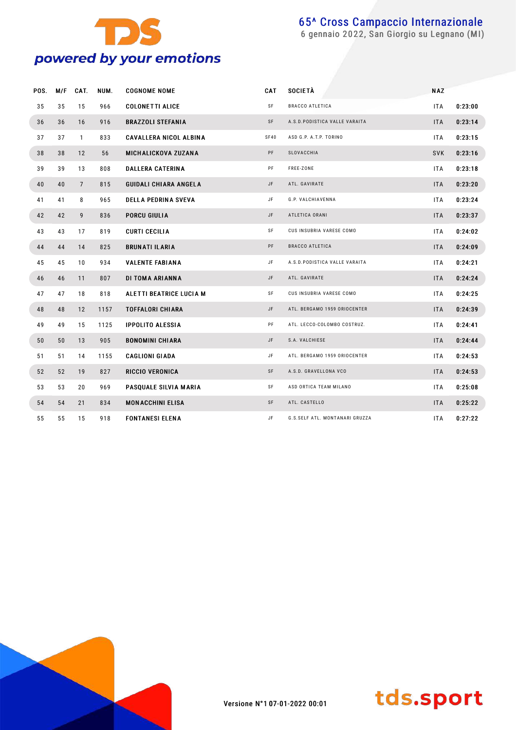# 65^ Cross Campaccio Internazionale

6 gennaio 2022, San Giorgio su Legnano (MI)

| POS. | M/F | CAT. | NUM. | COGNOME NOME | CAT | SOCIETÀ | NAZ | |
|---|---|---|---|---|---|---|---|---|
| 35 | 35 | 15 | 966 | COLONETTI ALICE | SF | BRACCO ATLETICA | ITA | 0:23:00 |
| 36 | 36 | 16 | 916 | BRAZZOLI STEFANIA | SF | A.S.D.PODISTICA VALLE VARAITA | ITA | 0:23:14 |
| 37 | 37 | 1 | 833 | CAVALLERA NICOL ALBINA | SF40 | ASD G.P. A.T.P. TORINO | ITA | 0:23:15 |
| 38 | 38 | 12 | 56 | MICHALICKOVA ZUZANA | PF | SLOVACCHIA | SVK | 0:23:16 |
| 39 | 39 | 13 | 808 | DALLERA CATERINA | PF | FREE-ZONE | ITA | 0:23:18 |
| 40 | 40 | 7 | 815 | GUIDALI CHIARA ANGELA | JF | ATL. GAVIRATE | ITA | 0:23:20 |
| 41 | 41 | 8 | 965 | DELLA PEDRINA SVEVA | JF | G.P. VALCHIAVENNA | ITA | 0:23:24 |
| 42 | 42 | 9 | 836 | PORCU GIULIA | JF | ATLETICA ORANI | ITA | 0:23:37 |
| 43 | 43 | 17 | 819 | CURTI CECILIA | SF | CUS INSUBRIA VARESE COMO | ITA | 0:24:02 |
| 44 | 44 | 14 | 825 | BRUNATI ILARIA | PF | BRACCO ATLETICA | ITA | 0:24:09 |
| 45 | 45 | 10 | 934 | VALENTE FABIANA | JF | A.S.D.PODISTICA VALLE VARAITA | ITA | 0:24:21 |
| 46 | 46 | 11 | 807 | DI TOMA ARIANNA | JF | ATL. GAVIRATE | ITA | 0:24:24 |
| 47 | 47 | 18 | 818 | ALETTI BEATRICE LUCIA M | SF | CUS INSUBRIA VARESE COMO | ITA | 0:24:25 |
| 48 | 48 | 12 | 1157 | TOFFALORI CHIARA | JF | ATL. BERGAMO 1959 ORIOCENTER | ITA | 0:24:39 |
| 49 | 49 | 15 | 1125 | IPPOLITO ALESSIA | PF | ATL. LECCO-COLOMBO COSTRUZ. | ITA | 0:24:41 |
| 50 | 50 | 13 | 905 | BONOMINI CHIARA | JF | S.A. VALCHIESE | ITA | 0:24:44 |
| 51 | 51 | 14 | 1155 | CAGLIONI GIADA | JF | ATL. BERGAMO 1959 ORIOCENTER | ITA | 0:24:53 |
| 52 | 52 | 19 | 827 | RICCIO VERONICA | SF | A.S.D. GRAVELLONA VCO | ITA | 0:24:53 |
| 53 | 53 | 20 | 969 | PASQUALE SILVIA MARIA | SF | ASD ORTICA TEAM MILANO | ITA | 0:25:08 |
| 54 | 54 | 21 | 834 | MONACCHINI ELISA | SF | ATL. CASTELLO | ITA | 0:25:22 |
| 55 | 55 | 15 | 918 | FONTANESI ELENA | JF | G.S.SELF ATL. MONTANARI GRUZZA | ITA | 0:27:22 |

Versione N°1 07-01-2022 00:01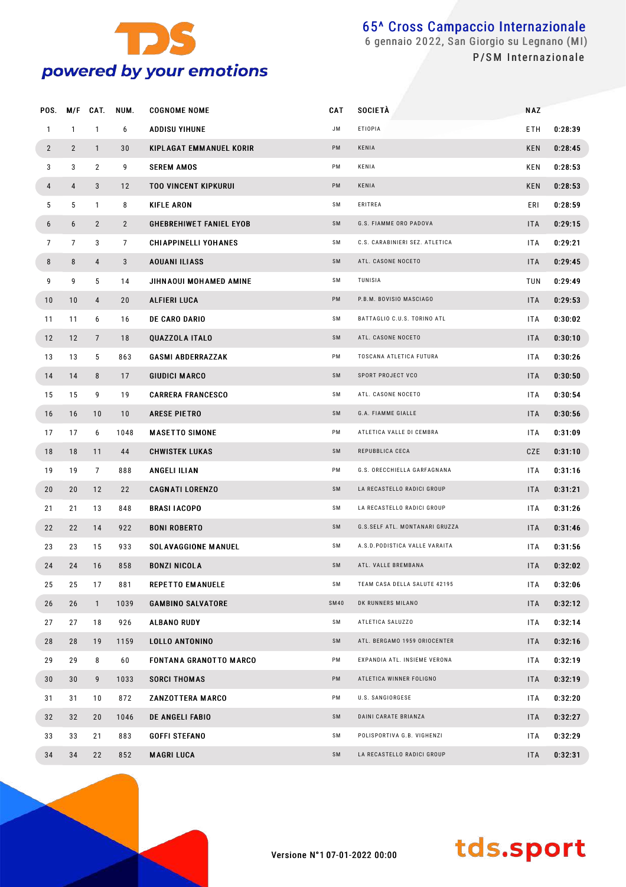# 65^ Cross Campaccio Internazionale

6 gennaio 2022, San Giorgio su Legnano (MI)

P/SM Internazionale

| POS. | M/F | CAT. | NUM. | COGNOME NOME | CAT | SOCIETÀ | NAZ | |
|---|---|---|---|---|---|---|---|---|
| 1 | 1 | 1 | 6 | ADDISU YIHUNE | JM | ETIOPIA | ETH | 0:28:39 |
| 2 | 2 | 1 | 30 | KIPLAGAT EMMANUEL KORIR | PM | KENIA | KEN | 0:28:45 |
| 3 | 3 | 2 | 9 | SEREM AMOS | PM | KENIA | KEN | 0:28:53 |
| 4 | 4 | 3 | 12 | TOO VINCENT KIPKURUI | PM | KENIA | KEN | 0:28:53 |
| 5 | 5 | 1 | 8 | KIFLE ARON | SM | ERITREA | ERI | 0:28:59 |
| 6 | 6 | 2 | 2 | GHEBREHIWET FANIEL EYOB | SM | G.S. FIAMME ORO PADOVA | ITA | 0:29:15 |
| 7 | 7 | 3 | 7 | CHIAPPINELLI YOHANES | SM | C.S. CARABINIERI SEZ. ATLETICA | ITA | 0:29:21 |
| 8 | 8 | 4 | 3 | AOUANI ILIASS | SM | ATL. CASONE NOCETO | ITA | 0:29:45 |
| 9 | 9 | 5 | 14 | JIHNAOUI MOHAMED AMINE | SM | TUNISIA | TUN | 0:29:49 |
| 10 | 10 | 4 | 20 | ALFIERI LUCA | PM | P.B.M. BOVISIO MASCIAGO | ITA | 0:29:53 |
| 11 | 11 | 6 | 16 | DE CARO DARIO | SM | BATTAGLIO C.U.S. TORINO ATL | ITA | 0:30:02 |
| 12 | 12 | 7 | 18 | QUAZZOLA ITALO | SM | ATL. CASONE NOCETO | ITA | 0:30:10 |
| 13 | 13 | 5 | 863 | GASMI ABDERRAZZAK | PM | TOSCANA ATLETICA FUTURA | ITA | 0:30:26 |
| 14 | 14 | 8 | 17 | GIUDICI MARCO | SM | SPORT PROJECT VCO | ITA | 0:30:50 |
| 15 | 15 | 9 | 19 | CARRERA FRANCESCO | SM | ATL. CASONE NOCETO | ITA | 0:30:54 |
| 16 | 16 | 10 | 10 | ARESE PIETRO | SM | G.A. FIAMME GIALLE | ITA | 0:30:56 |
| 17 | 17 | 6 | 1048 | MASETTO SIMONE | PM | ATLETICA VALLE DI CEMBRA | ITA | 0:31:09 |
| 18 | 18 | 11 | 44 | CHWISTEK LUKAS | SM | REPUBBLICA CECA | CZE | 0:31:10 |
| 19 | 19 | 7 | 888 | ANGELI ILIAN | PM | G.S. ORECCHIELLA GARFAGNANA | ITA | 0:31:16 |
| 20 | 20 | 12 | 22 | CAGNATI LORENZO | SM | LA RECASTELLO RADICI GROUP | ITA | 0:31:21 |
| 21 | 21 | 13 | 848 | BRASI IACOPO | SM | LA RECASTELLO RADICI GROUP | ITA | 0:31:26 |
| 22 | 22 | 14 | 922 | BONI ROBERTO | SM | G.S.SELF ATL. MONTANARI GRUZZA | ITA | 0:31:46 |
| 23 | 23 | 15 | 933 | SOLAVAGGIONE MANUEL | SM | A.S.D.PODISTICA VALLE VARAITA | ITA | 0:31:56 |
| 24 | 24 | 16 | 858 | BONZI NICOLA | SM | ATL. VALLE BREMBANA | ITA | 0:32:02 |
| 25 | 25 | 17 | 881 | REPETTO EMANUELE | SM | TEAM CASA DELLA SALUTE 42195 | ITA | 0:32:06 |
| 26 | 26 | 1 | 1039 | GAMBINO SALVATORE | SM40 | DK RUNNERS MILANO | ITA | 0:32:12 |
| 27 | 27 | 18 | 926 | ALBANO RUDY | SM | ATLETICA SALUZZO | ITA | 0:32:14 |
| 28 | 28 | 19 | 1159 | LOLLO ANTONINO | SM | ATL. BERGAMO 1959 ORIOCENTER | ITA | 0:32:16 |
| 29 | 29 | 8 | 60 | FONTANA GRANOTTO MARCO | PM | EXPANDIA ATL. INSIEME VERONA | ITA | 0:32:19 |
| 30 | 30 | 9 | 1033 | SORCI THOMAS | PM | ATLETICA WINNER FOLIGNO | ITA | 0:32:19 |
| 31 | 31 | 10 | 872 | ZANZOTTERA MARCO | PM | U.S. SANGIORGESE | ITA | 0:32:20 |
| 32 | 32 | 20 | 1046 | DE ANGELI FABIO | SM | DAINI CARATE BRIANZA | ITA | 0:32:27 |
| 33 | 33 | 21 | 883 | GOFFI STEFANO | SM | POLISPORTIVA G.B. VIGHENZI | ITA | 0:32:29 |
| 34 | 34 | 22 | 852 | MAGRI LUCA | SM | LA RECASTELLO RADICI GROUP | ITA | 0:32:31 |

Versione N°1 07-01-2022 00:00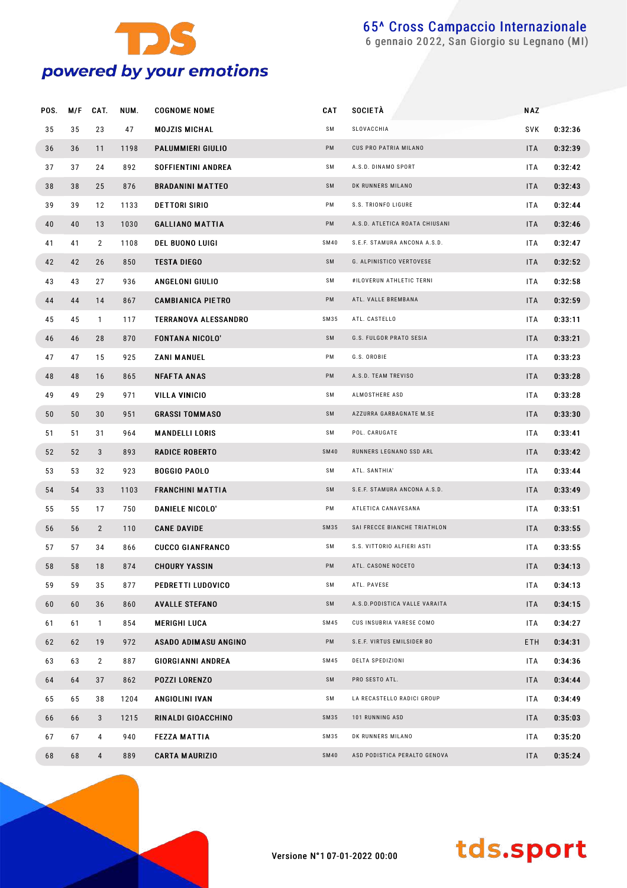# 65^ Cross Campaccio Internazionale

6 gennaio 2022, San Giorgio su Legnano (MI)

| POS. | M/F | CAT. | NUM. | COGNOME NOME | CAT | SOCIETÀ | NAZ | |
|---|---|---|---|---|---|---|---|---|
| 35 | 35 | 23 | 47 | MOJZIS MICHAL | SM | SLOVACCHIA | SVK | 0:32:36 |
| 36 | 36 | 11 | 1198 | PALUMMIERI GIULIO | PM | CUS PRO PATRIA MILANO | ITA | 0:32:39 |
| 37 | 37 | 24 | 892 | SOFFIENTINI ANDREA | SM | A.S.D. DINAMO SPORT | ITA | 0:32:42 |
| 38 | 38 | 25 | 876 | BRADANINI MATTEO | SM | DK RUNNERS MILANO | ITA | 0:32:43 |
| 39 | 39 | 12 | 1133 | DETTORI SIRIO | PM | S.S. TRIONFO LIGURE | ITA | 0:32:44 |
| 40 | 40 | 13 | 1030 | GALLIANO MATTIA | PM | A.S.D. ATLETICA ROATA CHIUSANI | ITA | 0:32:46 |
| 41 | 41 | 2 | 1108 | DEL BUONO LUIGI | SM40 | S.E.F. STAMURA ANCONA A.S.D. | ITA | 0:32:47 |
| 42 | 42 | 26 | 850 | TESTA DIEGO | SM | G. ALPINISTICO VERTOVESE | ITA | 0:32:52 |
| 43 | 43 | 27 | 936 | ANGELONI GIULIO | SM | #ILOVERUN ATHLETIC TERNI | ITA | 0:32:58 |
| 44 | 44 | 14 | 867 | CAMBIANICA PIETRO | PM | ATL. VALLE BREMBANA | ITA | 0:32:59 |
| 45 | 45 | 1 | 117 | TERRANOVA ALESSANDRO | SM35 | ATL. CASTELLO | ITA | 0:33:11 |
| 46 | 46 | 28 | 870 | FONTANA NICOLO' | SM | G.S. FULGOR PRATO SESIA | ITA | 0:33:21 |
| 47 | 47 | 15 | 925 | ZANI MANUEL | PM | G.S. OROBIE | ITA | 0:33:23 |
| 48 | 48 | 16 | 865 | NFAFTA ANAS | PM | A.S.D. TEAM TREVISO | ITA | 0:33:28 |
| 49 | 49 | 29 | 971 | VILLA VINICIO | SM | ALMOSTHERE ASD | ITA | 0:33:28 |
| 50 | 50 | 30 | 951 | GRASSI TOMMASO | SM | AZZURRA GARBAGNATE M.SE | ITA | 0:33:30 |
| 51 | 51 | 31 | 964 | MANDELLI LORIS | SM | POL. CARUGATE | ITA | 0:33:41 |
| 52 | 52 | 3 | 893 | RADICE ROBERTO | SM40 | RUNNERS LEGNANO SSD ARL | ITA | 0:33:42 |
| 53 | 53 | 32 | 923 | BOGGIO PAOLO | SM | ATL. SANTHIA' | ITA | 0:33:44 |
| 54 | 54 | 33 | 1103 | FRANCHINI MATTIA | SM | S.E.F. STAMURA ANCONA A.S.D. | ITA | 0:33:49 |
| 55 | 55 | 17 | 750 | DANIELE NICOLO' | PM | ATLETICA CANAVESANA | ITA | 0:33:51 |
| 56 | 56 | 2 | 110 | CANE DAVIDE | SM35 | SAI FRECCE BIANCHE TRIATHLON | ITA | 0:33:55 |
| 57 | 57 | 34 | 866 | CUCCO GIANFRANCO | SM | S.S. VITTORIO ALFIERI ASTI | ITA | 0:33:55 |
| 58 | 58 | 18 | 874 | CHOURY YASSIN | PM | ATL. CASONE NOCETO | ITA | 0:34:13 |
| 59 | 59 | 35 | 877 | PEDRETTI LUDOVICO | SM | ATL. PAVESE | ITA | 0:34:13 |
| 60 | 60 | 36 | 860 | AVALLE STEFANO | SM | A.S.D.PODISTICA VALLE VARAITA | ITA | 0:34:15 |
| 61 | 61 | 1 | 854 | MERIGHI LUCA | SM45 | CUS INSUBRIA VARESE COMO | ITA | 0:34:27 |
| 62 | 62 | 19 | 972 | ASADO ADIMASU ANGINO | PM | S.E.F. VIRTUS EMILSIDER BO | ETH | 0:34:31 |
| 63 | 63 | 2 | 887 | GIORGIANNI ANDREA | SM45 | DELTA SPEDIZIONI | ITA | 0:34:36 |
| 64 | 64 | 37 | 862 | POZZI LORENZO | SM | PRO SESTO ATL. | ITA | 0:34:44 |
| 65 | 65 | 38 | 1204 | ANGIOLINI IVAN | SM | LA RECASTELLO RADICI GROUP | ITA | 0:34:49 |
| 66 | 66 | 3 | 1215 | RINALDI GIOACCHINO | SM35 | 101 RUNNING ASD | ITA | 0:35:03 |
| 67 | 67 | 4 | 940 | FEZZA MATTIA | SM35 | DK RUNNERS MILANO | ITA | 0:35:20 |
| 68 | 68 | 4 | 889 | CARTA MAURIZIO | SM40 | ASD PODISTICA PERALTO GENOVA | ITA | 0:35:24 |

Versione N°1 07-01-2022 00:00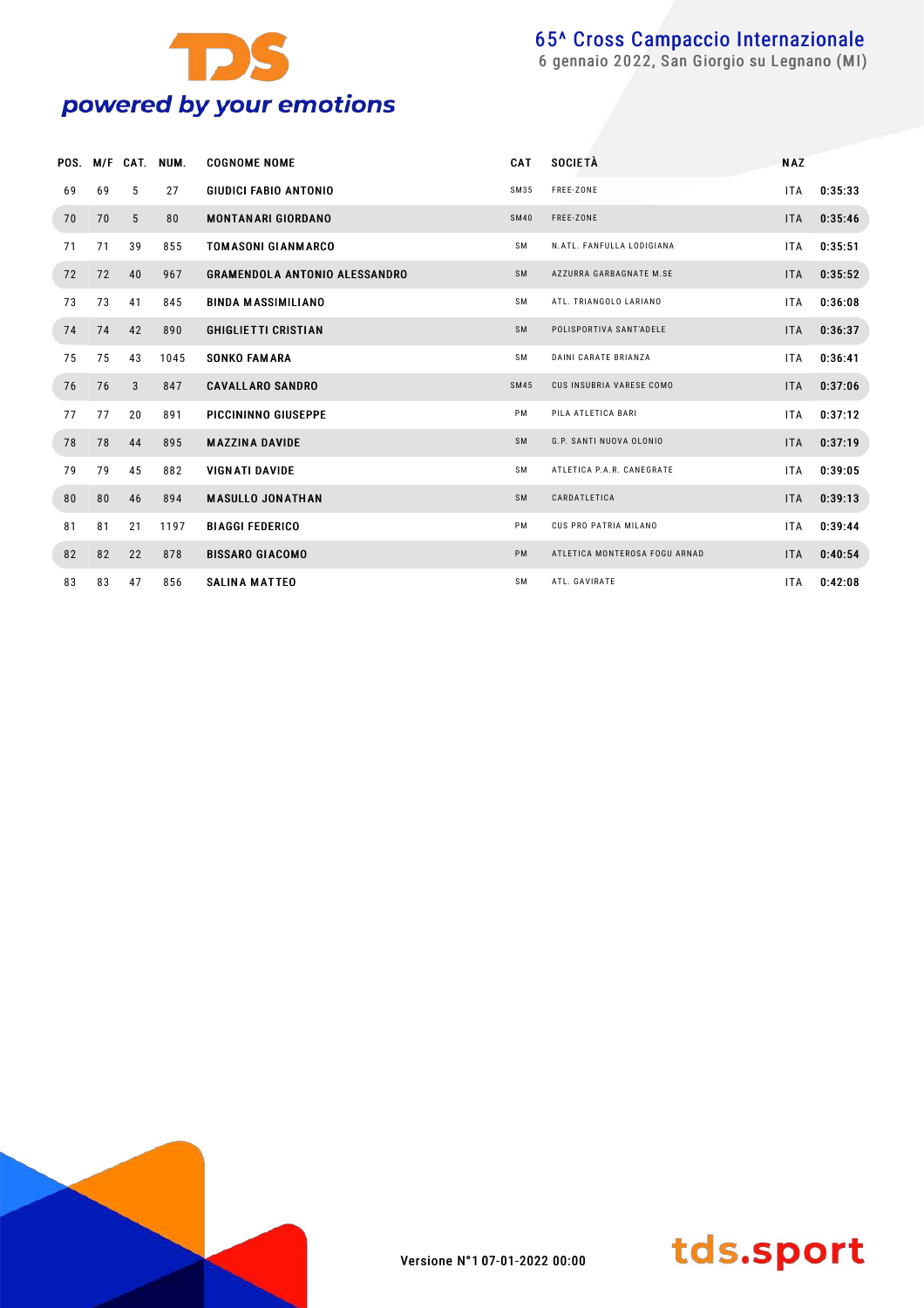# 65^ Cross Campaccio Internazionale

6 gennaio 2022, San Giorgio su Legnano (MI)

| POS. | M/F | CAT. | NUM. | COGNOME NOME | CAT | SOCIETÀ | NAZ | |
|---|---|---|---|---|---|---|---|---|
| 69 | 69 | 5 | 27 | GIUDICI FABIO ANTONIO | SM35 | FREE-ZONE | ITA | 0:35:33 |
| 70 | 70 | 5 | 80 | MONTANARI GIORDANO | SM40 | FREE-ZONE | ITA | 0:35:46 |
| 71 | 71 | 39 | 855 | TOMASONI GIANMARCO | SM | N.ATL. FANFULLA LODIGIANA | ITA | 0:35:51 |
| 72 | 72 | 40 | 967 | GRAMENDOLA ANTONIO ALESSANDRO | SM | AZZURRA GARBAGNATE M.SE | ITA | 0:35:52 |
| 73 | 73 | 41 | 845 | BINDA MASSIMILIANO | SM | ATL. TRIANGOLO LARIANO | ITA | 0:36:08 |
| 74 | 74 | 42 | 890 | GHIGLIETTI CRISTIAN | SM | POLISPORTIVA SANT'ADELE | ITA | 0:36:37 |
| 75 | 75 | 43 | 1045 | SONKO FAMARA | SM | DAINI CARATE BRIANZA | ITA | 0:36:41 |
| 76 | 76 | 3 | 847 | CAVALLARO SANDRO | SM45 | CUS INSUBRIA VARESE COMO | ITA | 0:37:06 |
| 77 | 77 | 20 | 891 | PICCININNO GIUSEPPE | PM | PILA ATLETICA BARI | ITA | 0:37:12 |
| 78 | 78 | 44 | 895 | MAZZINA DAVIDE | SM | G.P. SANTI NUOVA OLONIO | ITA | 0:37:19 |
| 79 | 79 | 45 | 882 | VIGNATI DAVIDE | SM | ATLETICA P.A.R. CANEGRATE | ITA | 0:39:05 |
| 80 | 80 | 46 | 894 | MASULLO JONATHAN | SM | CARDATLETICA | ITA | 0:39:13 |
| 81 | 81 | 21 | 1197 | BIAGGI FEDERICO | PM | CUS PRO PATRIA MILANO | ITA | 0:39:44 |
| 82 | 82 | 22 | 878 | BISSARO GIACOMO | PM | ATLETICA MONTEROSA FOGU ARNAD | ITA | 0:40:54 |
| 83 | 83 | 47 | 856 | SALINA MATTEO | SM | ATL. GAVIRATE | ITA | 0:42:08 |

Versione N°1 07-01-2022 00:00